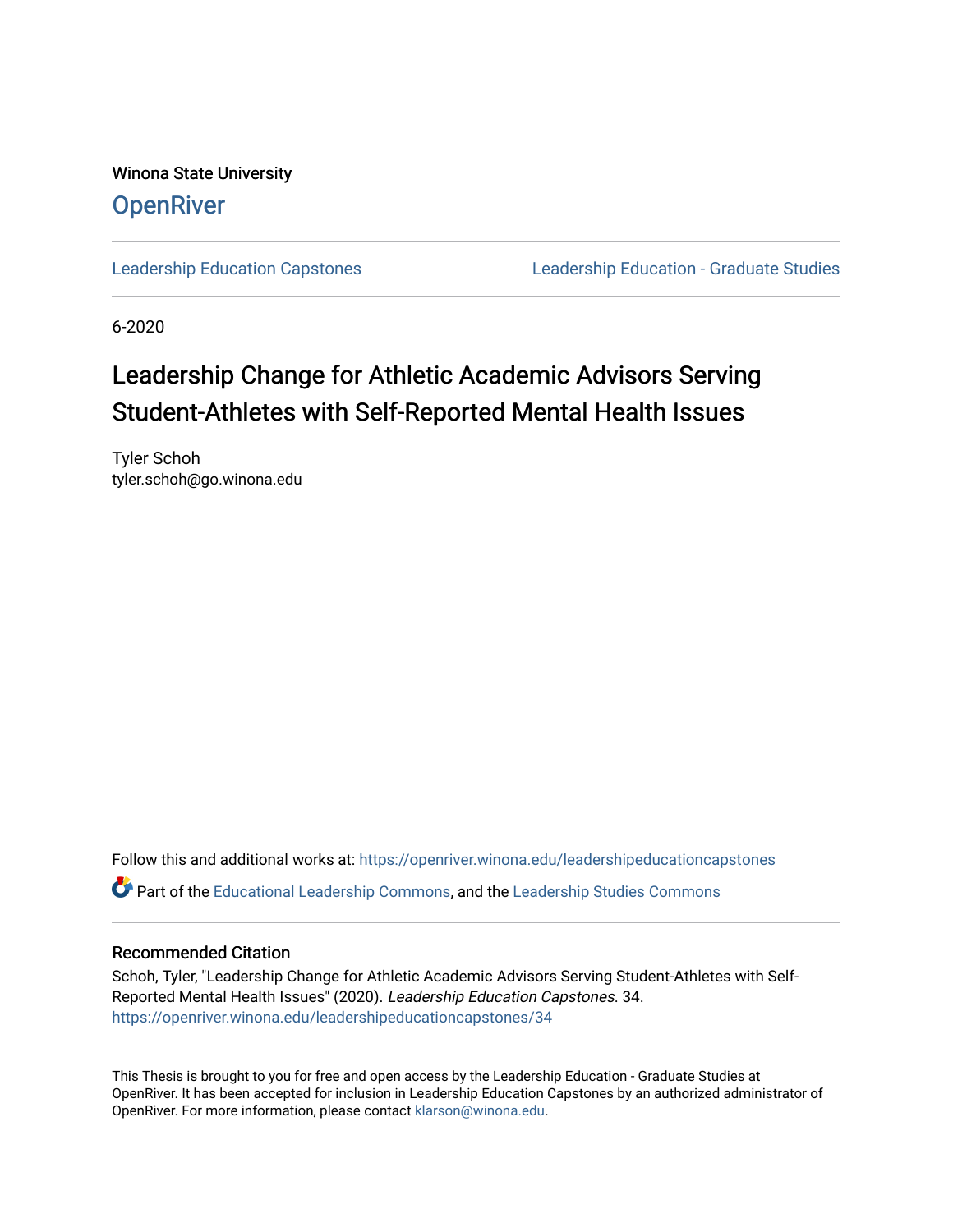Winona State University

# OpenRiver

Leadership Education Capstones — Leadership Education - Graduate Studies

6-2020

# Leadership Change for Athletic Academic Advisors Serving Student-Athletes with Self-Reported Mental Health Issues

Tyler Schoh
tyler.schoh@go.winona.edu

Follow this and additional works at: https://openriver.winona.edu/leadershipeducationcapstones

Part of the Educational Leadership Commons, and the Leadership Studies Commons

## Recommended Citation

Schoh, Tyler, "Leadership Change for Athletic Academic Advisors Serving Student-Athletes with Self-Reported Mental Health Issues" (2020). *Leadership Education Capstones*. 34.
https://openriver.winona.edu/leadershipeducationcapstones/34

This Thesis is brought to you for free and open access by the Leadership Education - Graduate Studies at OpenRiver. It has been accepted for inclusion in Leadership Education Capstones by an authorized administrator of OpenRiver. For more information, please contact klarson@winona.edu.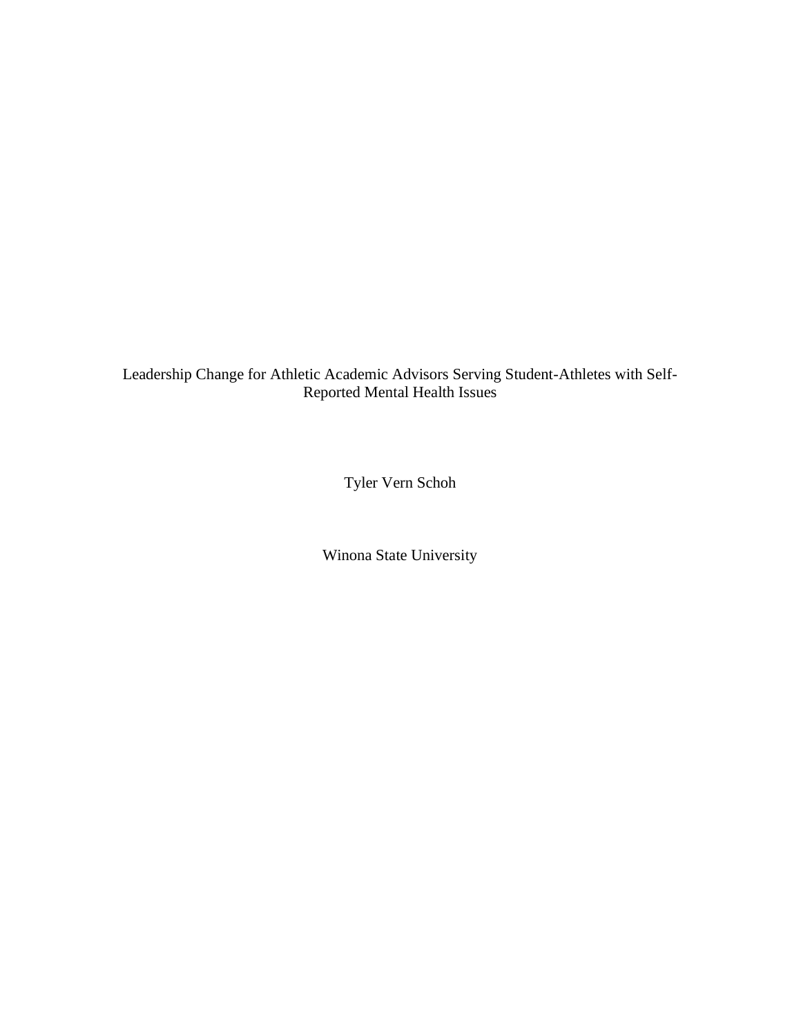Leadership Change for Athletic Academic Advisors Serving Student-Athletes with Self-Reported Mental Health Issues

Tyler Vern Schoh

Winona State University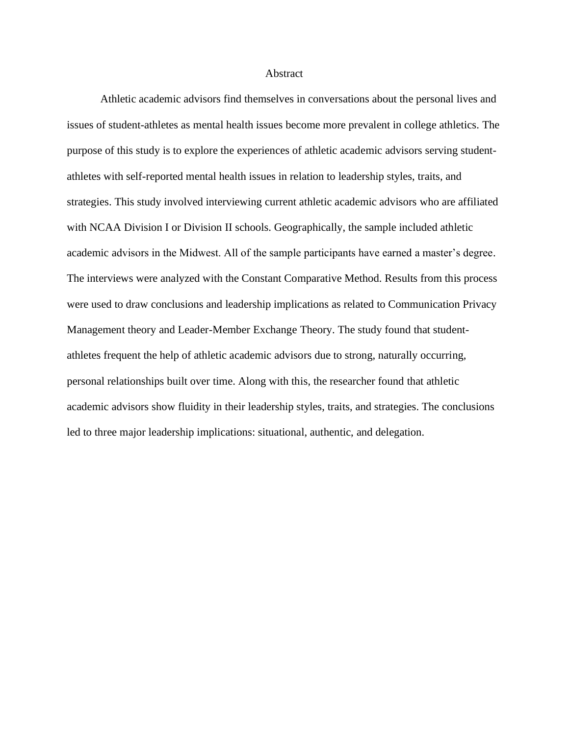# Abstract

Athletic academic advisors find themselves in conversations about the personal lives and issues of student-athletes as mental health issues become more prevalent in college athletics. The purpose of this study is to explore the experiences of athletic academic advisors serving student-athletes with self-reported mental health issues in relation to leadership styles, traits, and strategies. This study involved interviewing current athletic academic advisors who are affiliated with NCAA Division I or Division II schools. Geographically, the sample included athletic academic advisors in the Midwest. All of the sample participants have earned a master's degree. The interviews were analyzed with the Constant Comparative Method. Results from this process were used to draw conclusions and leadership implications as related to Communication Privacy Management theory and Leader-Member Exchange Theory. The study found that student-athletes frequent the help of athletic academic advisors due to strong, naturally occurring, personal relationships built over time. Along with this, the researcher found that athletic academic advisors show fluidity in their leadership styles, traits, and strategies. The conclusions led to three major leadership implications: situational, authentic, and delegation.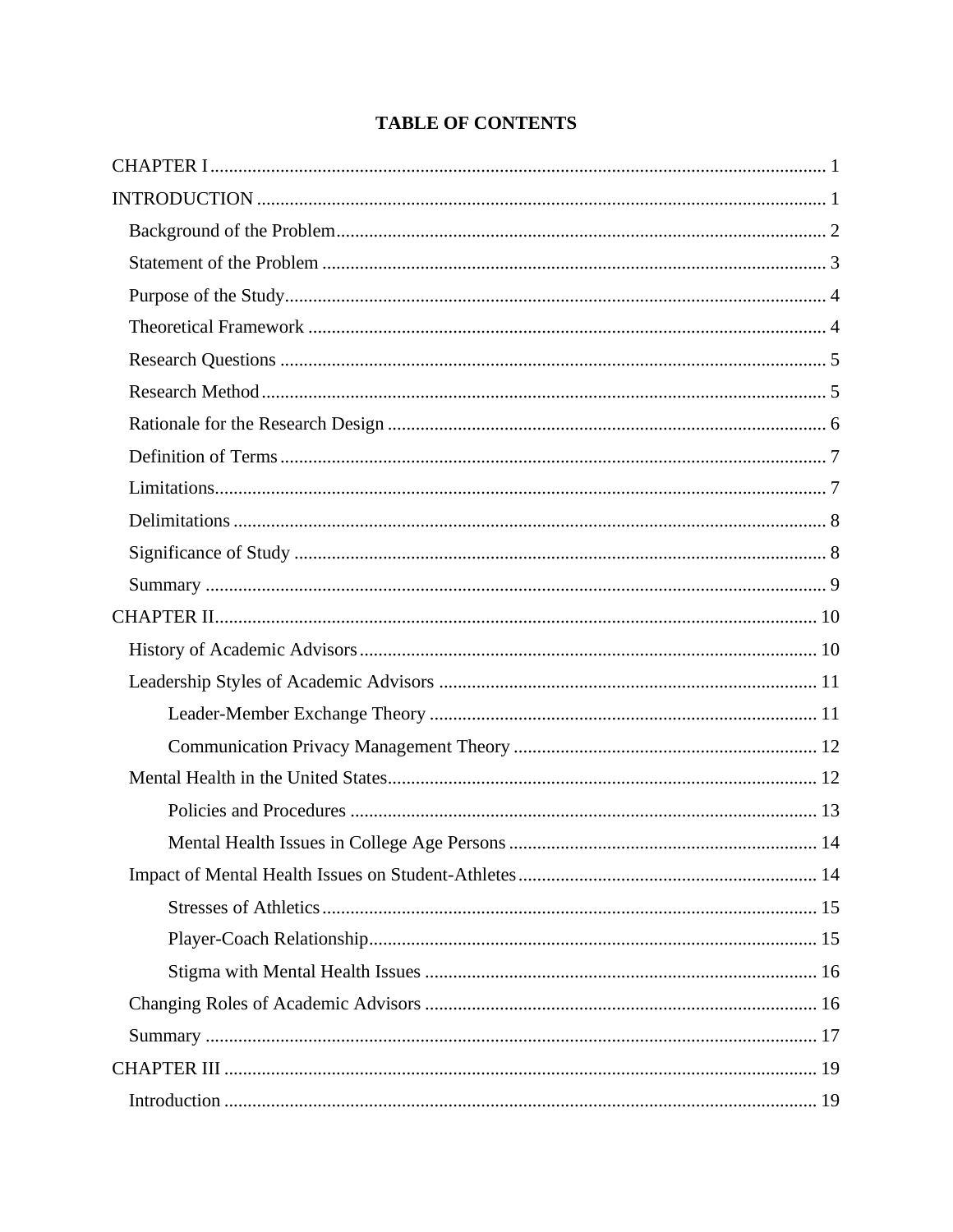# TABLE OF CONTENTS

CHAPTER I ........................................................................................................................ 1

INTRODUCTION ............................................................................................................. 1

- Background of the Problem ........................................................................................... 2
- Statement of the Problem .............................................................................................. 3
- Purpose of the Study ...................................................................................................... 4
- Theoretical Framework ................................................................................................. 4
- Research Questions ........................................................................................................ 5
- Research Method ........................................................................................................... 5
- Rationale for the Research Design ................................................................................ 6
- Definition of Terms ....................................................................................................... 7
- Limitations ..................................................................................................................... 7
- Delimitations ................................................................................................................. 8
- Significance of Study ..................................................................................................... 8
- Summary ........................................................................................................................ 9

CHAPTER II ..................................................................................................................... 10

- History of Academic Advisors ...................................................................................... 10
- Leadership Styles of Academic Advisors ...................................................................... 11
  - Leader-Member Exchange Theory ........................................................................... 11
  - Communication Privacy Management Theory ......................................................... 12
- Mental Health in the United States ................................................................................ 12
  - Policies and Procedures ............................................................................................ 13
  - Mental Health Issues in College Age Persons .......................................................... 14
- Impact of Mental Health Issues on Student-Athletes .................................................... 14
  - Stresses of Athletics .................................................................................................. 15
  - Player-Coach Relationship ........................................................................................ 15
  - Stigma with Mental Health Issues ............................................................................ 16
- Changing Roles of Academic Advisors ........................................................................ 16
- Summary ........................................................................................................................ 17

CHAPTER III .................................................................................................................... 19

- Introduction ................................................................................................................... 19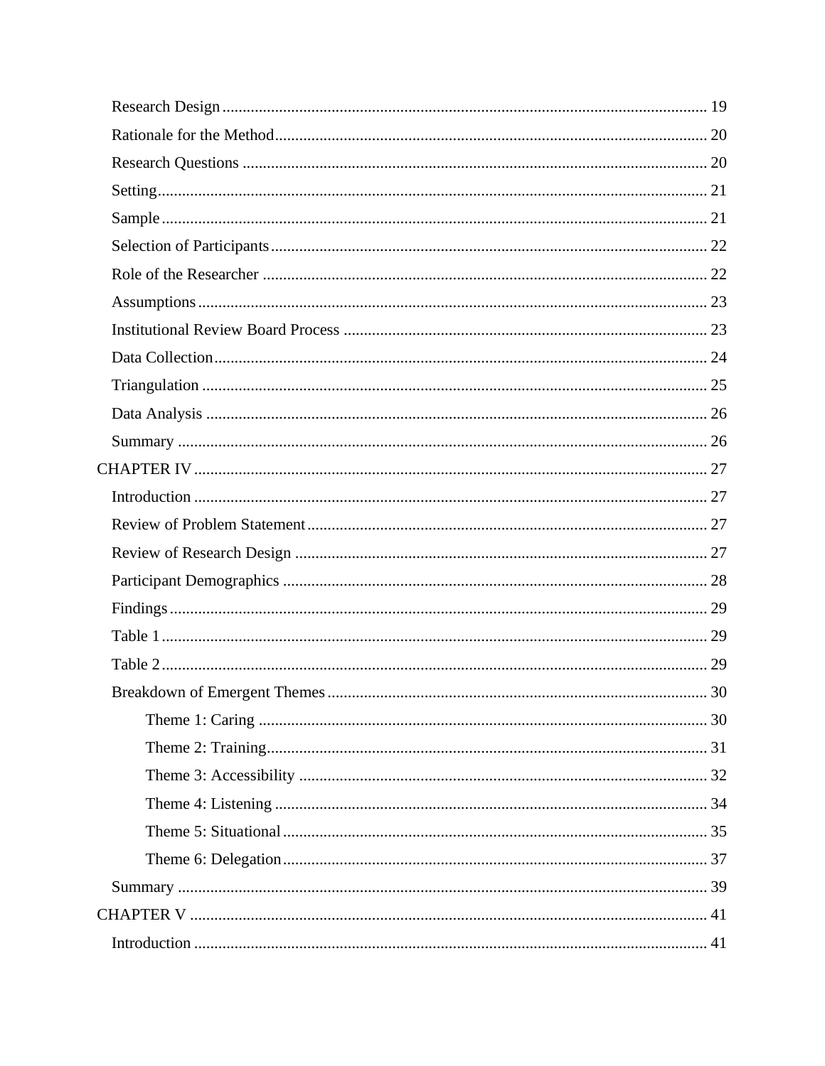Research Design ........................................................................................................................ 19

Rationale for the Method........................................................................................................... 20

Research Questions ................................................................................................................... 20

Setting........................................................................................................................................ 21

Sample ....................................................................................................................................... 21

Selection of Participants............................................................................................................ 22

Role of the Researcher .............................................................................................................. 22

Assumptions .............................................................................................................................. 23

Institutional Review Board Process .......................................................................................... 23

Data Collection.......................................................................................................................... 24

Triangulation ............................................................................................................................. 25

Data Analysis ............................................................................................................................ 26

Summary ................................................................................................................................... 26

CHAPTER IV ............................................................................................................................... 27

Introduction ............................................................................................................................... 27

Review of Problem Statement ................................................................................................... 27

Review of Research Design ...................................................................................................... 27

Participant Demographics ......................................................................................................... 28

Findings ..................................................................................................................................... 29

Table 1 ...................................................................................................................................... 29

Table 2 ...................................................................................................................................... 29

Breakdown of Emergent Themes .............................................................................................. 30

Theme 1: Caring ................................................................................................................... 30

Theme 2: Training................................................................................................................. 31

Theme 3: Accessibility ......................................................................................................... 32

Theme 4: Listening ............................................................................................................... 34

Theme 5: Situational ............................................................................................................. 35

Theme 6: Delegation............................................................................................................. 37

Summary ................................................................................................................................... 39

CHAPTER V ................................................................................................................................ 41

Introduction ............................................................................................................................... 41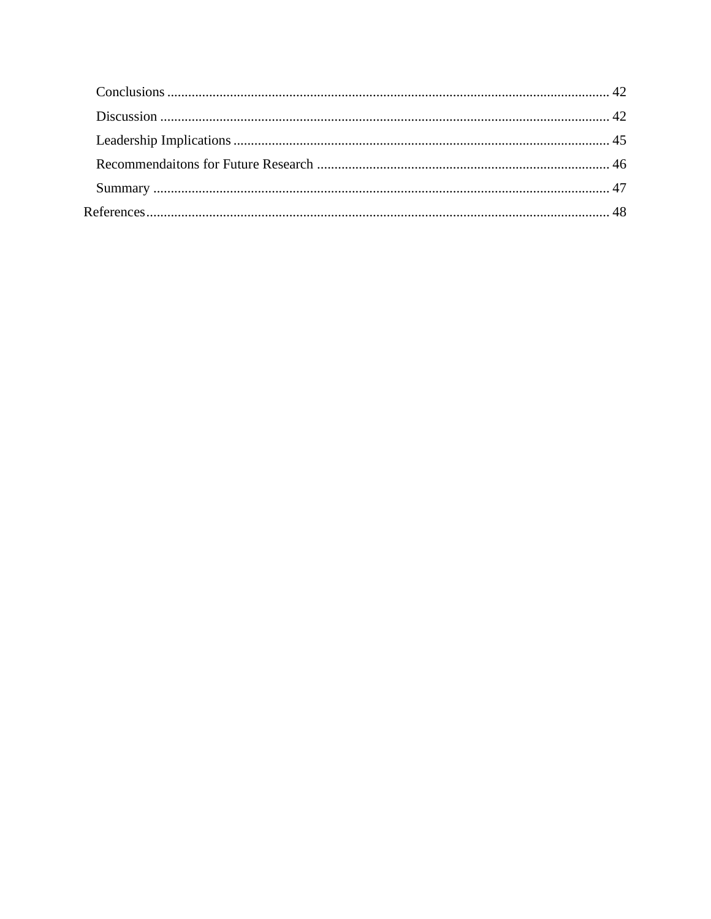Conclusions ..... 42

Discussion ..... 42

Leadership Implications ..... 45

Recommendaitons for Future Research ..... 46

Summary ..... 47

References ..... 48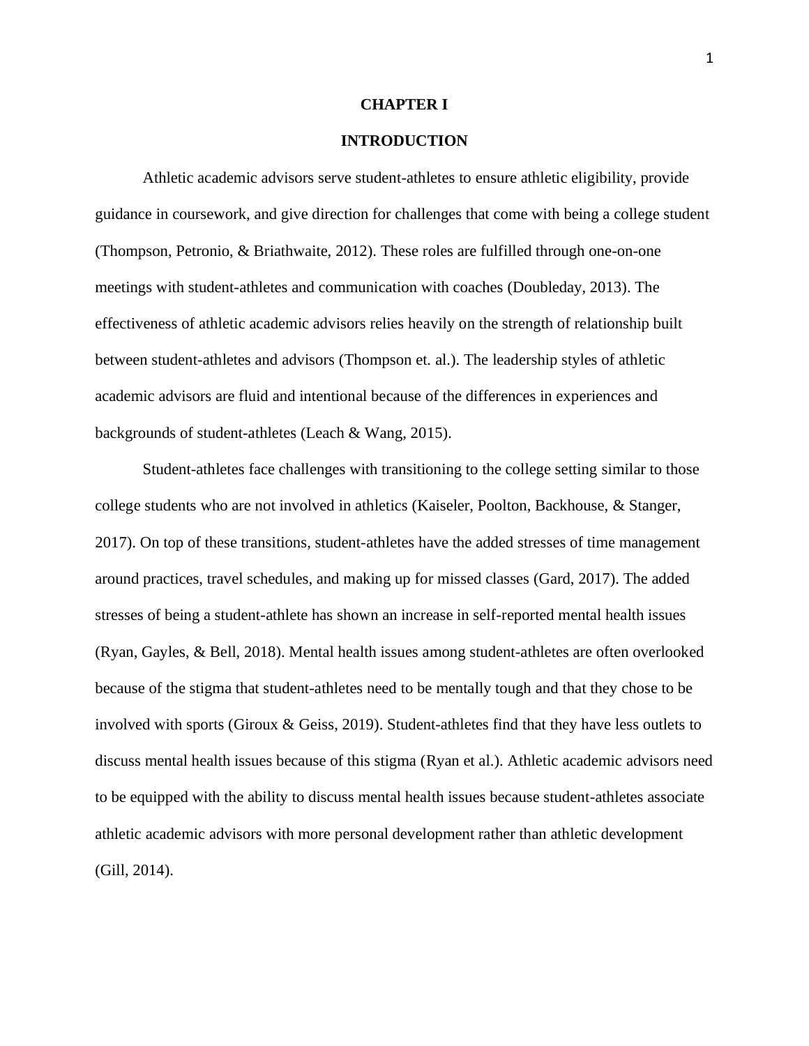# CHAPTER I

## INTRODUCTION

Athletic academic advisors serve student-athletes to ensure athletic eligibility, provide guidance in coursework, and give direction for challenges that come with being a college student (Thompson, Petronio, & Briathwaite, 2012). These roles are fulfilled through one-on-one meetings with student-athletes and communication with coaches (Doubleday, 2013). The effectiveness of athletic academic advisors relies heavily on the strength of relationship built between student-athletes and advisors (Thompson et. al.). The leadership styles of athletic academic advisors are fluid and intentional because of the differences in experiences and backgrounds of student-athletes (Leach & Wang, 2015).

Student-athletes face challenges with transitioning to the college setting similar to those college students who are not involved in athletics (Kaiseler, Poolton, Backhouse, & Stanger, 2017). On top of these transitions, student-athletes have the added stresses of time management around practices, travel schedules, and making up for missed classes (Gard, 2017). The added stresses of being a student-athlete has shown an increase in self-reported mental health issues (Ryan, Gayles, & Bell, 2018). Mental health issues among student-athletes are often overlooked because of the stigma that student-athletes need to be mentally tough and that they chose to be involved with sports (Giroux & Geiss, 2019). Student-athletes find that they have less outlets to discuss mental health issues because of this stigma (Ryan et al.). Athletic academic advisors need to be equipped with the ability to discuss mental health issues because student-athletes associate athletic academic advisors with more personal development rather than athletic development (Gill, 2014).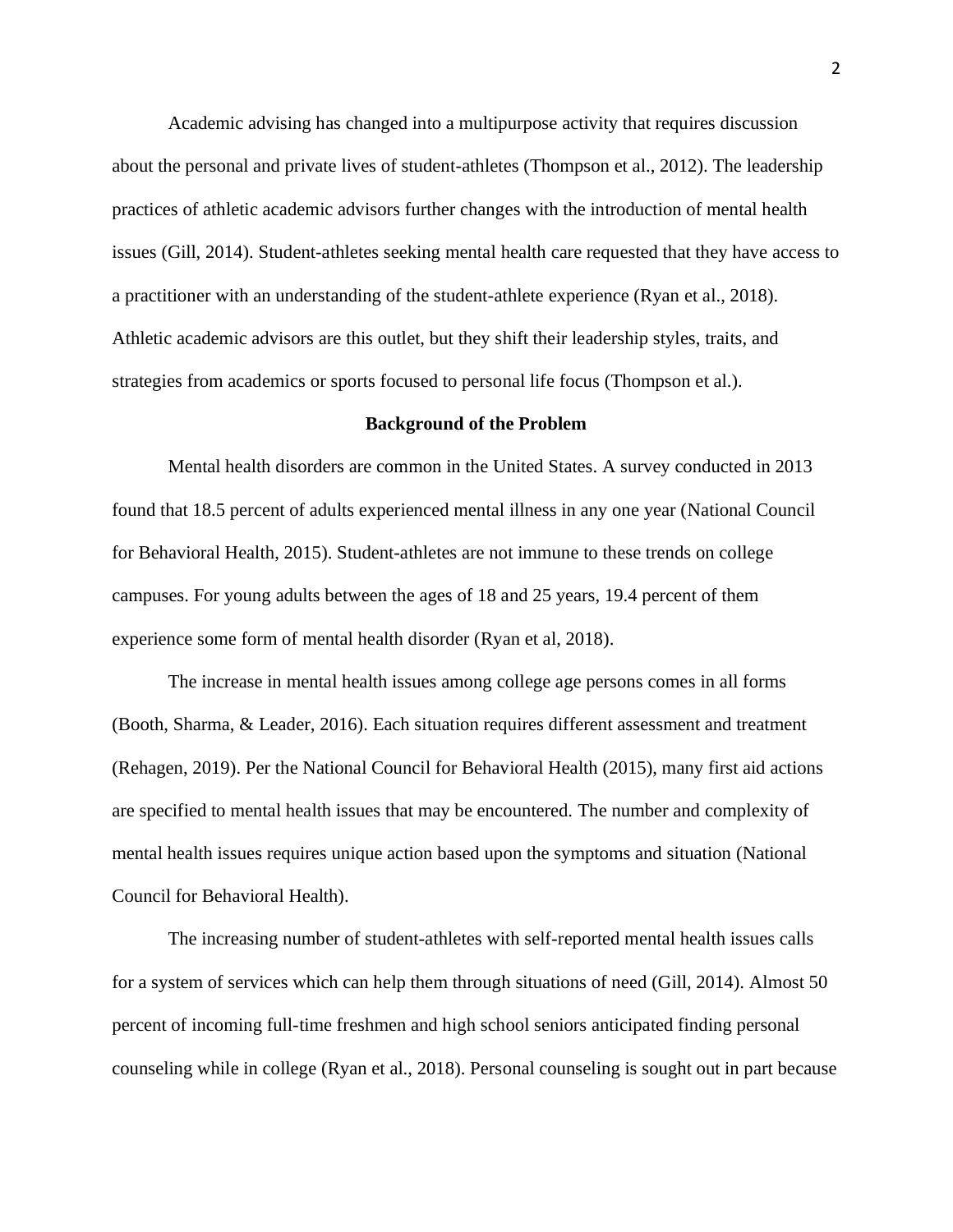Academic advising has changed into a multipurpose activity that requires discussion about the personal and private lives of student-athletes (Thompson et al., 2012). The leadership practices of athletic academic advisors further changes with the introduction of mental health issues (Gill, 2014). Student-athletes seeking mental health care requested that they have access to a practitioner with an understanding of the student-athlete experience (Ryan et al., 2018). Athletic academic advisors are this outlet, but they shift their leadership styles, traits, and strategies from academics or sports focused to personal life focus (Thompson et al.).

## Background of the Problem

Mental health disorders are common in the United States. A survey conducted in 2013 found that 18.5 percent of adults experienced mental illness in any one year (National Council for Behavioral Health, 2015). Student-athletes are not immune to these trends on college campuses. For young adults between the ages of 18 and 25 years, 19.4 percent of them experience some form of mental health disorder (Ryan et al, 2018).

The increase in mental health issues among college age persons comes in all forms (Booth, Sharma, & Leader, 2016). Each situation requires different assessment and treatment (Rehagen, 2019). Per the National Council for Behavioral Health (2015), many first aid actions are specified to mental health issues that may be encountered. The number and complexity of mental health issues requires unique action based upon the symptoms and situation (National Council for Behavioral Health).

The increasing number of student-athletes with self-reported mental health issues calls for a system of services which can help them through situations of need (Gill, 2014). Almost 50 percent of incoming full-time freshmen and high school seniors anticipated finding personal counseling while in college (Ryan et al., 2018). Personal counseling is sought out in part because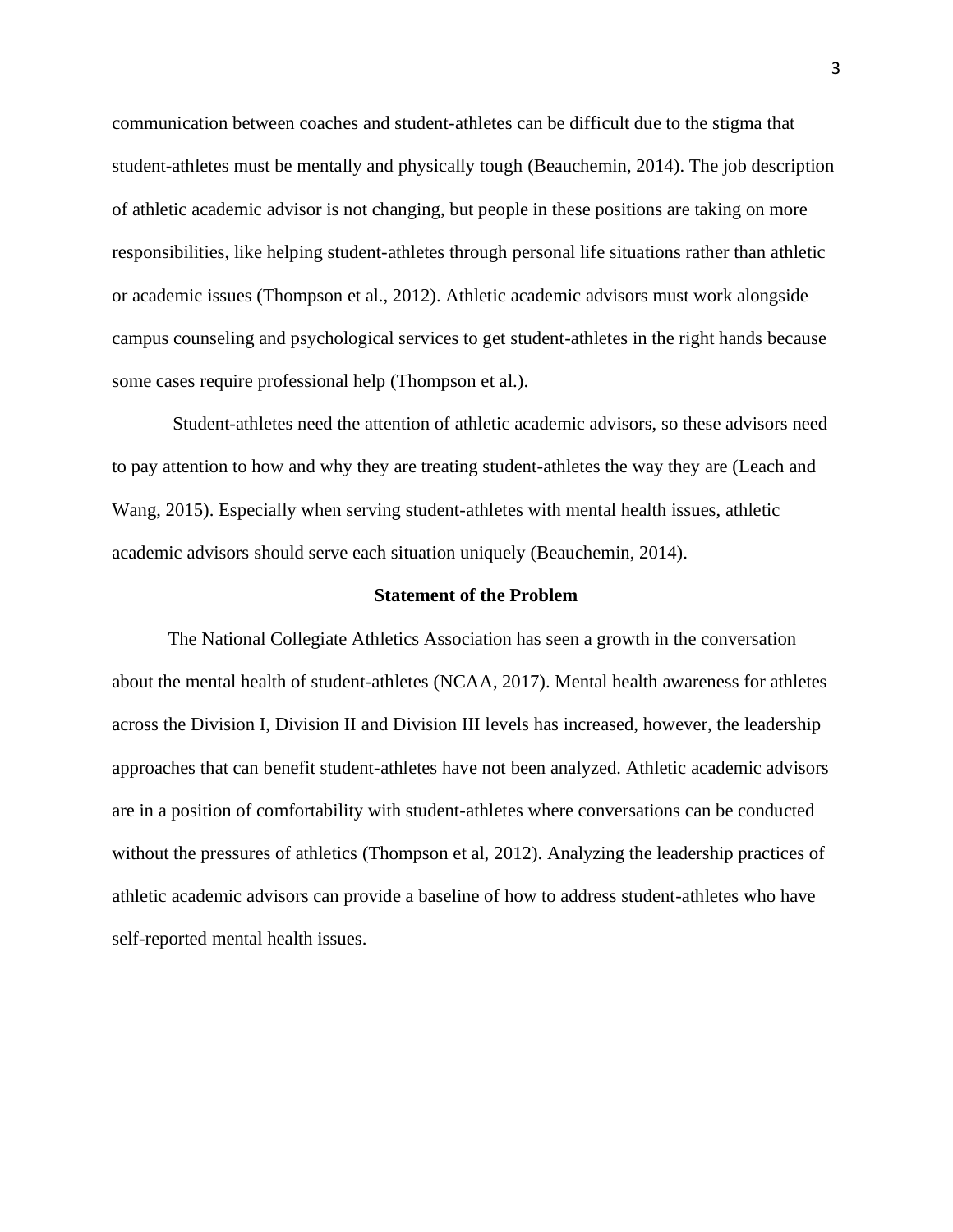communication between coaches and student-athletes can be difficult due to the stigma that student-athletes must be mentally and physically tough (Beauchemin, 2014). The job description of athletic academic advisor is not changing, but people in these positions are taking on more responsibilities, like helping student-athletes through personal life situations rather than athletic or academic issues (Thompson et al., 2012). Athletic academic advisors must work alongside campus counseling and psychological services to get student-athletes in the right hands because some cases require professional help (Thompson et al.).

Student-athletes need the attention of athletic academic advisors, so these advisors need to pay attention to how and why they are treating student-athletes the way they are (Leach and Wang, 2015). Especially when serving student-athletes with mental health issues, athletic academic advisors should serve each situation uniquely (Beauchemin, 2014).

## Statement of the Problem

The National Collegiate Athletics Association has seen a growth in the conversation about the mental health of student-athletes (NCAA, 2017). Mental health awareness for athletes across the Division I, Division II and Division III levels has increased, however, the leadership approaches that can benefit student-athletes have not been analyzed. Athletic academic advisors are in a position of comfortability with student-athletes where conversations can be conducted without the pressures of athletics (Thompson et al, 2012). Analyzing the leadership practices of athletic academic advisors can provide a baseline of how to address student-athletes who have self-reported mental health issues.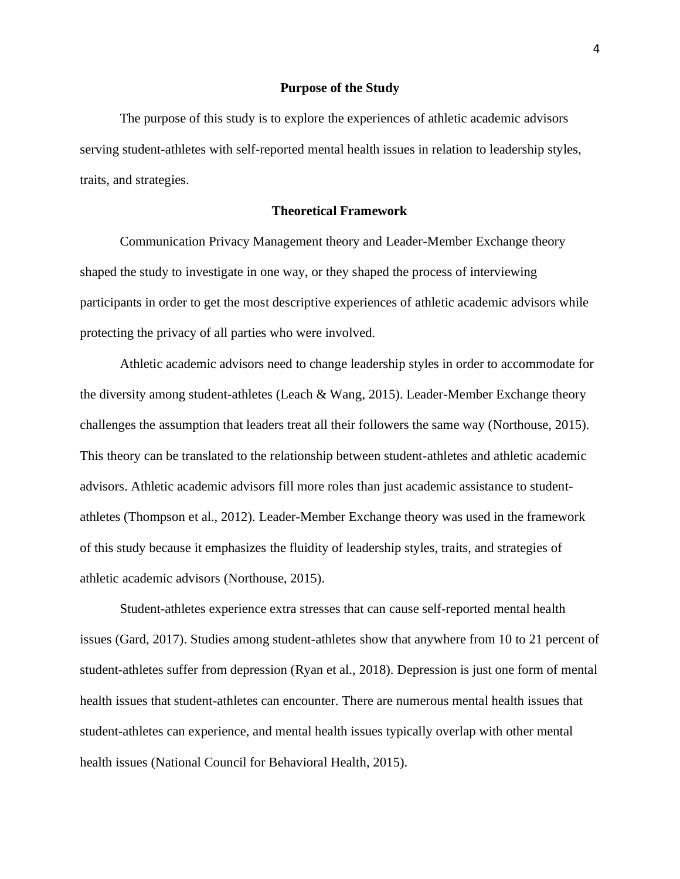## Purpose of the Study

The purpose of this study is to explore the experiences of athletic academic advisors serving student-athletes with self-reported mental health issues in relation to leadership styles, traits, and strategies.

## Theoretical Framework

Communication Privacy Management theory and Leader-Member Exchange theory shaped the study to investigate in one way, or they shaped the process of interviewing participants in order to get the most descriptive experiences of athletic academic advisors while protecting the privacy of all parties who were involved.

Athletic academic advisors need to change leadership styles in order to accommodate for the diversity among student-athletes (Leach & Wang, 2015). Leader-Member Exchange theory challenges the assumption that leaders treat all their followers the same way (Northouse, 2015). This theory can be translated to the relationship between student-athletes and athletic academic advisors. Athletic academic advisors fill more roles than just academic assistance to student-athletes (Thompson et al., 2012). Leader-Member Exchange theory was used in the framework of this study because it emphasizes the fluidity of leadership styles, traits, and strategies of athletic academic advisors (Northouse, 2015).

Student-athletes experience extra stresses that can cause self-reported mental health issues (Gard, 2017). Studies among student-athletes show that anywhere from 10 to 21 percent of student-athletes suffer from depression (Ryan et al., 2018). Depression is just one form of mental health issues that student-athletes can encounter. There are numerous mental health issues that student-athletes can experience, and mental health issues typically overlap with other mental health issues (National Council for Behavioral Health, 2015).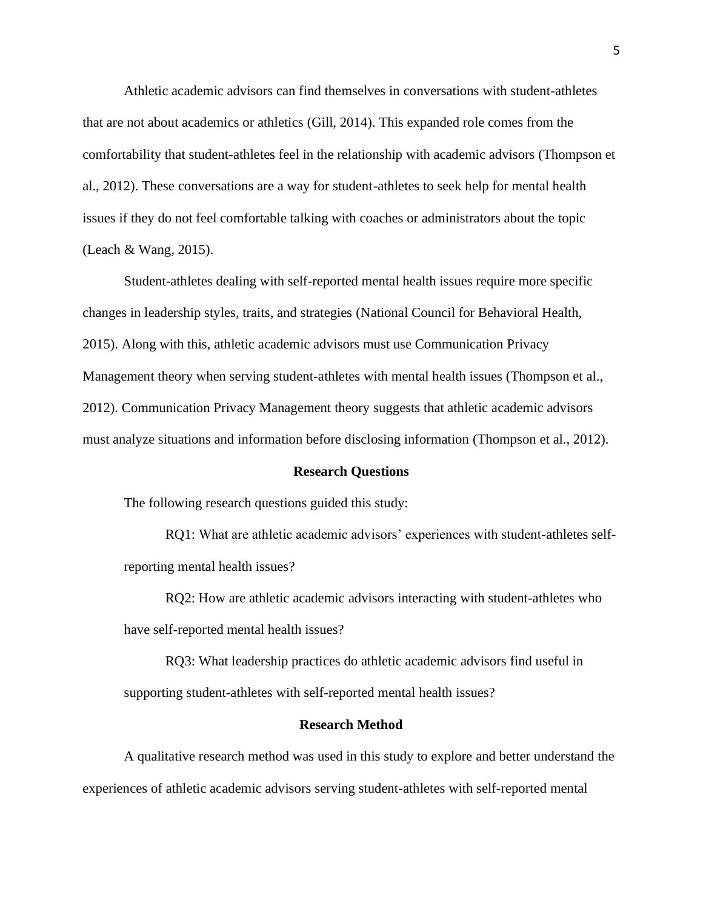Athletic academic advisors can find themselves in conversations with student-athletes that are not about academics or athletics (Gill, 2014). This expanded role comes from the comfortability that student-athletes feel in the relationship with academic advisors (Thompson et al., 2012). These conversations are a way for student-athletes to seek help for mental health issues if they do not feel comfortable talking with coaches or administrators about the topic (Leach & Wang, 2015).

Student-athletes dealing with self-reported mental health issues require more specific changes in leadership styles, traits, and strategies (National Council for Behavioral Health, 2015). Along with this, athletic academic advisors must use Communication Privacy Management theory when serving student-athletes with mental health issues (Thompson et al., 2012). Communication Privacy Management theory suggests that athletic academic advisors must analyze situations and information before disclosing information (Thompson et al., 2012).

## Research Questions

The following research questions guided this study:

RQ1: What are athletic academic advisors' experiences with student-athletes self-reporting mental health issues?

RQ2: How are athletic academic advisors interacting with student-athletes who have self-reported mental health issues?

RQ3: What leadership practices do athletic academic advisors find useful in supporting student-athletes with self-reported mental health issues?

## Research Method

A qualitative research method was used in this study to explore and better understand the experiences of athletic academic advisors serving student-athletes with self-reported mental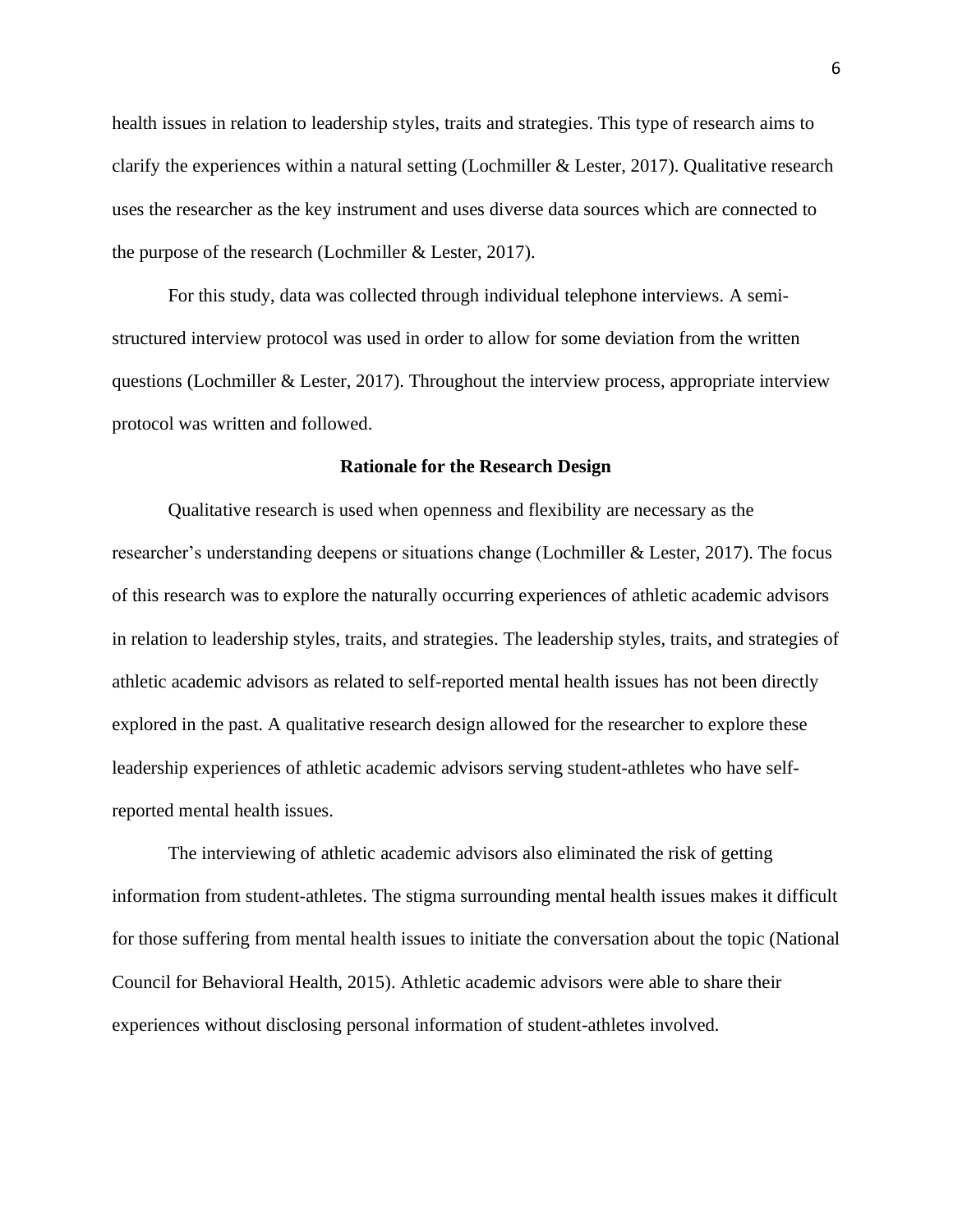health issues in relation to leadership styles, traits and strategies. This type of research aims to clarify the experiences within a natural setting (Lochmiller & Lester, 2017). Qualitative research uses the researcher as the key instrument and uses diverse data sources which are connected to the purpose of the research (Lochmiller & Lester, 2017).

For this study, data was collected through individual telephone interviews. A semi-structured interview protocol was used in order to allow for some deviation from the written questions (Lochmiller & Lester, 2017). Throughout the interview process, appropriate interview protocol was written and followed.

## Rationale for the Research Design

Qualitative research is used when openness and flexibility are necessary as the researcher's understanding deepens or situations change (Lochmiller & Lester, 2017). The focus of this research was to explore the naturally occurring experiences of athletic academic advisors in relation to leadership styles, traits, and strategies. The leadership styles, traits, and strategies of athletic academic advisors as related to self-reported mental health issues has not been directly explored in the past. A qualitative research design allowed for the researcher to explore these leadership experiences of athletic academic advisors serving student-athletes who have self-reported mental health issues.

The interviewing of athletic academic advisors also eliminated the risk of getting information from student-athletes. The stigma surrounding mental health issues makes it difficult for those suffering from mental health issues to initiate the conversation about the topic (National Council for Behavioral Health, 2015). Athletic academic advisors were able to share their experiences without disclosing personal information of student-athletes involved.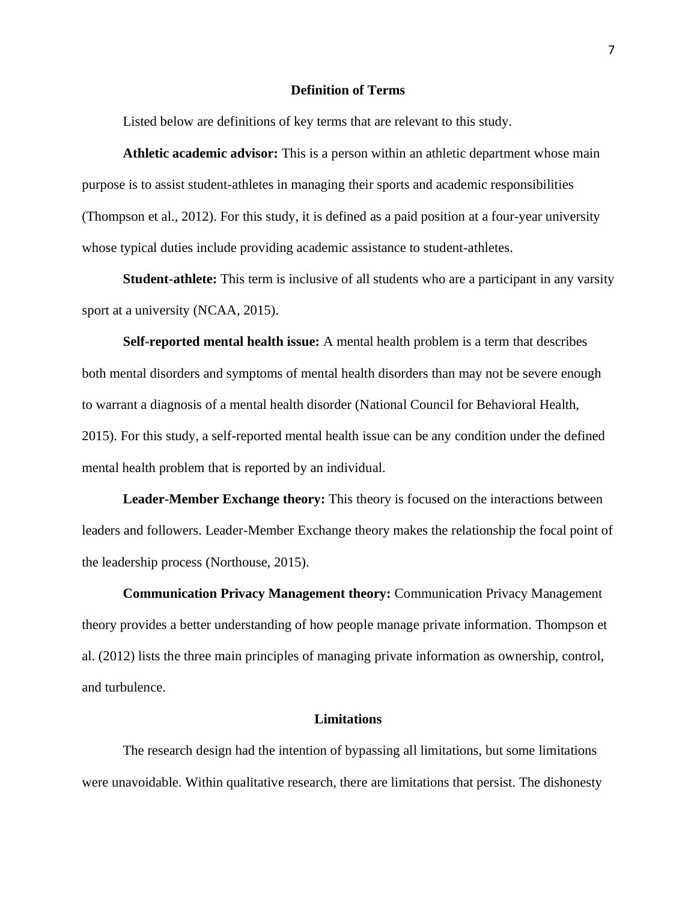## Definition of Terms

Listed below are definitions of key terms that are relevant to this study.

**Athletic academic advisor:** This is a person within an athletic department whose main purpose is to assist student-athletes in managing their sports and academic responsibilities (Thompson et al., 2012). For this study, it is defined as a paid position at a four-year university whose typical duties include providing academic assistance to student-athletes.

**Student-athlete:** This term is inclusive of all students who are a participant in any varsity sport at a university (NCAA, 2015).

**Self-reported mental health issue:** A mental health problem is a term that describes both mental disorders and symptoms of mental health disorders than may not be severe enough to warrant a diagnosis of a mental health disorder (National Council for Behavioral Health, 2015). For this study, a self-reported mental health issue can be any condition under the defined mental health problem that is reported by an individual.

**Leader-Member Exchange theory:** This theory is focused on the interactions between leaders and followers. Leader-Member Exchange theory makes the relationship the focal point of the leadership process (Northouse, 2015).

**Communication Privacy Management theory:** Communication Privacy Management theory provides a better understanding of how people manage private information. Thompson et al. (2012) lists the three main principles of managing private information as ownership, control, and turbulence.

## Limitations

The research design had the intention of bypassing all limitations, but some limitations were unavoidable. Within qualitative research, there are limitations that persist. The dishonesty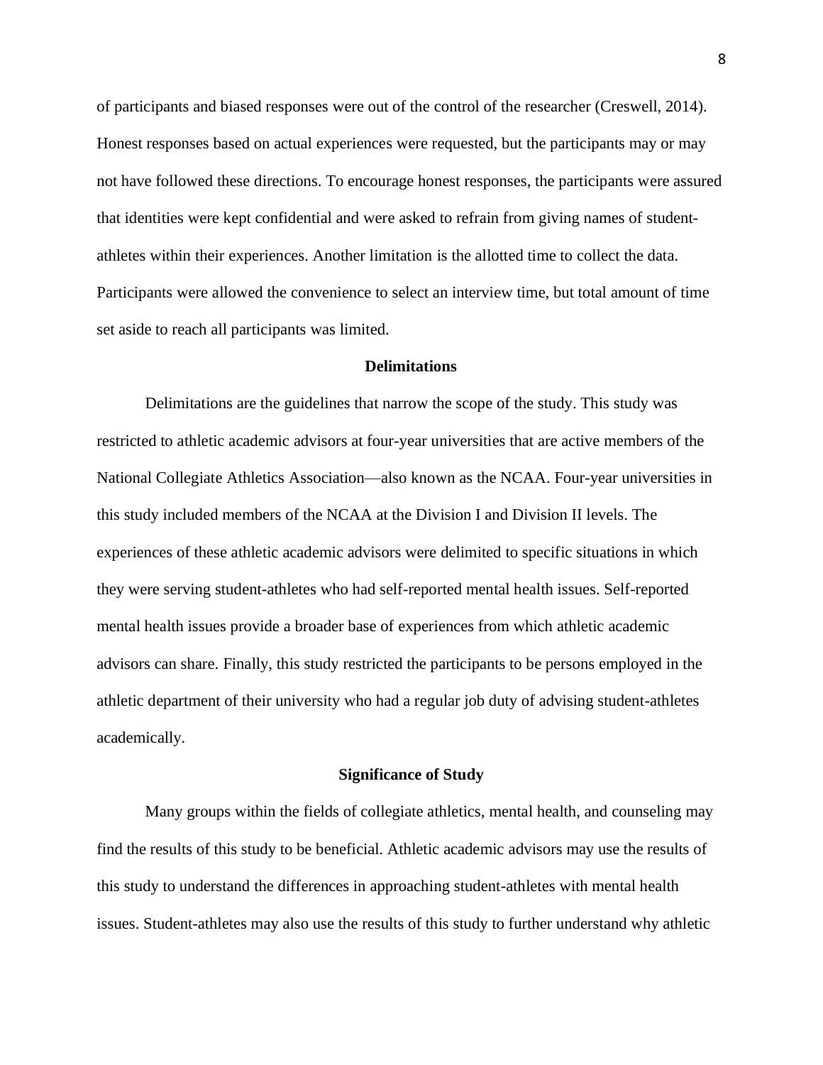of participants and biased responses were out of the control of the researcher (Creswell, 2014). Honest responses based on actual experiences were requested, but the participants may or may not have followed these directions. To encourage honest responses, the participants were assured that identities were kept confidential and were asked to refrain from giving names of student-athletes within their experiences. Another limitation is the allotted time to collect the data. Participants were allowed the convenience to select an interview time, but total amount of time set aside to reach all participants was limited.

## Delimitations

Delimitations are the guidelines that narrow the scope of the study. This study was restricted to athletic academic advisors at four-year universities that are active members of the National Collegiate Athletics Association—also known as the NCAA. Four-year universities in this study included members of the NCAA at the Division I and Division II levels. The experiences of these athletic academic advisors were delimited to specific situations in which they were serving student-athletes who had self-reported mental health issues. Self-reported mental health issues provide a broader base of experiences from which athletic academic advisors can share. Finally, this study restricted the participants to be persons employed in the athletic department of their university who had a regular job duty of advising student-athletes academically.

## Significance of Study

Many groups within the fields of collegiate athletics, mental health, and counseling may find the results of this study to be beneficial. Athletic academic advisors may use the results of this study to understand the differences in approaching student-athletes with mental health issues. Student-athletes may also use the results of this study to further understand why athletic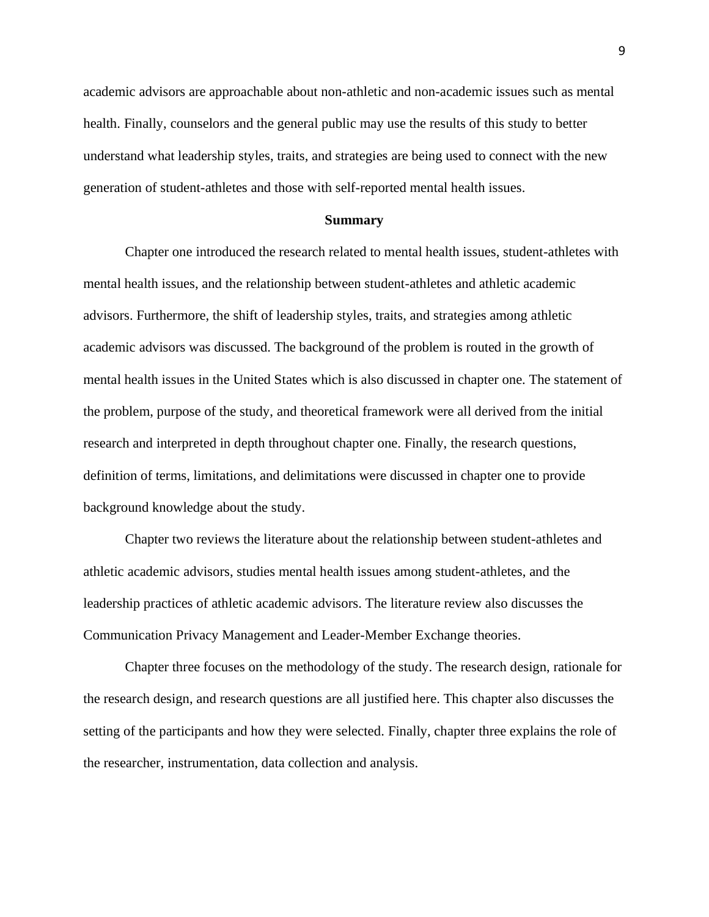academic advisors are approachable about non-athletic and non-academic issues such as mental health. Finally, counselors and the general public may use the results of this study to better understand what leadership styles, traits, and strategies are being used to connect with the new generation of student-athletes and those with self-reported mental health issues.

## Summary

Chapter one introduced the research related to mental health issues, student-athletes with mental health issues, and the relationship between student-athletes and athletic academic advisors. Furthermore, the shift of leadership styles, traits, and strategies among athletic academic advisors was discussed. The background of the problem is routed in the growth of mental health issues in the United States which is also discussed in chapter one. The statement of the problem, purpose of the study, and theoretical framework were all derived from the initial research and interpreted in depth throughout chapter one. Finally, the research questions, definition of terms, limitations, and delimitations were discussed in chapter one to provide background knowledge about the study.

Chapter two reviews the literature about the relationship between student-athletes and athletic academic advisors, studies mental health issues among student-athletes, and the leadership practices of athletic academic advisors. The literature review also discusses the Communication Privacy Management and Leader-Member Exchange theories.

Chapter three focuses on the methodology of the study. The research design, rationale for the research design, and research questions are all justified here. This chapter also discusses the setting of the participants and how they were selected. Finally, chapter three explains the role of the researcher, instrumentation, data collection and analysis.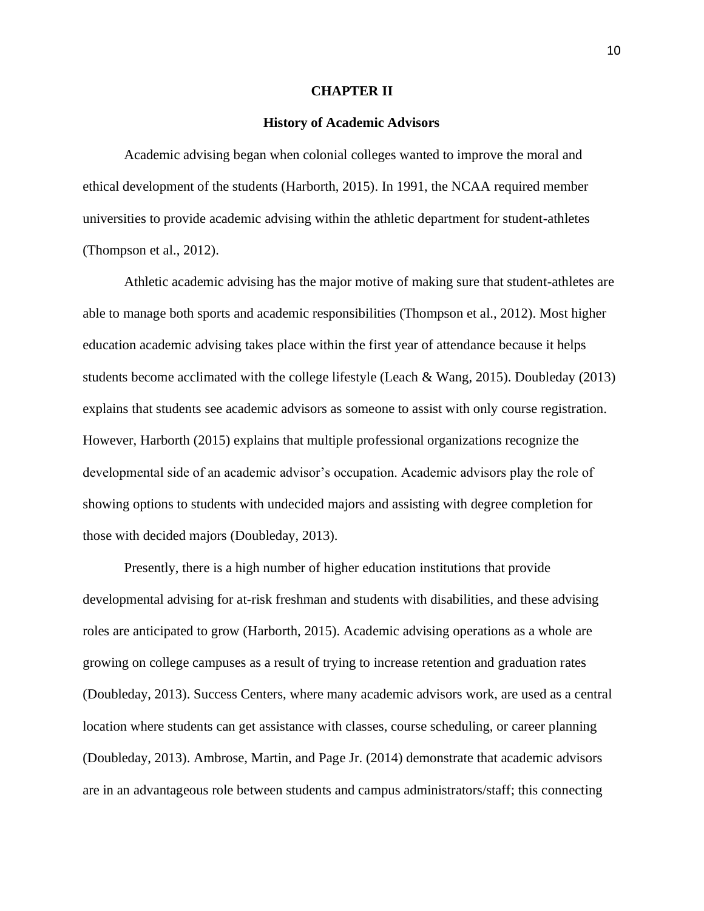# CHAPTER II

## History of Academic Advisors

Academic advising began when colonial colleges wanted to improve the moral and ethical development of the students (Harborth, 2015). In 1991, the NCAA required member universities to provide academic advising within the athletic department for student-athletes (Thompson et al., 2012).

Athletic academic advising has the major motive of making sure that student-athletes are able to manage both sports and academic responsibilities (Thompson et al., 2012). Most higher education academic advising takes place within the first year of attendance because it helps students become acclimated with the college lifestyle (Leach & Wang, 2015). Doubleday (2013) explains that students see academic advisors as someone to assist with only course registration. However, Harborth (2015) explains that multiple professional organizations recognize the developmental side of an academic advisor's occupation. Academic advisors play the role of showing options to students with undecided majors and assisting with degree completion for those with decided majors (Doubleday, 2013).

Presently, there is a high number of higher education institutions that provide developmental advising for at-risk freshman and students with disabilities, and these advising roles are anticipated to grow (Harborth, 2015). Academic advising operations as a whole are growing on college campuses as a result of trying to increase retention and graduation rates (Doubleday, 2013). Success Centers, where many academic advisors work, are used as a central location where students can get assistance with classes, course scheduling, or career planning (Doubleday, 2013). Ambrose, Martin, and Page Jr. (2014) demonstrate that academic advisors are in an advantageous role between students and campus administrators/staff; this connecting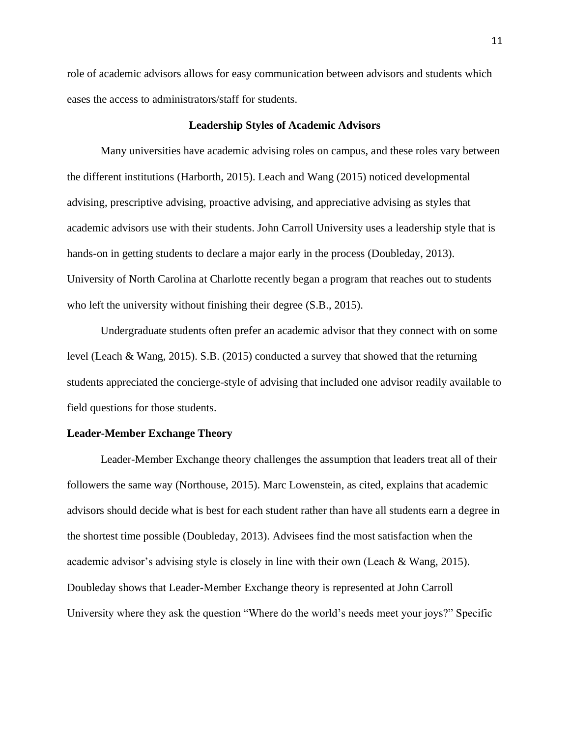role of academic advisors allows for easy communication between advisors and students which eases the access to administrators/staff for students.

## Leadership Styles of Academic Advisors

Many universities have academic advising roles on campus, and these roles vary between the different institutions (Harborth, 2015). Leach and Wang (2015) noticed developmental advising, prescriptive advising, proactive advising, and appreciative advising as styles that academic advisors use with their students. John Carroll University uses a leadership style that is hands-on in getting students to declare a major early in the process (Doubleday, 2013). University of North Carolina at Charlotte recently began a program that reaches out to students who left the university without finishing their degree (S.B., 2015).

Undergraduate students often prefer an academic advisor that they connect with on some level (Leach & Wang, 2015). S.B. (2015) conducted a survey that showed that the returning students appreciated the concierge-style of advising that included one advisor readily available to field questions for those students.

### Leader-Member Exchange Theory

Leader-Member Exchange theory challenges the assumption that leaders treat all of their followers the same way (Northouse, 2015). Marc Lowenstein, as cited, explains that academic advisors should decide what is best for each student rather than have all students earn a degree in the shortest time possible (Doubleday, 2013). Advisees find the most satisfaction when the academic advisor's advising style is closely in line with their own (Leach & Wang, 2015). Doubleday shows that Leader-Member Exchange theory is represented at John Carroll University where they ask the question "Where do the world's needs meet your joys?" Specific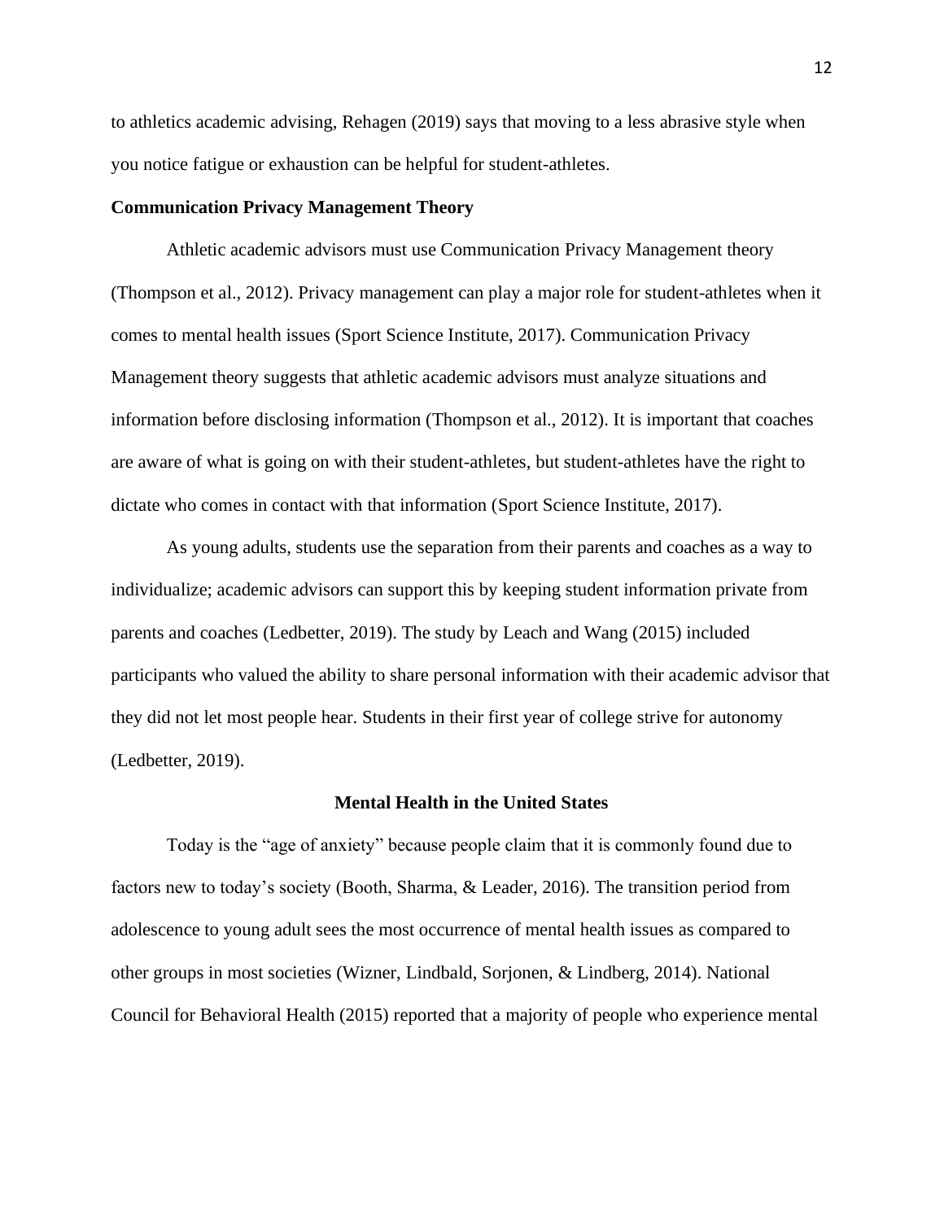to athletics academic advising, Rehagen (2019) says that moving to a less abrasive style when you notice fatigue or exhaustion can be helpful for student-athletes.

### Communication Privacy Management Theory

Athletic academic advisors must use Communication Privacy Management theory (Thompson et al., 2012). Privacy management can play a major role for student-athletes when it comes to mental health issues (Sport Science Institute, 2017). Communication Privacy Management theory suggests that athletic academic advisors must analyze situations and information before disclosing information (Thompson et al., 2012). It is important that coaches are aware of what is going on with their student-athletes, but student-athletes have the right to dictate who comes in contact with that information (Sport Science Institute, 2017).

As young adults, students use the separation from their parents and coaches as a way to individualize; academic advisors can support this by keeping student information private from parents and coaches (Ledbetter, 2019). The study by Leach and Wang (2015) included participants who valued the ability to share personal information with their academic advisor that they did not let most people hear. Students in their first year of college strive for autonomy (Ledbetter, 2019).

## Mental Health in the United States

Today is the "age of anxiety" because people claim that it is commonly found due to factors new to today's society (Booth, Sharma, & Leader, 2016). The transition period from adolescence to young adult sees the most occurrence of mental health issues as compared to other groups in most societies (Wizner, Lindbald, Sorjonen, & Lindberg, 2014). National Council for Behavioral Health (2015) reported that a majority of people who experience mental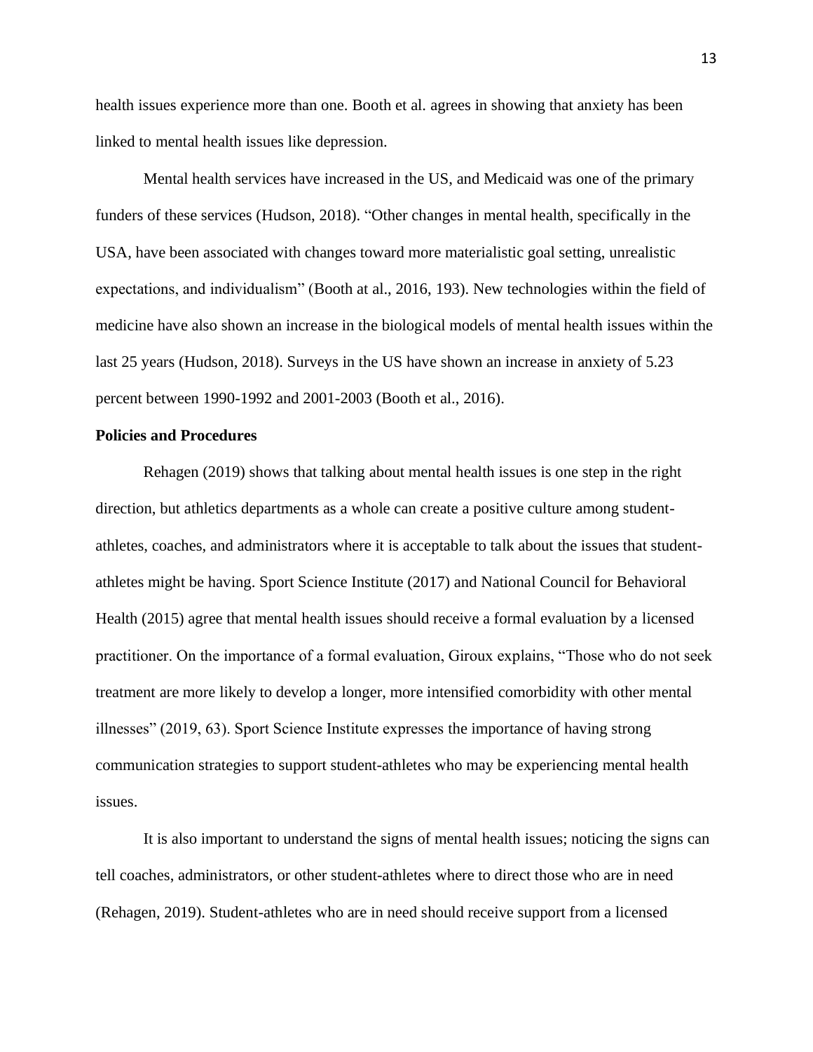health issues experience more than one. Booth et al. agrees in showing that anxiety has been linked to mental health issues like depression.

Mental health services have increased in the US, and Medicaid was one of the primary funders of these services (Hudson, 2018). "Other changes in mental health, specifically in the USA, have been associated with changes toward more materialistic goal setting, unrealistic expectations, and individualism" (Booth at al., 2016, 193). New technologies within the field of medicine have also shown an increase in the biological models of mental health issues within the last 25 years (Hudson, 2018). Surveys in the US have shown an increase in anxiety of 5.23 percent between 1990-1992 and 2001-2003 (Booth et al., 2016).

**Policies and Procedures**

Rehagen (2019) shows that talking about mental health issues is one step in the right direction, but athletics departments as a whole can create a positive culture among student-athletes, coaches, and administrators where it is acceptable to talk about the issues that student-athletes might be having. Sport Science Institute (2017) and National Council for Behavioral Health (2015) agree that mental health issues should receive a formal evaluation by a licensed practitioner. On the importance of a formal evaluation, Giroux explains, "Those who do not seek treatment are more likely to develop a longer, more intensified comorbidity with other mental illnesses" (2019, 63). Sport Science Institute expresses the importance of having strong communication strategies to support student-athletes who may be experiencing mental health issues.

It is also important to understand the signs of mental health issues; noticing the signs can tell coaches, administrators, or other student-athletes where to direct those who are in need (Rehagen, 2019). Student-athletes who are in need should receive support from a licensed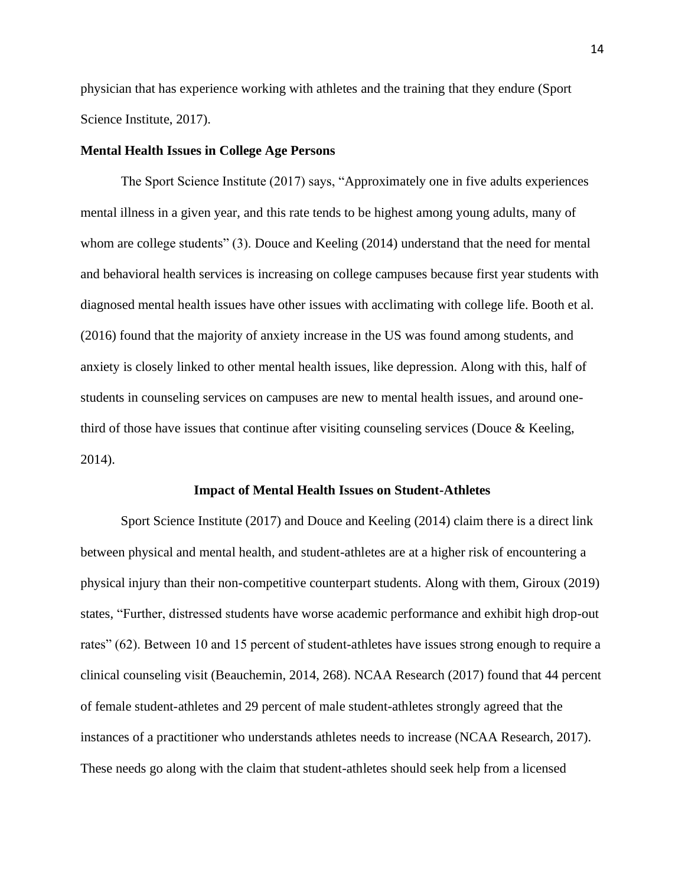physician that has experience working with athletes and the training that they endure (Sport Science Institute, 2017).

### Mental Health Issues in College Age Persons

The Sport Science Institute (2017) says, “Approximately one in five adults experiences mental illness in a given year, and this rate tends to be highest among young adults, many of whom are college students” (3). Douce and Keeling (2014) understand that the need for mental and behavioral health services is increasing on college campuses because first year students with diagnosed mental health issues have other issues with acclimating with college life. Booth et al. (2016) found that the majority of anxiety increase in the US was found among students, and anxiety is closely linked to other mental health issues, like depression. Along with this, half of students in counseling services on campuses are new to mental health issues, and around one-third of those have issues that continue after visiting counseling services (Douce & Keeling, 2014).

## Impact of Mental Health Issues on Student-Athletes

Sport Science Institute (2017) and Douce and Keeling (2014) claim there is a direct link between physical and mental health, and student-athletes are at a higher risk of encountering a physical injury than their non-competitive counterpart students. Along with them, Giroux (2019) states, “Further, distressed students have worse academic performance and exhibit high drop-out rates” (62). Between 10 and 15 percent of student-athletes have issues strong enough to require a clinical counseling visit (Beauchemin, 2014, 268). NCAA Research (2017) found that 44 percent of female student-athletes and 29 percent of male student-athletes strongly agreed that the instances of a practitioner who understands athletes needs to increase (NCAA Research, 2017). These needs go along with the claim that student-athletes should seek help from a licensed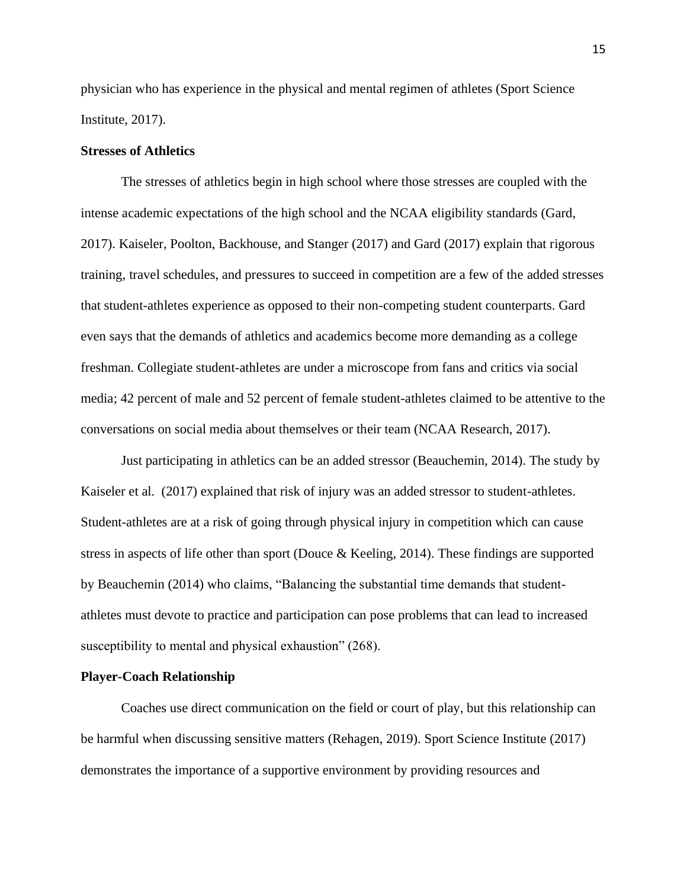physician who has experience in the physical and mental regimen of athletes (Sport Science Institute, 2017).

**Stresses of Athletics**

The stresses of athletics begin in high school where those stresses are coupled with the intense academic expectations of the high school and the NCAA eligibility standards (Gard, 2017). Kaiseler, Poolton, Backhouse, and Stanger (2017) and Gard (2017) explain that rigorous training, travel schedules, and pressures to succeed in competition are a few of the added stresses that student-athletes experience as opposed to their non-competing student counterparts. Gard even says that the demands of athletics and academics become more demanding as a college freshman. Collegiate student-athletes are under a microscope from fans and critics via social media; 42 percent of male and 52 percent of female student-athletes claimed to be attentive to the conversations on social media about themselves or their team (NCAA Research, 2017).

Just participating in athletics can be an added stressor (Beauchemin, 2014). The study by Kaiseler et al. (2017) explained that risk of injury was an added stressor to student-athletes. Student-athletes are at a risk of going through physical injury in competition which can cause stress in aspects of life other than sport (Douce & Keeling, 2014). These findings are supported by Beauchemin (2014) who claims, "Balancing the substantial time demands that student-athletes must devote to practice and participation can pose problems that can lead to increased susceptibility to mental and physical exhaustion" (268).

**Player-Coach Relationship**

Coaches use direct communication on the field or court of play, but this relationship can be harmful when discussing sensitive matters (Rehagen, 2019). Sport Science Institute (2017) demonstrates the importance of a supportive environment by providing resources and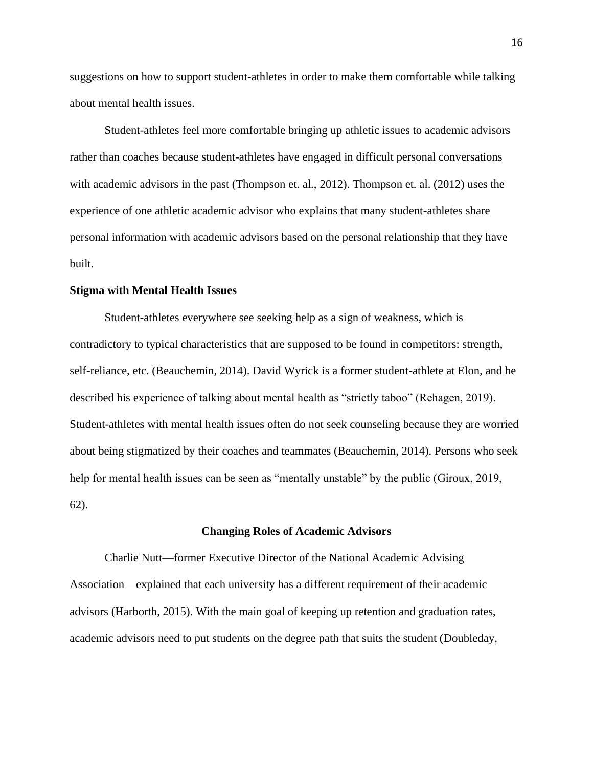suggestions on how to support student-athletes in order to make them comfortable while talking about mental health issues.

Student-athletes feel more comfortable bringing up athletic issues to academic advisors rather than coaches because student-athletes have engaged in difficult personal conversations with academic advisors in the past (Thompson et. al., 2012). Thompson et. al. (2012) uses the experience of one athletic academic advisor who explains that many student-athletes share personal information with academic advisors based on the personal relationship that they have built.

### Stigma with Mental Health Issues

Student-athletes everywhere see seeking help as a sign of weakness, which is contradictory to typical characteristics that are supposed to be found in competitors: strength, self-reliance, etc. (Beauchemin, 2014). David Wyrick is a former student-athlete at Elon, and he described his experience of talking about mental health as "strictly taboo" (Rehagen, 2019). Student-athletes with mental health issues often do not seek counseling because they are worried about being stigmatized by their coaches and teammates (Beauchemin, 2014). Persons who seek help for mental health issues can be seen as "mentally unstable" by the public (Giroux, 2019, 62).

## Changing Roles of Academic Advisors

Charlie Nutt—former Executive Director of the National Academic Advising Association—explained that each university has a different requirement of their academic advisors (Harborth, 2015). With the main goal of keeping up retention and graduation rates, academic advisors need to put students on the degree path that suits the student (Doubleday,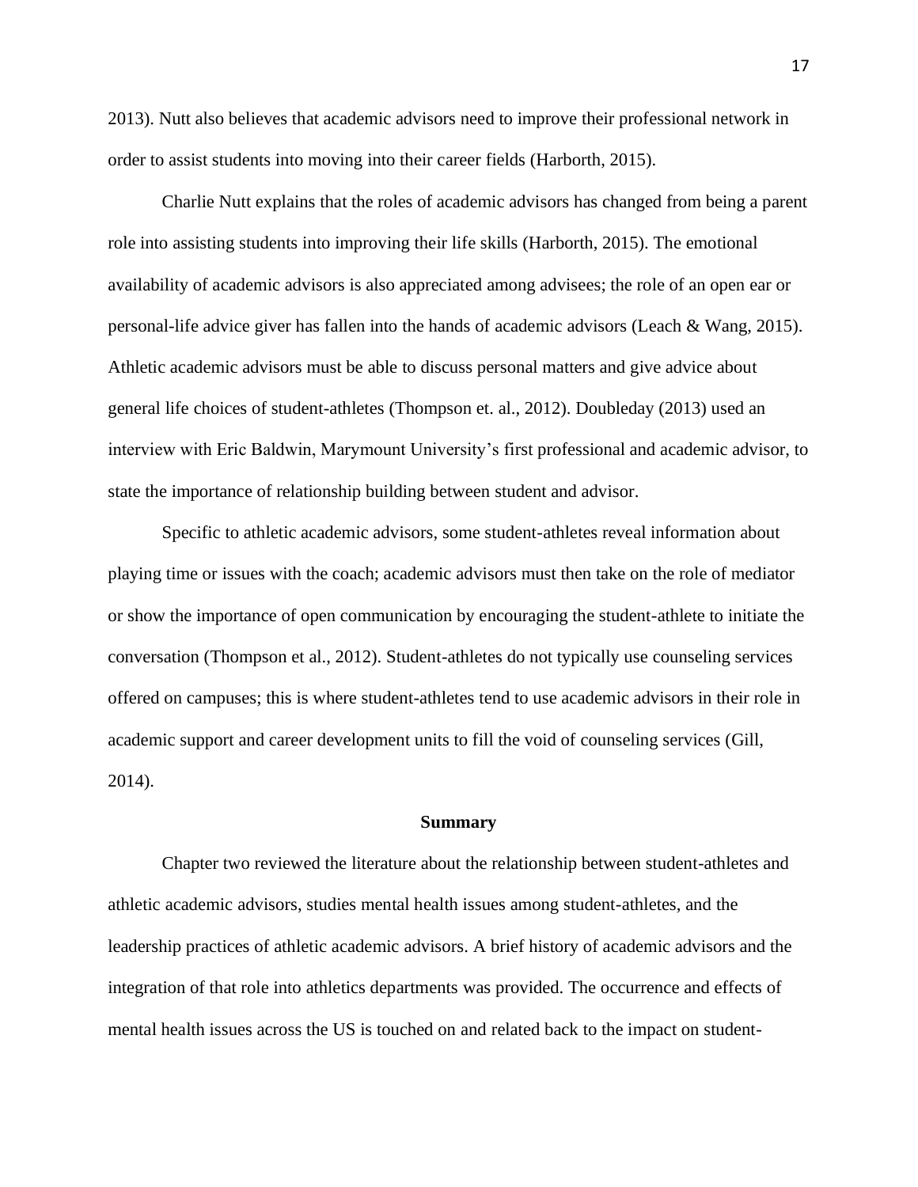2013). Nutt also believes that academic advisors need to improve their professional network in order to assist students into moving into their career fields (Harborth, 2015).

Charlie Nutt explains that the roles of academic advisors has changed from being a parent role into assisting students into improving their life skills (Harborth, 2015). The emotional availability of academic advisors is also appreciated among advisees; the role of an open ear or personal-life advice giver has fallen into the hands of academic advisors (Leach & Wang, 2015). Athletic academic advisors must be able to discuss personal matters and give advice about general life choices of student-athletes (Thompson et. al., 2012). Doubleday (2013) used an interview with Eric Baldwin, Marymount University's first professional and academic advisor, to state the importance of relationship building between student and advisor.

Specific to athletic academic advisors, some student-athletes reveal information about playing time or issues with the coach; academic advisors must then take on the role of mediator or show the importance of open communication by encouraging the student-athlete to initiate the conversation (Thompson et al., 2012). Student-athletes do not typically use counseling services offered on campuses; this is where student-athletes tend to use academic advisors in their role in academic support and career development units to fill the void of counseling services (Gill, 2014).

## Summary

Chapter two reviewed the literature about the relationship between student-athletes and athletic academic advisors, studies mental health issues among student-athletes, and the leadership practices of athletic academic advisors. A brief history of academic advisors and the integration of that role into athletics departments was provided. The occurrence and effects of mental health issues across the US is touched on and related back to the impact on student-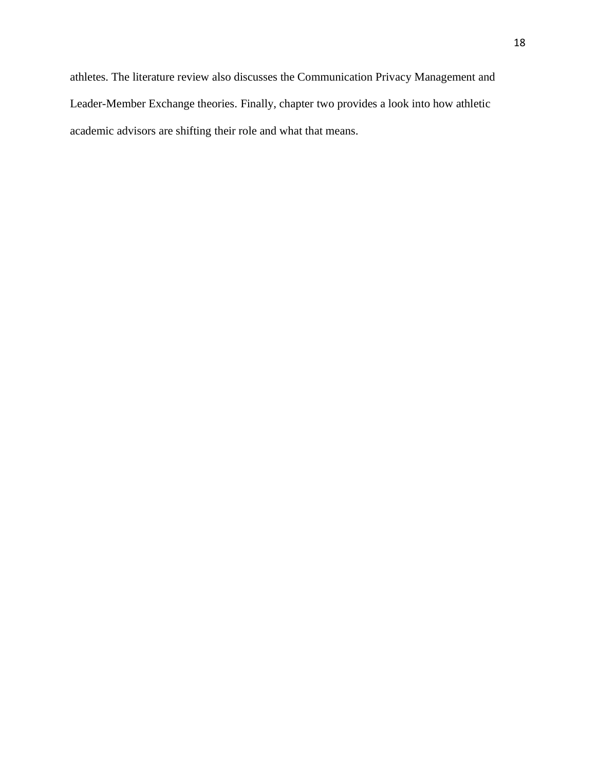athletes. The literature review also discusses the Communication Privacy Management and Leader-Member Exchange theories. Finally, chapter two provides a look into how athletic academic advisors are shifting their role and what that means.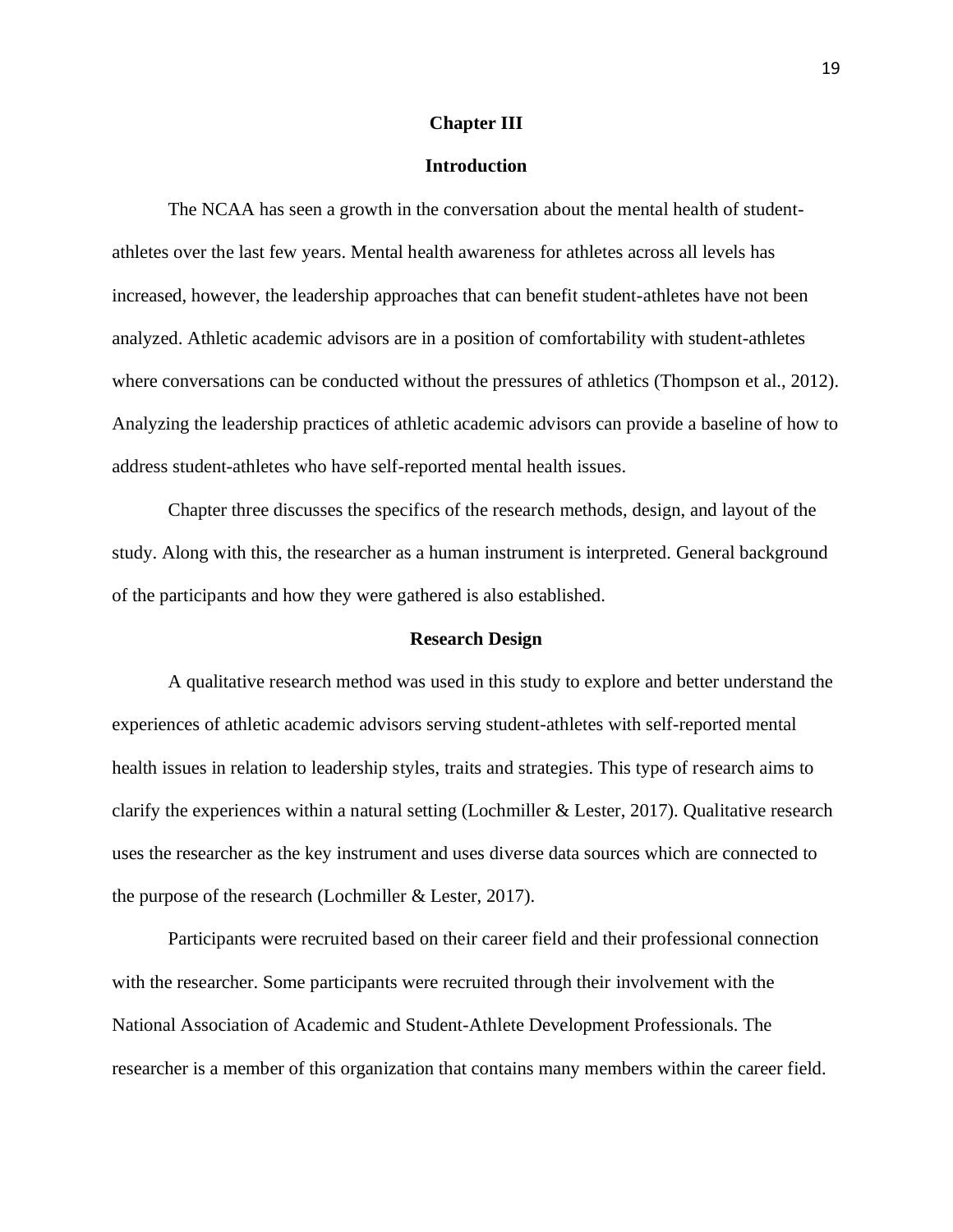# Chapter III

## Introduction

The NCAA has seen a growth in the conversation about the mental health of student-athletes over the last few years. Mental health awareness for athletes across all levels has increased, however, the leadership approaches that can benefit student-athletes have not been analyzed. Athletic academic advisors are in a position of comfortability with student-athletes where conversations can be conducted without the pressures of athletics (Thompson et al., 2012). Analyzing the leadership practices of athletic academic advisors can provide a baseline of how to address student-athletes who have self-reported mental health issues.

Chapter three discusses the specifics of the research methods, design, and layout of the study. Along with this, the researcher as a human instrument is interpreted. General background of the participants and how they were gathered is also established.

## Research Design

A qualitative research method was used in this study to explore and better understand the experiences of athletic academic advisors serving student-athletes with self-reported mental health issues in relation to leadership styles, traits and strategies. This type of research aims to clarify the experiences within a natural setting (Lochmiller & Lester, 2017). Qualitative research uses the researcher as the key instrument and uses diverse data sources which are connected to the purpose of the research (Lochmiller & Lester, 2017).

Participants were recruited based on their career field and their professional connection with the researcher. Some participants were recruited through their involvement with the National Association of Academic and Student-Athlete Development Professionals. The researcher is a member of this organization that contains many members within the career field.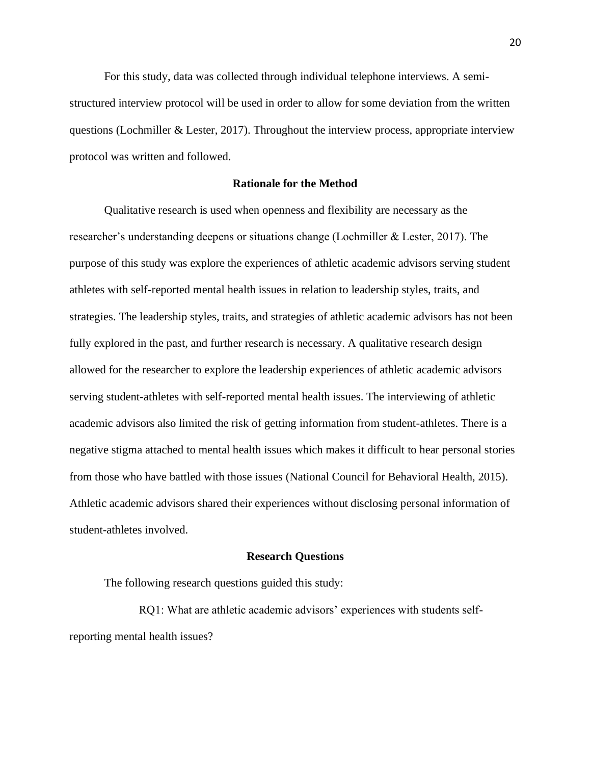For this study, data was collected through individual telephone interviews. A semi-structured interview protocol will be used in order to allow for some deviation from the written questions (Lochmiller & Lester, 2017). Throughout the interview process, appropriate interview protocol was written and followed.

## Rationale for the Method

Qualitative research is used when openness and flexibility are necessary as the researcher's understanding deepens or situations change (Lochmiller & Lester, 2017). The purpose of this study was explore the experiences of athletic academic advisors serving student athletes with self-reported mental health issues in relation to leadership styles, traits, and strategies. The leadership styles, traits, and strategies of athletic academic advisors has not been fully explored in the past, and further research is necessary. A qualitative research design allowed for the researcher to explore the leadership experiences of athletic academic advisors serving student-athletes with self-reported mental health issues. The interviewing of athletic academic advisors also limited the risk of getting information from student-athletes. There is a negative stigma attached to mental health issues which makes it difficult to hear personal stories from those who have battled with those issues (National Council for Behavioral Health, 2015). Athletic academic advisors shared their experiences without disclosing personal information of student-athletes involved.

## Research Questions

The following research questions guided this study:

RQ1: What are athletic academic advisors' experiences with students self-reporting mental health issues?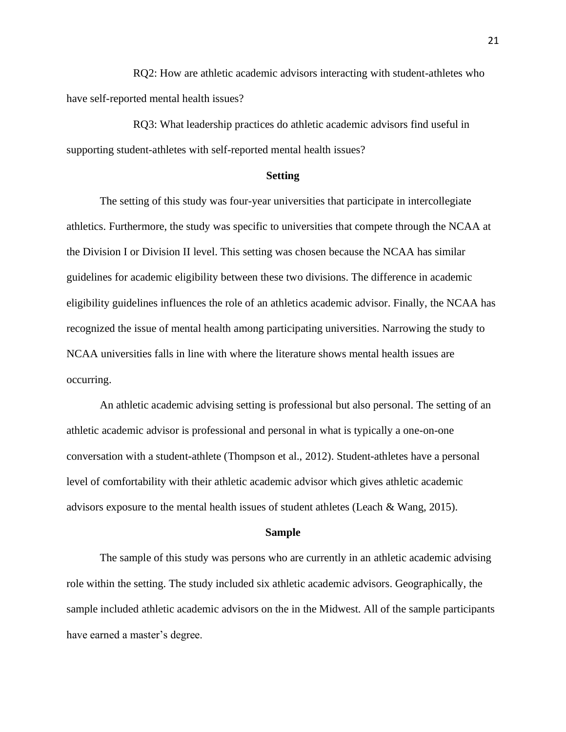RQ2: How are athletic academic advisors interacting with student-athletes who have self-reported mental health issues?

RQ3: What leadership practices do athletic academic advisors find useful in supporting student-athletes with self-reported mental health issues?

## Setting

The setting of this study was four-year universities that participate in intercollegiate athletics. Furthermore, the study was specific to universities that compete through the NCAA at the Division I or Division II level. This setting was chosen because the NCAA has similar guidelines for academic eligibility between these two divisions. The difference in academic eligibility guidelines influences the role of an athletics academic advisor. Finally, the NCAA has recognized the issue of mental health among participating universities. Narrowing the study to NCAA universities falls in line with where the literature shows mental health issues are occurring.

An athletic academic advising setting is professional but also personal. The setting of an athletic academic advisor is professional and personal in what is typically a one-on-one conversation with a student-athlete (Thompson et al., 2012). Student-athletes have a personal level of comfortability with their athletic academic advisor which gives athletic academic advisors exposure to the mental health issues of student athletes (Leach & Wang, 2015).

## Sample

The sample of this study was persons who are currently in an athletic academic advising role within the setting. The study included six athletic academic advisors. Geographically, the sample included athletic academic advisors on the in the Midwest. All of the sample participants have earned a master's degree.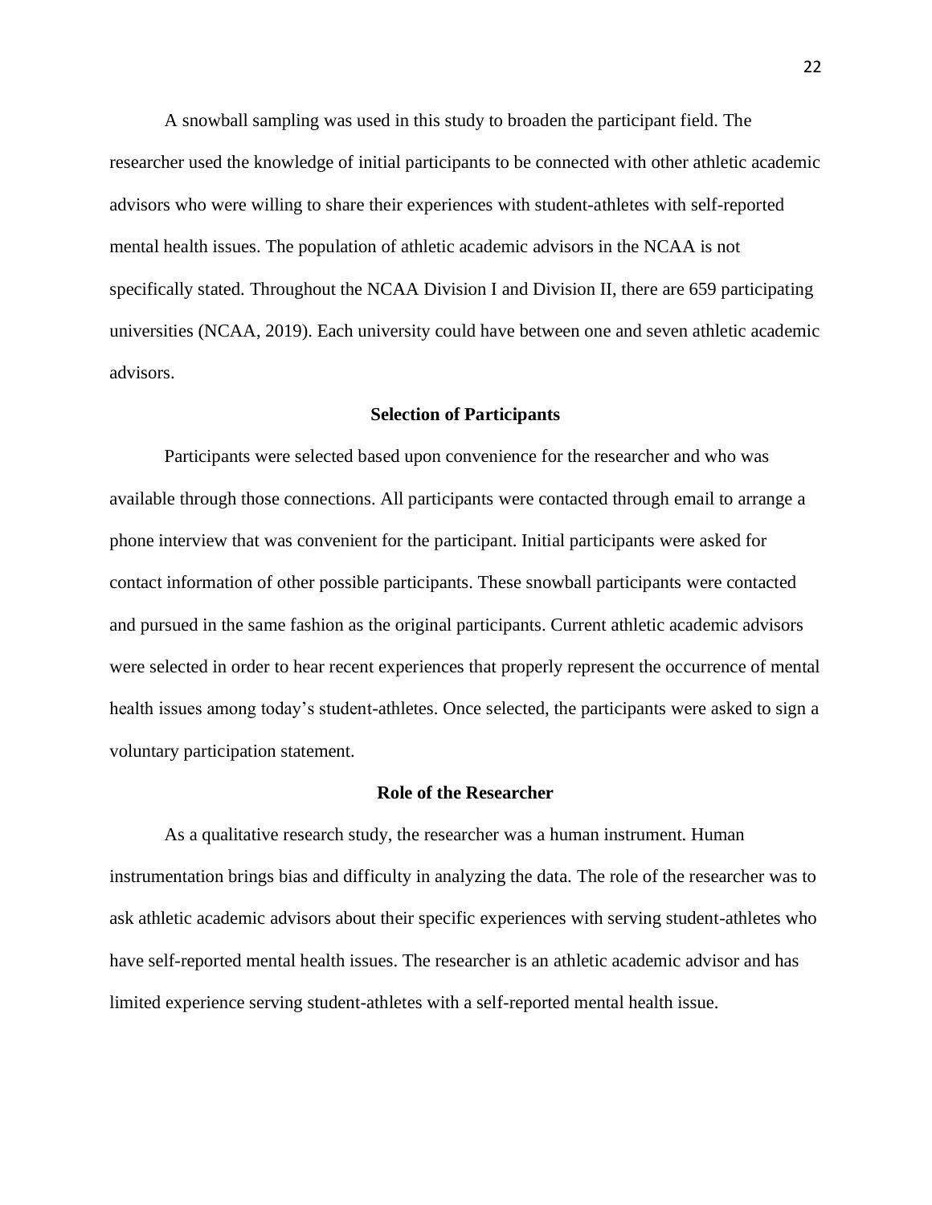A snowball sampling was used in this study to broaden the participant field. The researcher used the knowledge of initial participants to be connected with other athletic academic advisors who were willing to share their experiences with student-athletes with self-reported mental health issues. The population of athletic academic advisors in the NCAA is not specifically stated. Throughout the NCAA Division I and Division II, there are 659 participating universities (NCAA, 2019). Each university could have between one and seven athletic academic advisors.

## Selection of Participants

Participants were selected based upon convenience for the researcher and who was available through those connections. All participants were contacted through email to arrange a phone interview that was convenient for the participant. Initial participants were asked for contact information of other possible participants. These snowball participants were contacted and pursued in the same fashion as the original participants. Current athletic academic advisors were selected in order to hear recent experiences that properly represent the occurrence of mental health issues among today's student-athletes. Once selected, the participants were asked to sign a voluntary participation statement.

## Role of the Researcher

As a qualitative research study, the researcher was a human instrument. Human instrumentation brings bias and difficulty in analyzing the data. The role of the researcher was to ask athletic academic advisors about their specific experiences with serving student-athletes who have self-reported mental health issues. The researcher is an athletic academic advisor and has limited experience serving student-athletes with a self-reported mental health issue.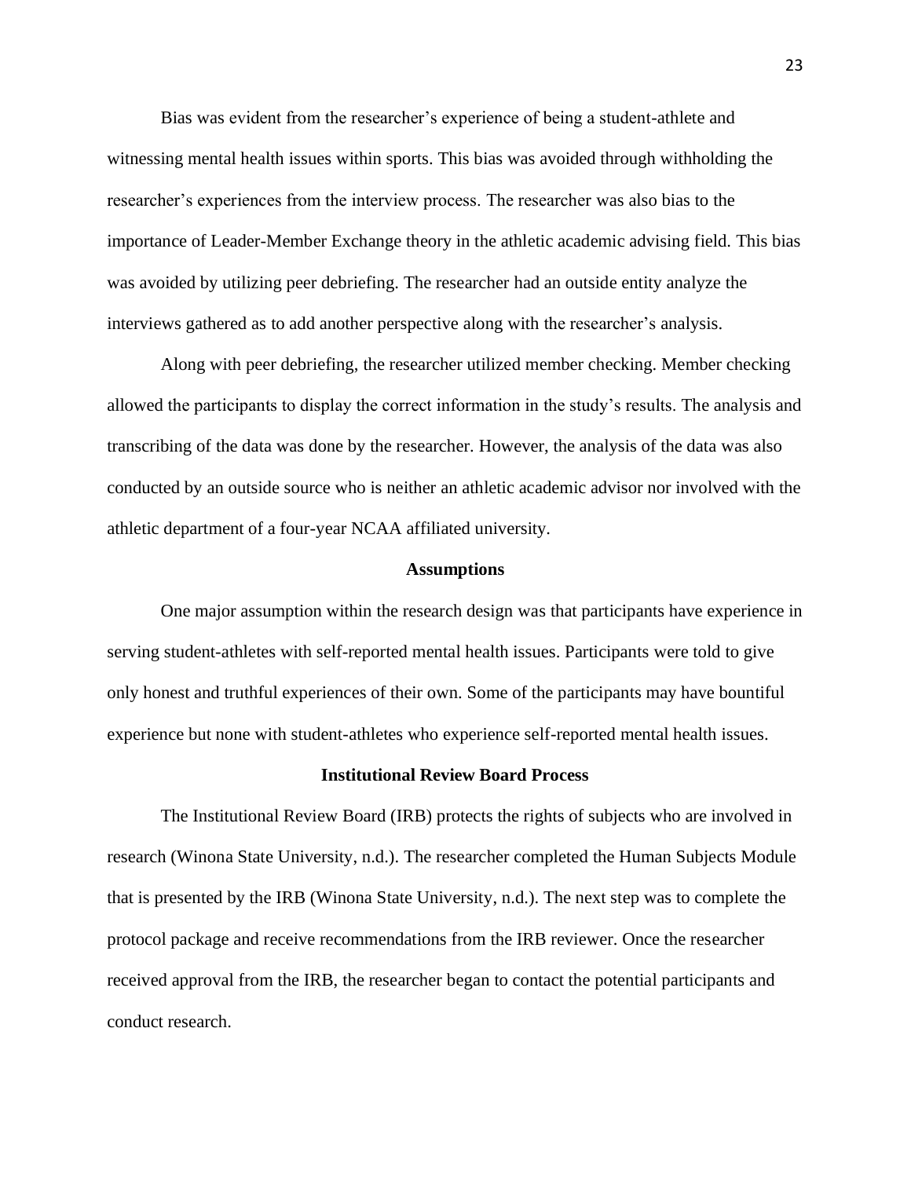Bias was evident from the researcher's experience of being a student-athlete and witnessing mental health issues within sports. This bias was avoided through withholding the researcher's experiences from the interview process. The researcher was also bias to the importance of Leader-Member Exchange theory in the athletic academic advising field. This bias was avoided by utilizing peer debriefing. The researcher had an outside entity analyze the interviews gathered as to add another perspective along with the researcher's analysis.

Along with peer debriefing, the researcher utilized member checking. Member checking allowed the participants to display the correct information in the study's results. The analysis and transcribing of the data was done by the researcher. However, the analysis of the data was also conducted by an outside source who is neither an athletic academic advisor nor involved with the athletic department of a four-year NCAA affiliated university.

## Assumptions

One major assumption within the research design was that participants have experience in serving student-athletes with self-reported mental health issues. Participants were told to give only honest and truthful experiences of their own. Some of the participants may have bountiful experience but none with student-athletes who experience self-reported mental health issues.

## Institutional Review Board Process

The Institutional Review Board (IRB) protects the rights of subjects who are involved in research (Winona State University, n.d.). The researcher completed the Human Subjects Module that is presented by the IRB (Winona State University, n.d.). The next step was to complete the protocol package and receive recommendations from the IRB reviewer. Once the researcher received approval from the IRB, the researcher began to contact the potential participants and conduct research.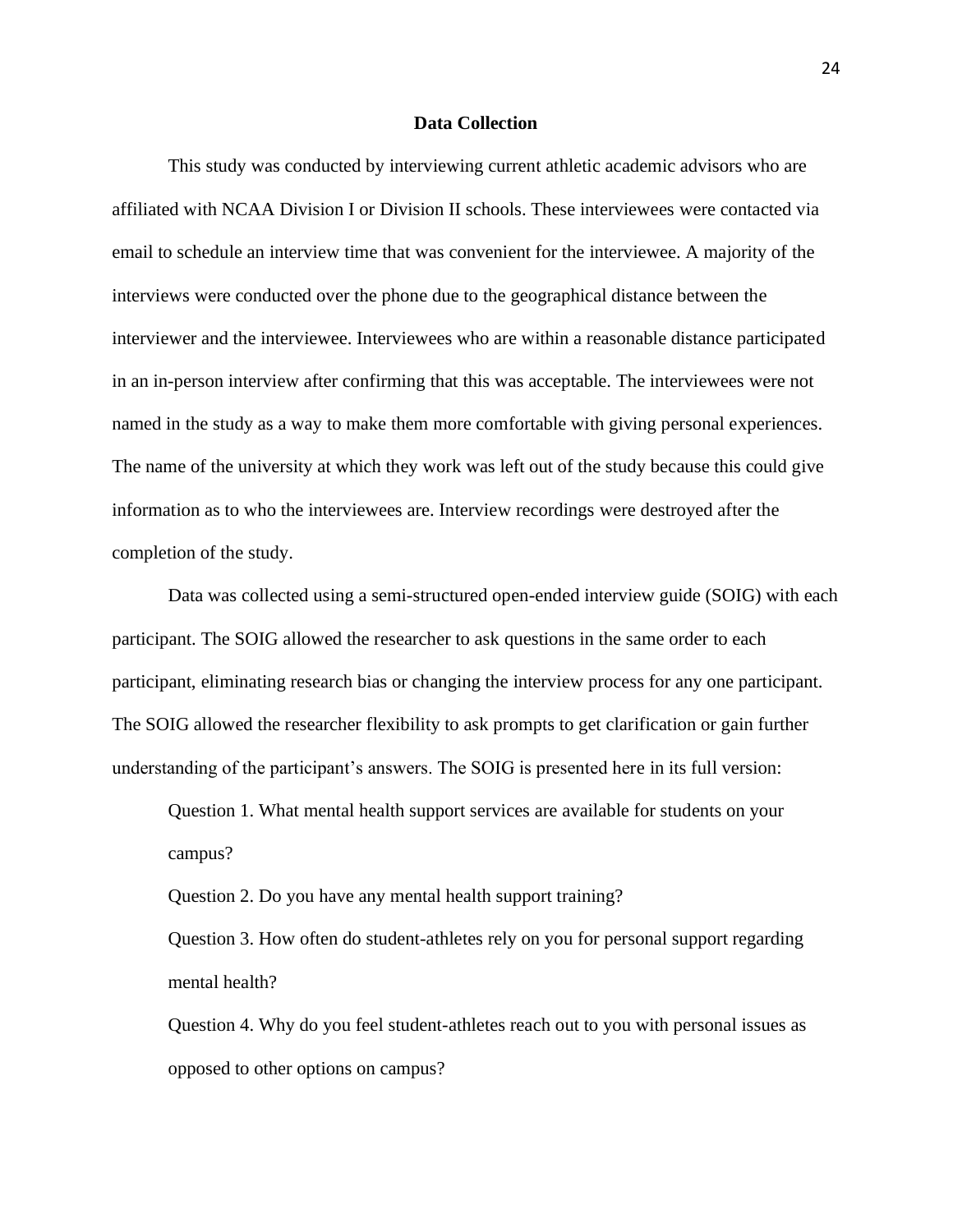## Data Collection

This study was conducted by interviewing current athletic academic advisors who are affiliated with NCAA Division I or Division II schools. These interviewees were contacted via email to schedule an interview time that was convenient for the interviewee. A majority of the interviews were conducted over the phone due to the geographical distance between the interviewer and the interviewee. Interviewees who are within a reasonable distance participated in an in-person interview after confirming that this was acceptable. The interviewees were not named in the study as a way to make them more comfortable with giving personal experiences. The name of the university at which they work was left out of the study because this could give information as to who the interviewees are. Interview recordings were destroyed after the completion of the study.

Data was collected using a semi-structured open-ended interview guide (SOIG) with each participant. The SOIG allowed the researcher to ask questions in the same order to each participant, eliminating research bias or changing the interview process for any one participant. The SOIG allowed the researcher flexibility to ask prompts to get clarification or gain further understanding of the participant's answers. The SOIG is presented here in its full version:

Question 1. What mental health support services are available for students on your campus?

Question 2. Do you have any mental health support training?

Question 3. How often do student-athletes rely on you for personal support regarding mental health?

Question 4. Why do you feel student-athletes reach out to you with personal issues as opposed to other options on campus?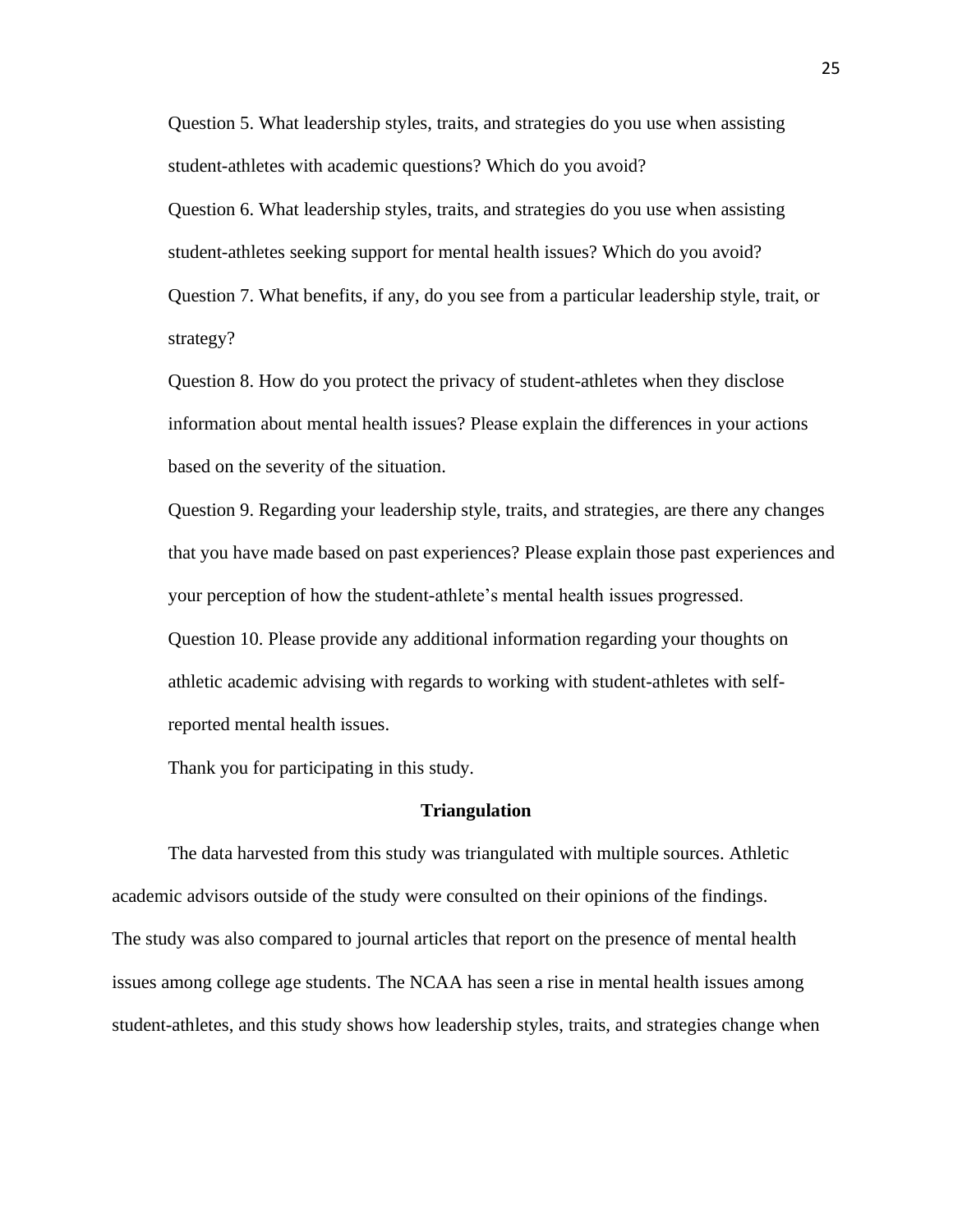Question 5. What leadership styles, traits, and strategies do you use when assisting student-athletes with academic questions? Which do you avoid?

Question 6. What leadership styles, traits, and strategies do you use when assisting student-athletes seeking support for mental health issues? Which do you avoid?

Question 7. What benefits, if any, do you see from a particular leadership style, trait, or strategy?

Question 8. How do you protect the privacy of student-athletes when they disclose information about mental health issues? Please explain the differences in your actions based on the severity of the situation.

Question 9. Regarding your leadership style, traits, and strategies, are there any changes that you have made based on past experiences? Please explain those past experiences and your perception of how the student-athlete's mental health issues progressed.

Question 10. Please provide any additional information regarding your thoughts on athletic academic advising with regards to working with student-athletes with self-reported mental health issues.

Thank you for participating in this study.

## Triangulation

The data harvested from this study was triangulated with multiple sources. Athletic academic advisors outside of the study were consulted on their opinions of the findings. The study was also compared to journal articles that report on the presence of mental health issues among college age students. The NCAA has seen a rise in mental health issues among student-athletes, and this study shows how leadership styles, traits, and strategies change when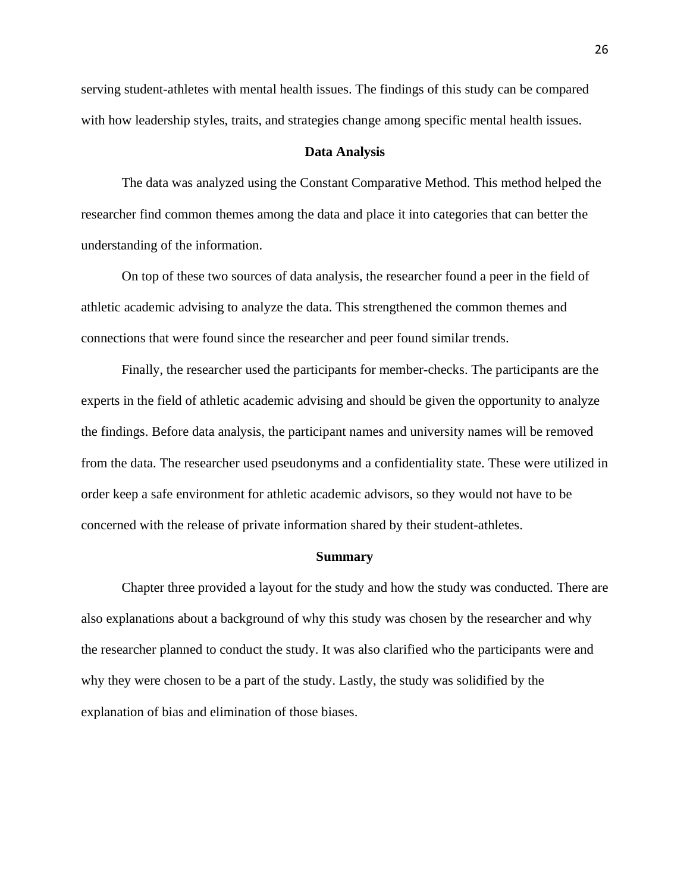serving student-athletes with mental health issues. The findings of this study can be compared with how leadership styles, traits, and strategies change among specific mental health issues.

## Data Analysis

The data was analyzed using the Constant Comparative Method. This method helped the researcher find common themes among the data and place it into categories that can better the understanding of the information.

On top of these two sources of data analysis, the researcher found a peer in the field of athletic academic advising to analyze the data. This strengthened the common themes and connections that were found since the researcher and peer found similar trends.

Finally, the researcher used the participants for member-checks. The participants are the experts in the field of athletic academic advising and should be given the opportunity to analyze the findings. Before data analysis, the participant names and university names will be removed from the data. The researcher used pseudonyms and a confidentiality state. These were utilized in order keep a safe environment for athletic academic advisors, so they would not have to be concerned with the release of private information shared by their student-athletes.

## Summary

Chapter three provided a layout for the study and how the study was conducted. There are also explanations about a background of why this study was chosen by the researcher and why the researcher planned to conduct the study. It was also clarified who the participants were and why they were chosen to be a part of the study. Lastly, the study was solidified by the explanation of bias and elimination of those biases.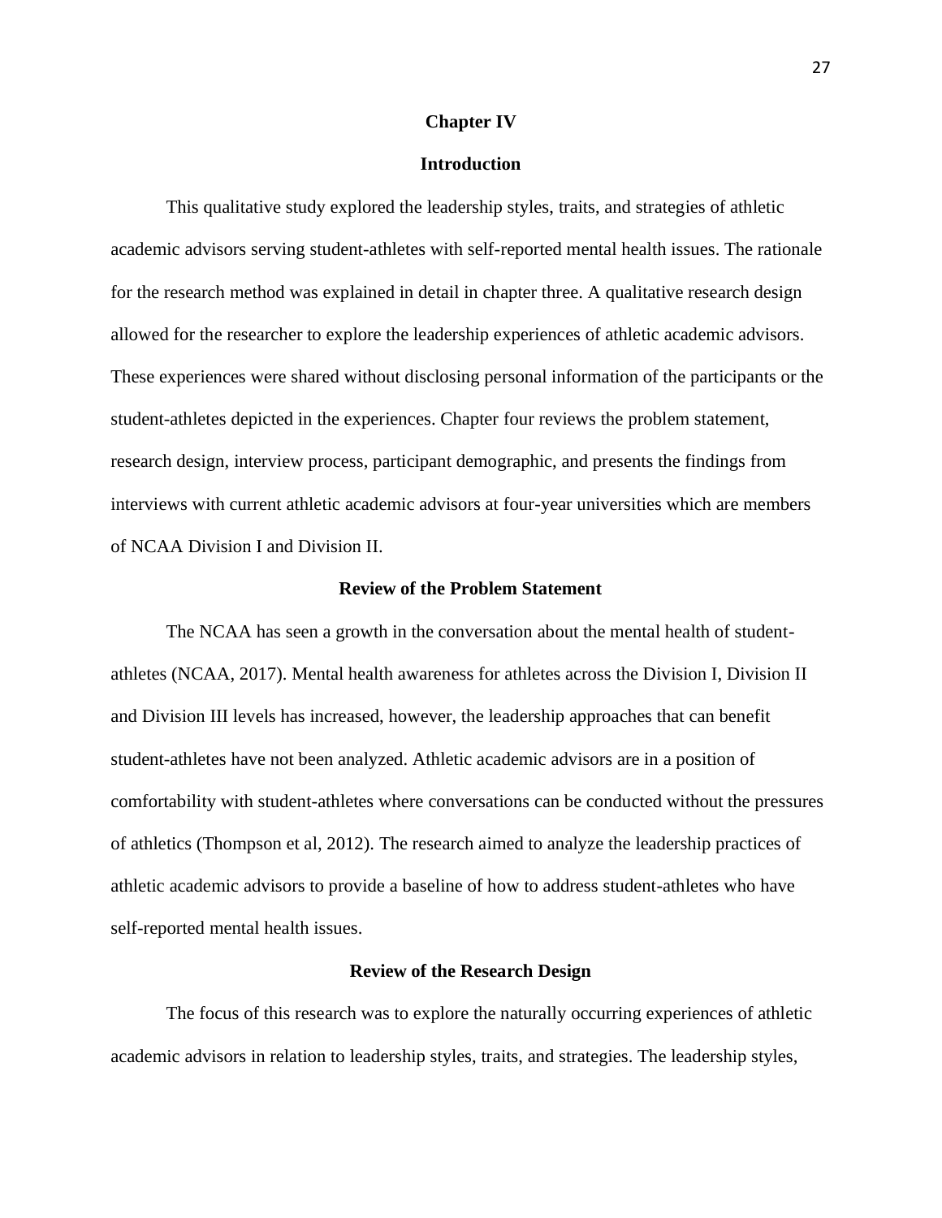# Chapter IV

## Introduction

This qualitative study explored the leadership styles, traits, and strategies of athletic academic advisors serving student-athletes with self-reported mental health issues. The rationale for the research method was explained in detail in chapter three. A qualitative research design allowed for the researcher to explore the leadership experiences of athletic academic advisors. These experiences were shared without disclosing personal information of the participants or the student-athletes depicted in the experiences. Chapter four reviews the problem statement, research design, interview process, participant demographic, and presents the findings from interviews with current athletic academic advisors at four-year universities which are members of NCAA Division I and Division II.

## Review of the Problem Statement

The NCAA has seen a growth in the conversation about the mental health of student-athletes (NCAA, 2017). Mental health awareness for athletes across the Division I, Division II and Division III levels has increased, however, the leadership approaches that can benefit student-athletes have not been analyzed. Athletic academic advisors are in a position of comfortability with student-athletes where conversations can be conducted without the pressures of athletics (Thompson et al, 2012). The research aimed to analyze the leadership practices of athletic academic advisors to provide a baseline of how to address student-athletes who have self-reported mental health issues.

## Review of the Research Design

The focus of this research was to explore the naturally occurring experiences of athletic academic advisors in relation to leadership styles, traits, and strategies. The leadership styles,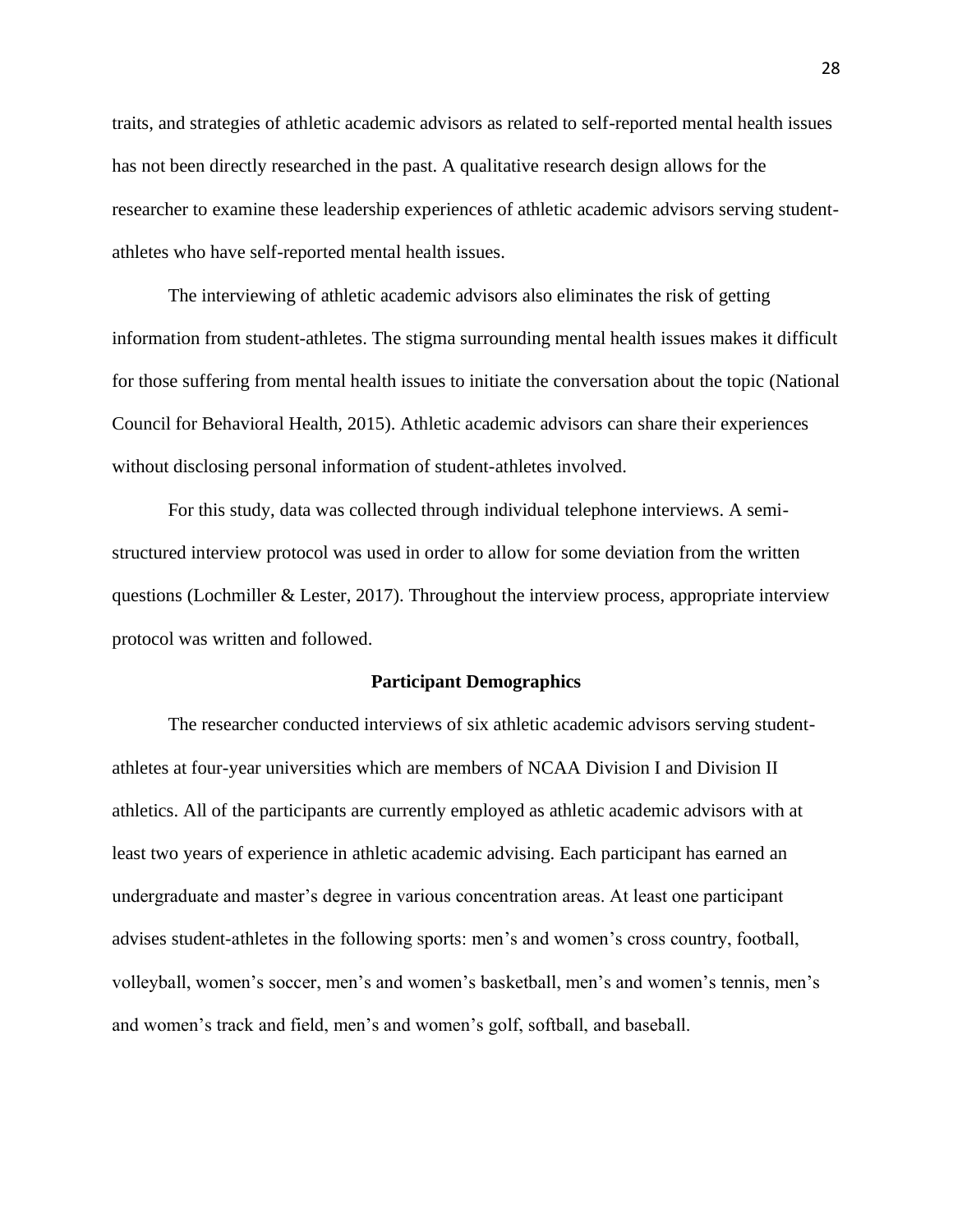traits, and strategies of athletic academic advisors as related to self-reported mental health issues has not been directly researched in the past. A qualitative research design allows for the researcher to examine these leadership experiences of athletic academic advisors serving student-athletes who have self-reported mental health issues.

The interviewing of athletic academic advisors also eliminates the risk of getting information from student-athletes. The stigma surrounding mental health issues makes it difficult for those suffering from mental health issues to initiate the conversation about the topic (National Council for Behavioral Health, 2015). Athletic academic advisors can share their experiences without disclosing personal information of student-athletes involved.

For this study, data was collected through individual telephone interviews. A semi-structured interview protocol was used in order to allow for some deviation from the written questions (Lochmiller & Lester, 2017). Throughout the interview process, appropriate interview protocol was written and followed.

## Participant Demographics

The researcher conducted interviews of six athletic academic advisors serving student-athletes at four-year universities which are members of NCAA Division I and Division II athletics. All of the participants are currently employed as athletic academic advisors with at least two years of experience in athletic academic advising. Each participant has earned an undergraduate and master's degree in various concentration areas. At least one participant advises student-athletes in the following sports: men's and women's cross country, football, volleyball, women's soccer, men's and women's basketball, men's and women's tennis, men's and women's track and field, men's and women's golf, softball, and baseball.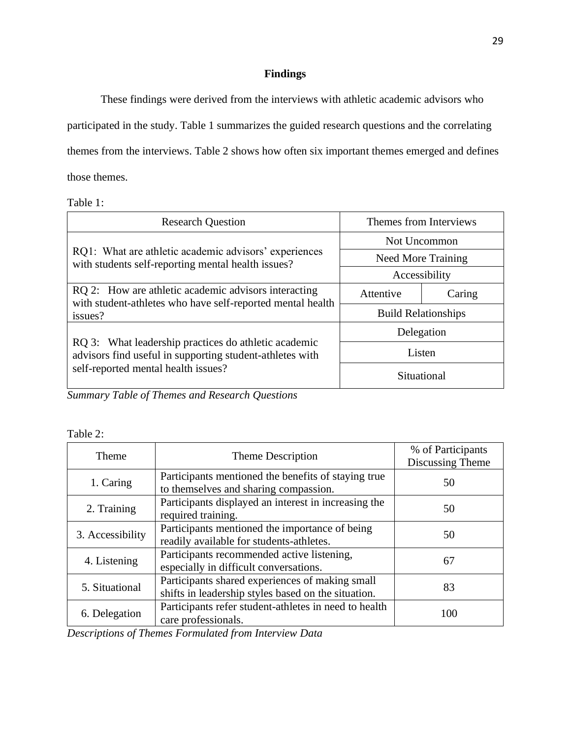# Findings

These findings were derived from the interviews with athletic academic advisors who participated in the study. Table 1 summarizes the guided research questions and the correlating themes from the interviews. Table 2 shows how often six important themes emerged and defines those themes.

Table 1:

| Research Question | Themes from Interviews | |
|---|---|---|
| RQ1: What are athletic academic advisors' experiences with students self-reporting mental health issues? | Not Uncommon | |
| | Need More Training | |
| | Accessibility | |
| RQ 2: How are athletic academic advisors interacting with student-athletes who have self-reported mental health issues? | Attentive | Caring |
| | Build Relationships | |
| RQ 3: What leadership practices do athletic academic advisors find useful in supporting student-athletes with self-reported mental health issues? | Delegation | |
| | Listen | |
| | Situational | |

*Summary Table of Themes and Research Questions*

Table 2:

| Theme | Theme Description | % of Participants Discussing Theme |
|---|---|---|
| 1. Caring | Participants mentioned the benefits of staying true to themselves and sharing compassion. | 50 |
| 2. Training | Participants displayed an interest in increasing the required training. | 50 |
| 3. Accessibility | Participants mentioned the importance of being readily available for students-athletes. | 50 |
| 4. Listening | Participants recommended active listening, especially in difficult conversations. | 67 |
| 5. Situational | Participants shared experiences of making small shifts in leadership styles based on the situation. | 83 |
| 6. Delegation | Participants refer student-athletes in need to health care professionals. | 100 |

*Descriptions of Themes Formulated from Interview Data*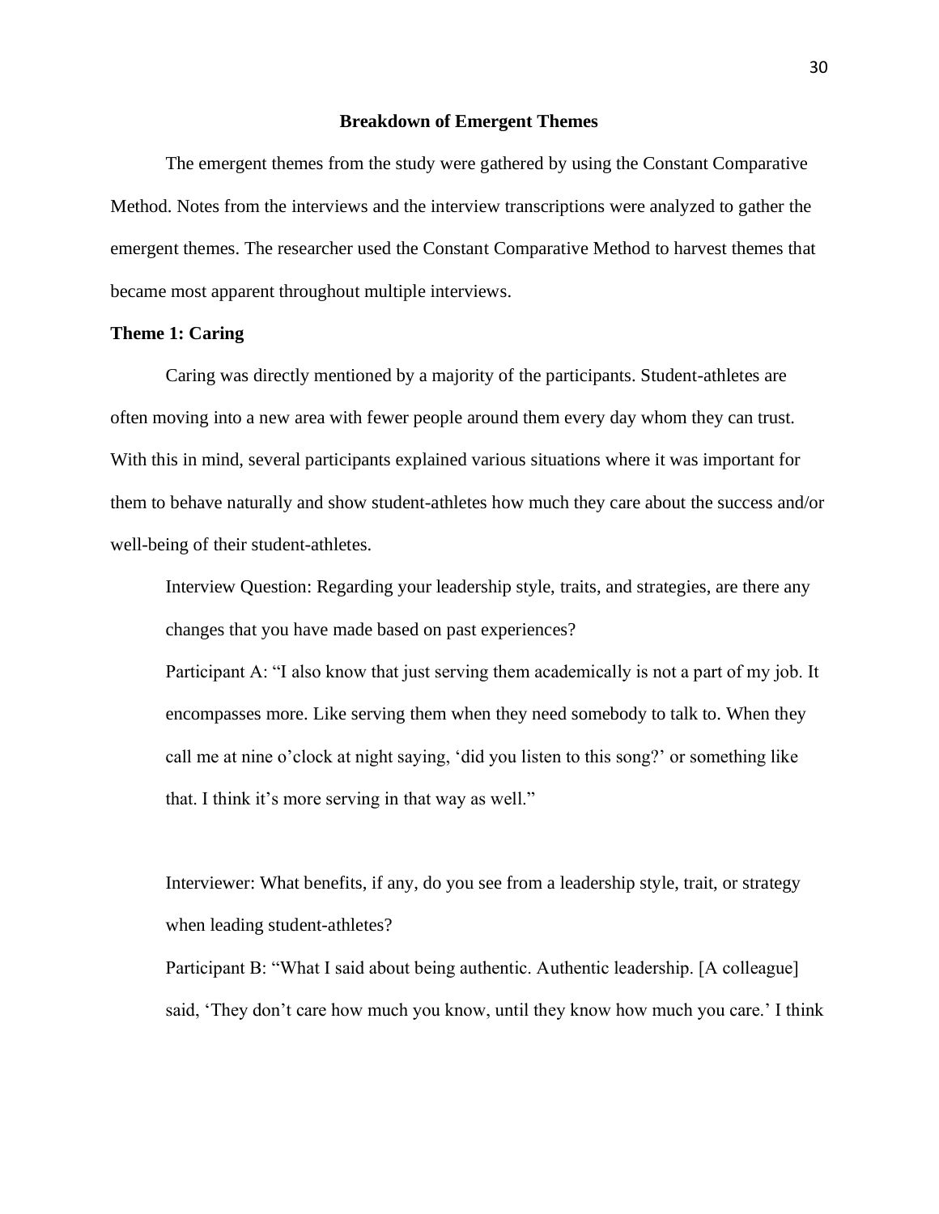## Breakdown of Emergent Themes

The emergent themes from the study were gathered by using the Constant Comparative Method. Notes from the interviews and the interview transcriptions were analyzed to gather the emergent themes. The researcher used the Constant Comparative Method to harvest themes that became most apparent throughout multiple interviews.

### Theme 1: Caring

Caring was directly mentioned by a majority of the participants. Student-athletes are often moving into a new area with fewer people around them every day whom they can trust. With this in mind, several participants explained various situations where it was important for them to behave naturally and show student-athletes how much they care about the success and/or well-being of their student-athletes.

> Interview Question: Regarding your leadership style, traits, and strategies, are there any changes that you have made based on past experiences?
>
> Participant A: "I also know that just serving them academically is not a part of my job. It encompasses more. Like serving them when they need somebody to talk to. When they call me at nine o'clock at night saying, 'did you listen to this song?' or something like that. I think it's more serving in that way as well."
>
> Interviewer: What benefits, if any, do you see from a leadership style, trait, or strategy when leading student-athletes?
>
> Participant B: "What I said about being authentic. Authentic leadership. [A colleague] said, 'They don't care how much you know, until they know how much you care.' I think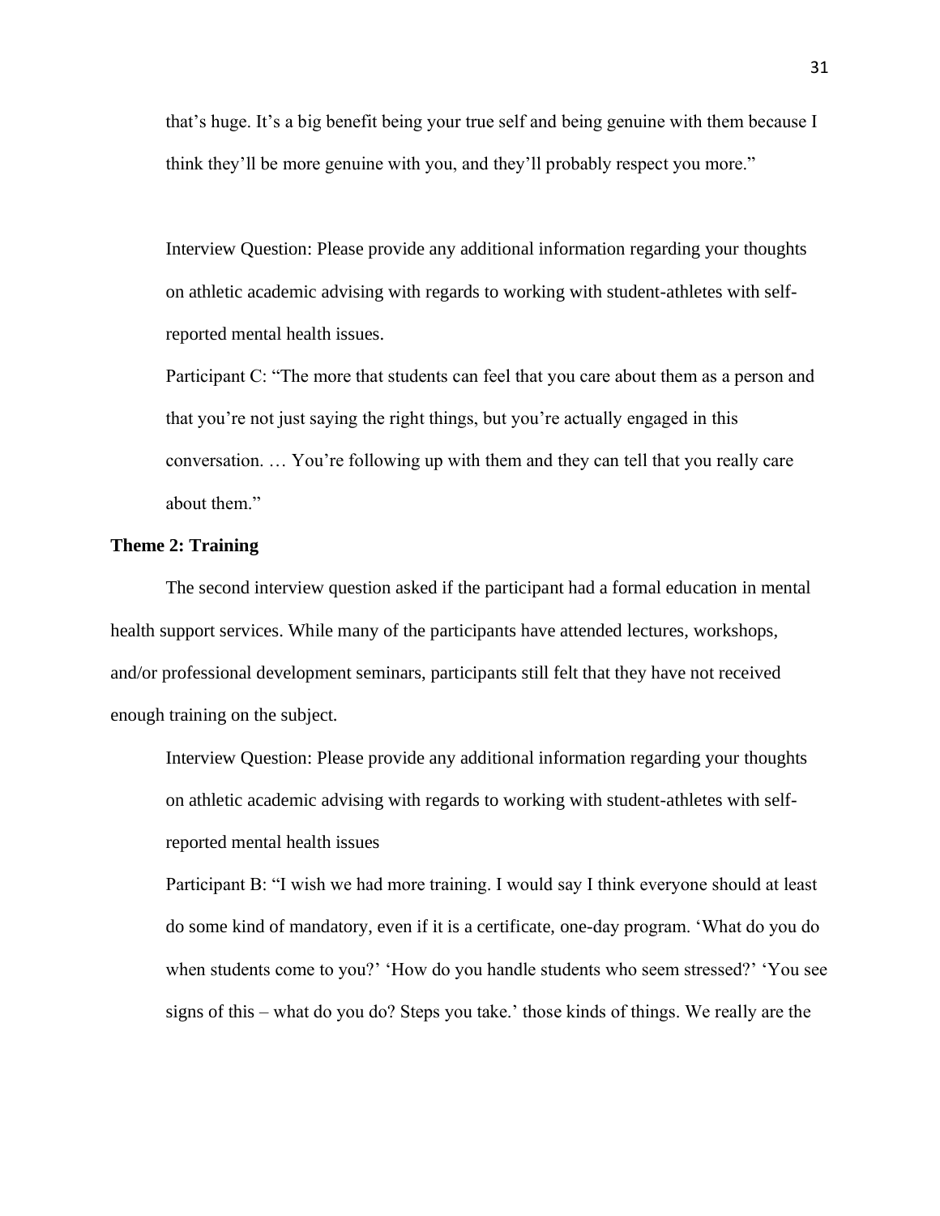that's huge. It's a big benefit being your true self and being genuine with them because I think they'll be more genuine with you, and they'll probably respect you more."

Interview Question: Please provide any additional information regarding your thoughts on athletic academic advising with regards to working with student-athletes with self-reported mental health issues.

Participant C: "The more that students can feel that you care about them as a person and that you're not just saying the right things, but you're actually engaged in this conversation. … You're following up with them and they can tell that you really care about them."

**Theme 2: Training**

The second interview question asked if the participant had a formal education in mental health support services. While many of the participants have attended lectures, workshops, and/or professional development seminars, participants still felt that they have not received enough training on the subject.

Interview Question: Please provide any additional information regarding your thoughts on athletic academic advising with regards to working with student-athletes with self-reported mental health issues

Participant B: "I wish we had more training. I would say I think everyone should at least do some kind of mandatory, even if it is a certificate, one-day program. 'What do you do when students come to you?' 'How do you handle students who seem stressed?' 'You see signs of this – what do you do? Steps you take.' those kinds of things. We really are the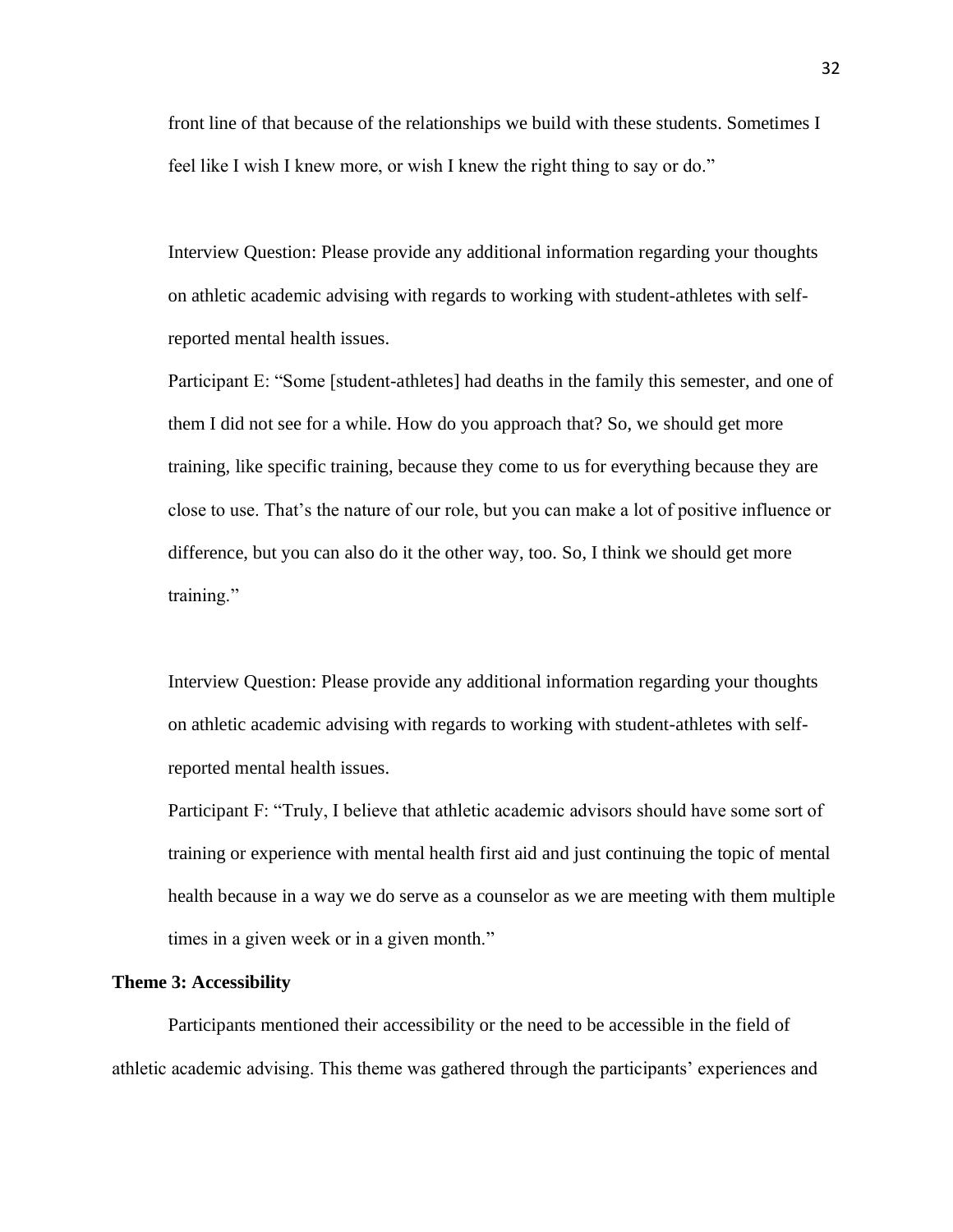front line of that because of the relationships we build with these students. Sometimes I feel like I wish I knew more, or wish I knew the right thing to say or do."

Interview Question: Please provide any additional information regarding your thoughts on athletic academic advising with regards to working with student-athletes with self-reported mental health issues.

Participant E: "Some [student-athletes] had deaths in the family this semester, and one of them I did not see for a while. How do you approach that? So, we should get more training, like specific training, because they come to us for everything because they are close to use. That's the nature of our role, but you can make a lot of positive influence or difference, but you can also do it the other way, too. So, I think we should get more training."

Interview Question: Please provide any additional information regarding your thoughts on athletic academic advising with regards to working with student-athletes with self-reported mental health issues.

Participant F: "Truly, I believe that athletic academic advisors should have some sort of training or experience with mental health first aid and just continuing the topic of mental health because in a way we do serve as a counselor as we are meeting with them multiple times in a given week or in a given month."

**Theme 3: Accessibility**

Participants mentioned their accessibility or the need to be accessible in the field of athletic academic advising. This theme was gathered through the participants' experiences and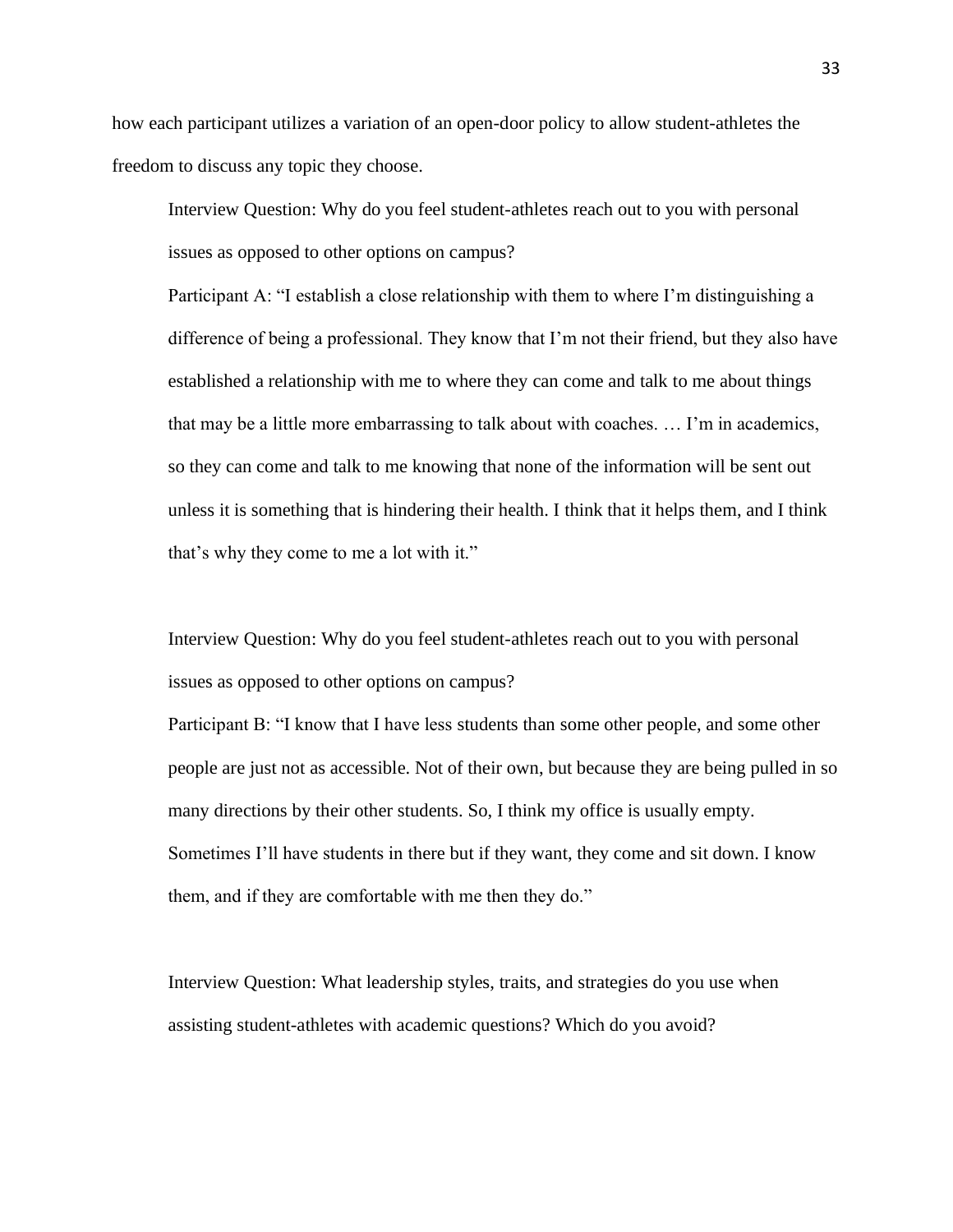how each participant utilizes a variation of an open-door policy to allow student-athletes the freedom to discuss any topic they choose.

> Interview Question: Why do you feel student-athletes reach out to you with personal issues as opposed to other options on campus?
>
> Participant A: "I establish a close relationship with them to where I'm distinguishing a difference of being a professional. They know that I'm not their friend, but they also have established a relationship with me to where they can come and talk to me about things that may be a little more embarrassing to talk about with coaches. … I'm in academics, so they can come and talk to me knowing that none of the information will be sent out unless it is something that is hindering their health. I think that it helps them, and I think that's why they come to me a lot with it."

> Interview Question: Why do you feel student-athletes reach out to you with personal issues as opposed to other options on campus?
>
> Participant B: "I know that I have less students than some other people, and some other people are just not as accessible. Not of their own, but because they are being pulled in so many directions by their other students. So, I think my office is usually empty. Sometimes I'll have students in there but if they want, they come and sit down. I know them, and if they are comfortable with me then they do."

> Interview Question: What leadership styles, traits, and strategies do you use when assisting student-athletes with academic questions? Which do you avoid?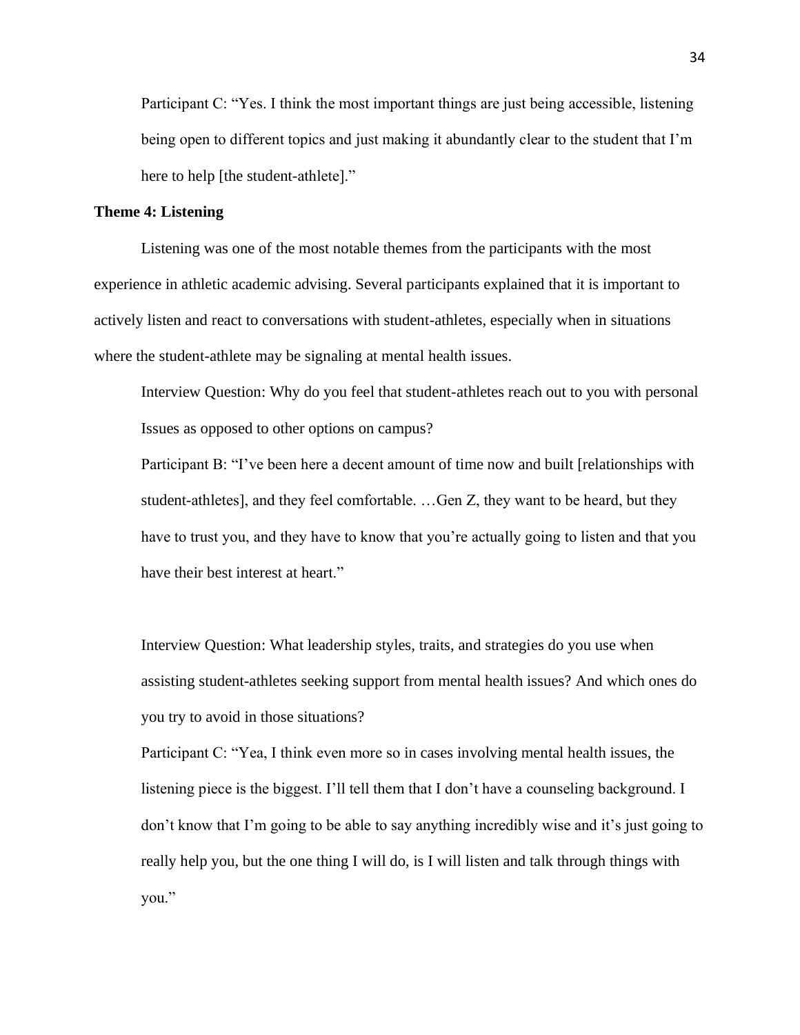Participant C: "Yes. I think the most important things are just being accessible, listening being open to different topics and just making it abundantly clear to the student that I'm here to help [the student-athlete]."

**Theme 4: Listening**

Listening was one of the most notable themes from the participants with the most experience in athletic academic advising. Several participants explained that it is important to actively listen and react to conversations with student-athletes, especially when in situations where the student-athlete may be signaling at mental health issues.

Interview Question: Why do you feel that student-athletes reach out to you with personal Issues as opposed to other options on campus?

Participant B: "I've been here a decent amount of time now and built [relationships with student-athletes], and they feel comfortable. …Gen Z, they want to be heard, but they have to trust you, and they have to know that you're actually going to listen and that you have their best interest at heart."

Interview Question: What leadership styles, traits, and strategies do you use when assisting student-athletes seeking support from mental health issues? And which ones do you try to avoid in those situations?

Participant C: "Yea, I think even more so in cases involving mental health issues, the listening piece is the biggest. I'll tell them that I don't have a counseling background. I don't know that I'm going to be able to say anything incredibly wise and it's just going to really help you, but the one thing I will do, is I will listen and talk through things with you."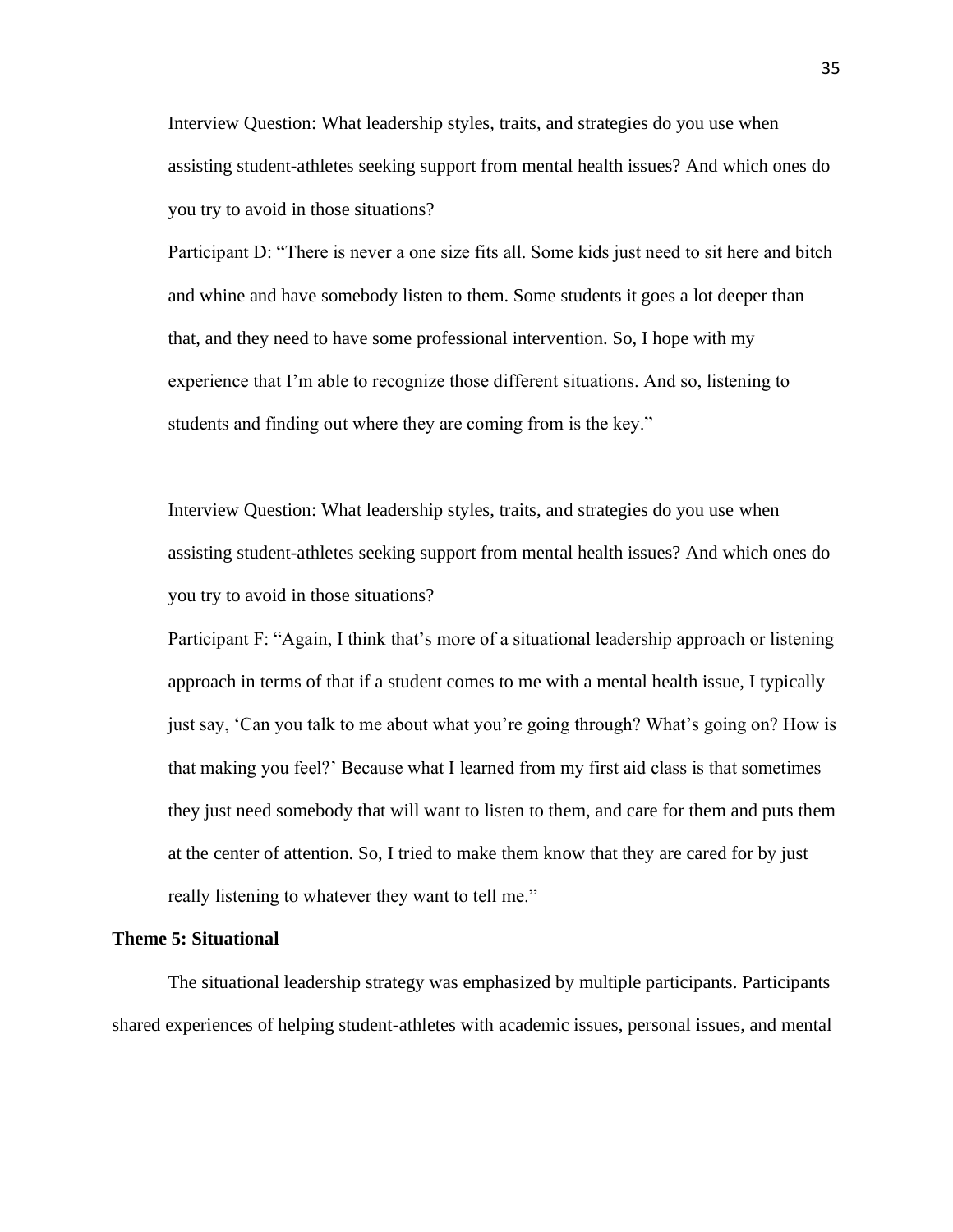Interview Question: What leadership styles, traits, and strategies do you use when assisting student-athletes seeking support from mental health issues? And which ones do you try to avoid in those situations?

Participant D: “There is never a one size fits all. Some kids just need to sit here and bitch and whine and have somebody listen to them. Some students it goes a lot deeper than that, and they need to have some professional intervention. So, I hope with my experience that I’m able to recognize those different situations. And so, listening to students and finding out where they are coming from is the key.”

Interview Question: What leadership styles, traits, and strategies do you use when assisting student-athletes seeking support from mental health issues? And which ones do you try to avoid in those situations?

Participant F: “Again, I think that’s more of a situational leadership approach or listening approach in terms of that if a student comes to me with a mental health issue, I typically just say, ‘Can you talk to me about what you’re going through? What’s going on? How is that making you feel?’ Because what I learned from my first aid class is that sometimes they just need somebody that will want to listen to them, and care for them and puts them at the center of attention. So, I tried to make them know that they are cared for by just really listening to whatever they want to tell me.”

**Theme 5: Situational**

The situational leadership strategy was emphasized by multiple participants. Participants shared experiences of helping student-athletes with academic issues, personal issues, and mental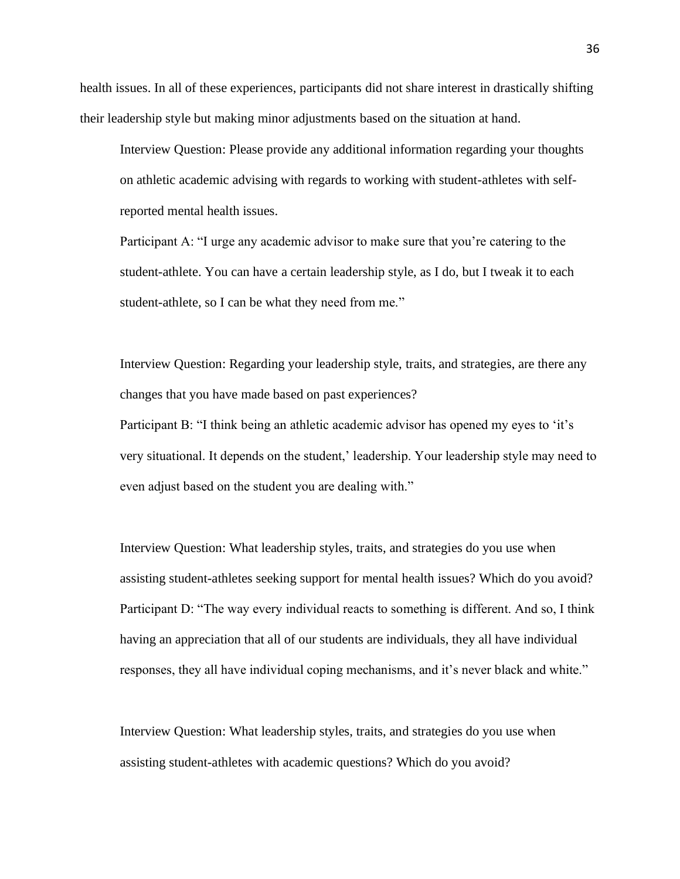health issues. In all of these experiences, participants did not share interest in drastically shifting their leadership style but making minor adjustments based on the situation at hand.

Interview Question: Please provide any additional information regarding your thoughts on athletic academic advising with regards to working with student-athletes with self-reported mental health issues.

Participant A: "I urge any academic advisor to make sure that you're catering to the student-athlete. You can have a certain leadership style, as I do, but I tweak it to each student-athlete, so I can be what they need from me."

Interview Question: Regarding your leadership style, traits, and strategies, are there any changes that you have made based on past experiences?

Participant B: "I think being an athletic academic advisor has opened my eyes to 'it's very situational. It depends on the student,' leadership. Your leadership style may need to even adjust based on the student you are dealing with."

Interview Question: What leadership styles, traits, and strategies do you use when assisting student-athletes seeking support for mental health issues? Which do you avoid?

Participant D: "The way every individual reacts to something is different. And so, I think having an appreciation that all of our students are individuals, they all have individual responses, they all have individual coping mechanisms, and it's never black and white."

Interview Question: What leadership styles, traits, and strategies do you use when assisting student-athletes with academic questions? Which do you avoid?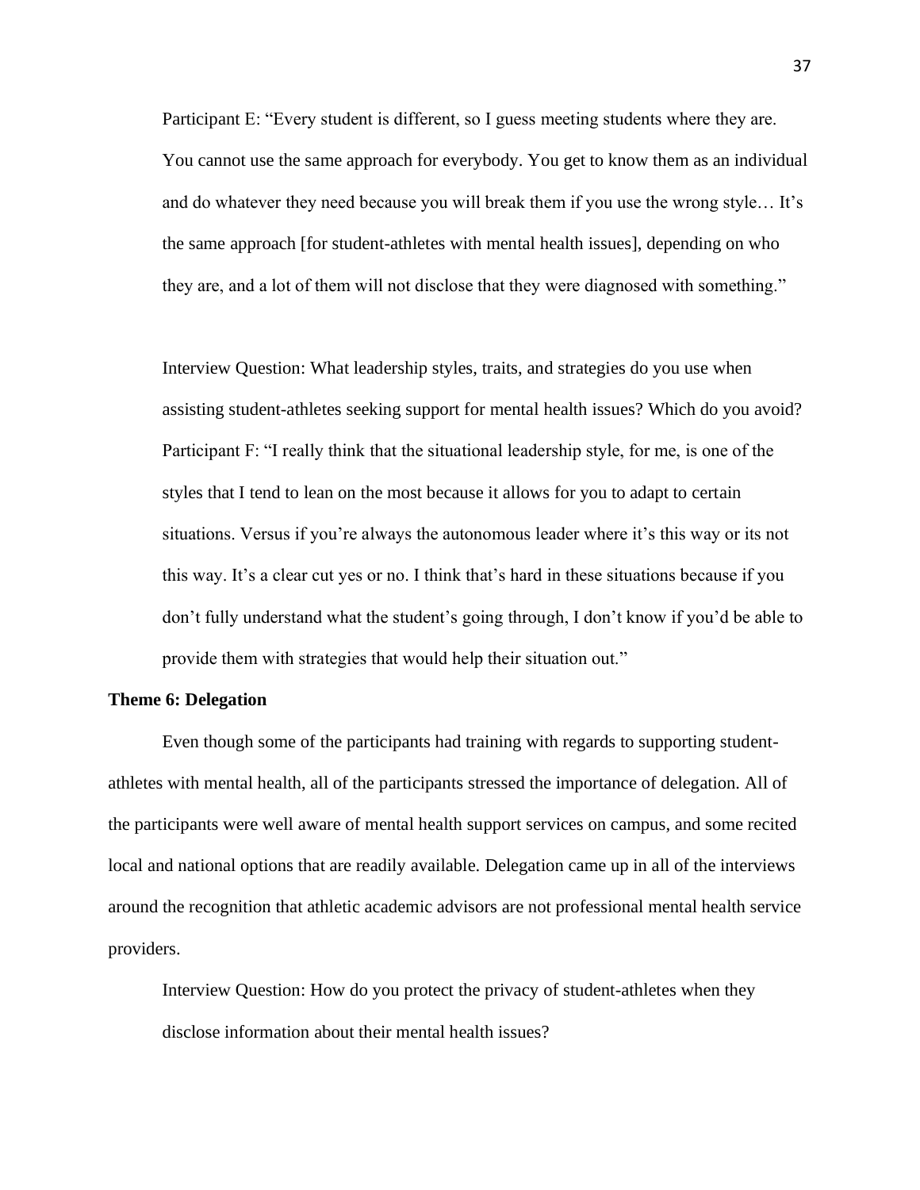Participant E: "Every student is different, so I guess meeting students where they are. You cannot use the same approach for everybody. You get to know them as an individual and do whatever they need because you will break them if you use the wrong style… It's the same approach [for student-athletes with mental health issues], depending on who they are, and a lot of them will not disclose that they were diagnosed with something."

Interview Question: What leadership styles, traits, and strategies do you use when assisting student-athletes seeking support for mental health issues? Which do you avoid?

Participant F: "I really think that the situational leadership style, for me, is one of the styles that I tend to lean on the most because it allows for you to adapt to certain situations. Versus if you're always the autonomous leader where it's this way or its not this way. It's a clear cut yes or no. I think that's hard in these situations because if you don't fully understand what the student's going through, I don't know if you'd be able to provide them with strategies that would help their situation out."

**Theme 6: Delegation**

Even though some of the participants had training with regards to supporting student-athletes with mental health, all of the participants stressed the importance of delegation. All of the participants were well aware of mental health support services on campus, and some recited local and national options that are readily available. Delegation came up in all of the interviews around the recognition that athletic academic advisors are not professional mental health service providers.

Interview Question: How do you protect the privacy of student-athletes when they disclose information about their mental health issues?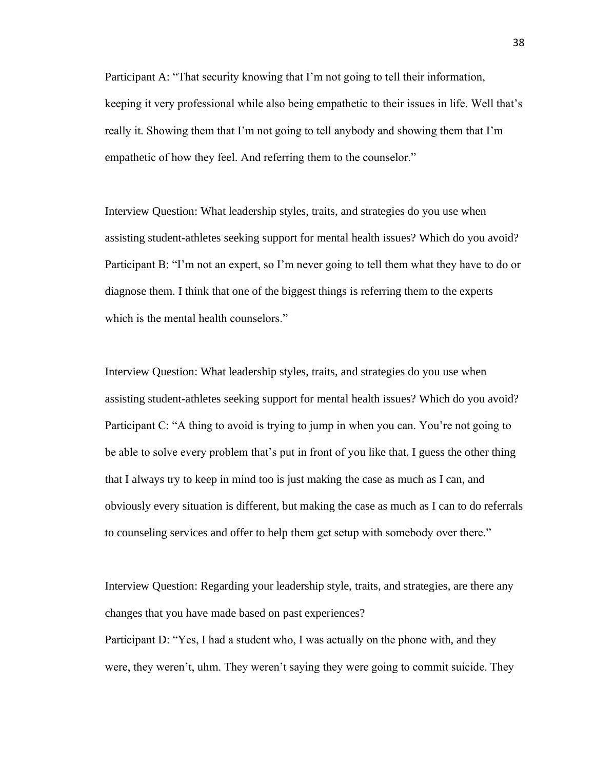Participant A: "That security knowing that I'm not going to tell their information, keeping it very professional while also being empathetic to their issues in life. Well that's really it. Showing them that I'm not going to tell anybody and showing them that I'm empathetic of how they feel. And referring them to the counselor."

Interview Question: What leadership styles, traits, and strategies do you use when assisting student-athletes seeking support for mental health issues? Which do you avoid?

Participant B: "I'm not an expert, so I'm never going to tell them what they have to do or diagnose them. I think that one of the biggest things is referring them to the experts which is the mental health counselors."

Interview Question: What leadership styles, traits, and strategies do you use when assisting student-athletes seeking support for mental health issues? Which do you avoid?

Participant C: "A thing to avoid is trying to jump in when you can. You're not going to be able to solve every problem that's put in front of you like that. I guess the other thing that I always try to keep in mind too is just making the case as much as I can, and obviously every situation is different, but making the case as much as I can to do referrals to counseling services and offer to help them get setup with somebody over there."

Interview Question: Regarding your leadership style, traits, and strategies, are there any changes that you have made based on past experiences?

Participant D: "Yes, I had a student who, I was actually on the phone with, and they were, they weren't, uhm. They weren't saying they were going to commit suicide. They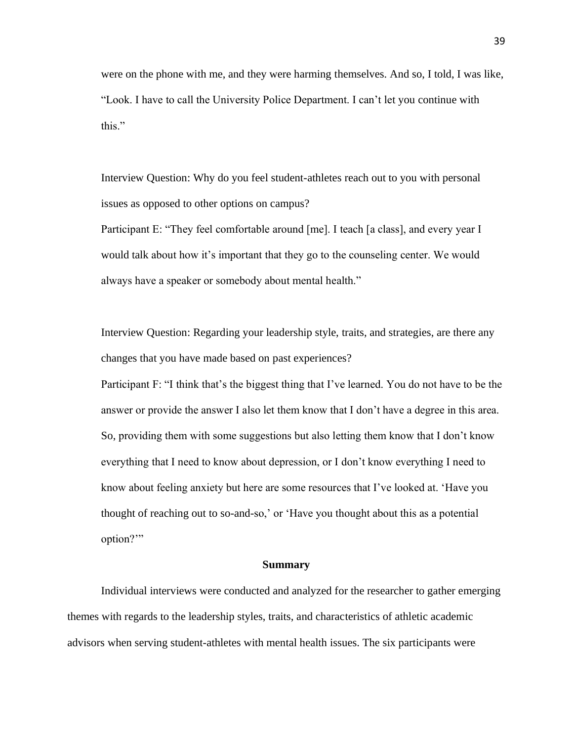were on the phone with me, and they were harming themselves. And so, I told, I was like, "Look. I have to call the University Police Department. I can't let you continue with this."

Interview Question: Why do you feel student-athletes reach out to you with personal issues as opposed to other options on campus?

Participant E: "They feel comfortable around [me]. I teach [a class], and every year I would talk about how it's important that they go to the counseling center. We would always have a speaker or somebody about mental health."

Interview Question: Regarding your leadership style, traits, and strategies, are there any changes that you have made based on past experiences?

Participant F: "I think that's the biggest thing that I've learned. You do not have to be the answer or provide the answer I also let them know that I don't have a degree in this area. So, providing them with some suggestions but also letting them know that I don't know everything that I need to know about depression, or I don't know everything I need to know about feeling anxiety but here are some resources that I've looked at. 'Have you thought of reaching out to so-and-so,' or 'Have you thought about this as a potential option?'"

## Summary

Individual interviews were conducted and analyzed for the researcher to gather emerging themes with regards to the leadership styles, traits, and characteristics of athletic academic advisors when serving student-athletes with mental health issues. The six participants were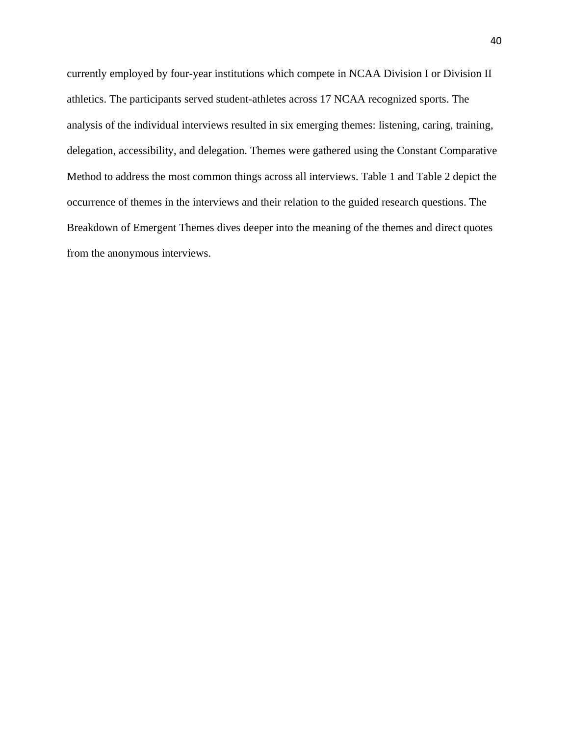currently employed by four-year institutions which compete in NCAA Division I or Division II athletics. The participants served student-athletes across 17 NCAA recognized sports. The analysis of the individual interviews resulted in six emerging themes: listening, caring, training, delegation, accessibility, and delegation. Themes were gathered using the Constant Comparative Method to address the most common things across all interviews. Table 1 and Table 2 depict the occurrence of themes in the interviews and their relation to the guided research questions. The Breakdown of Emergent Themes dives deeper into the meaning of the themes and direct quotes from the anonymous interviews.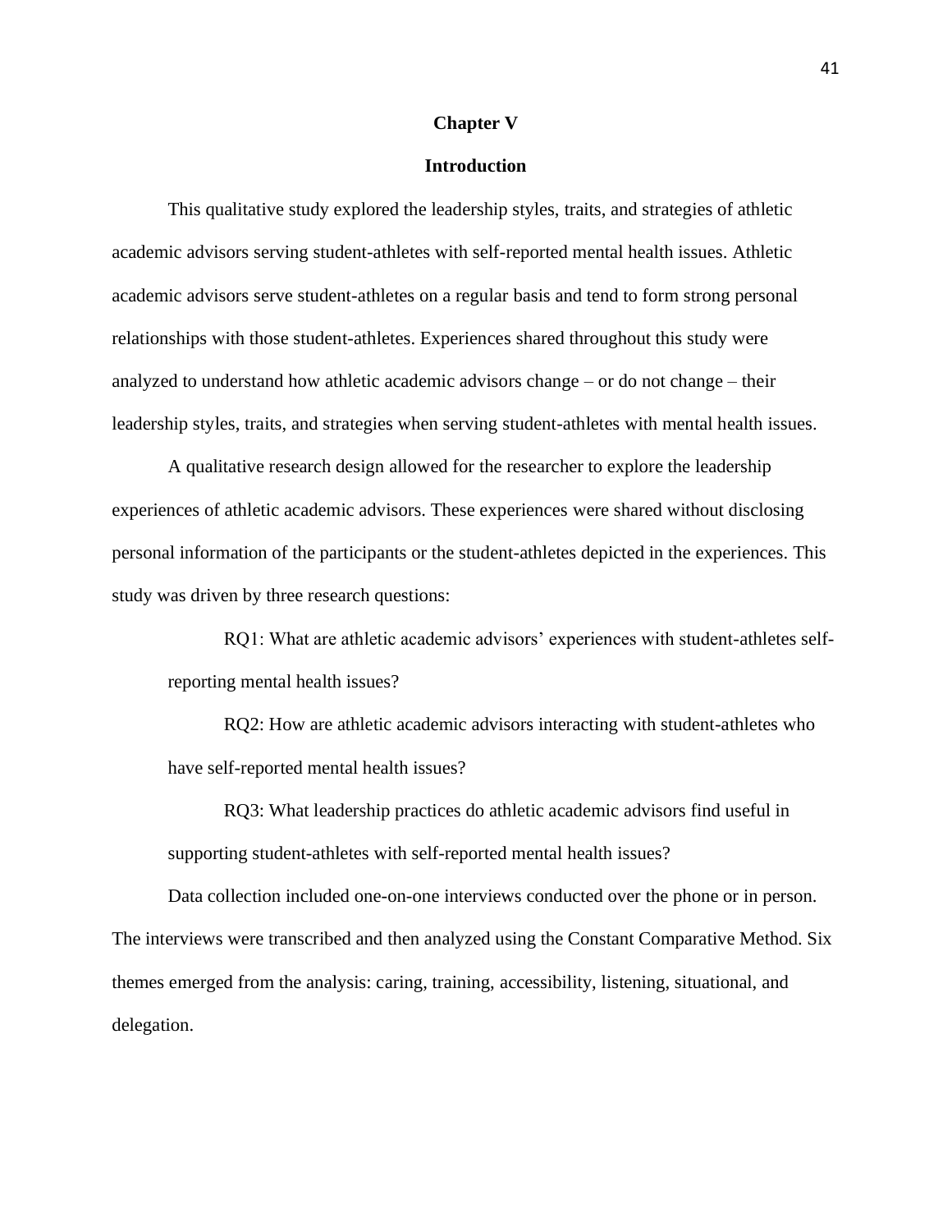# Chapter V

## Introduction

This qualitative study explored the leadership styles, traits, and strategies of athletic academic advisors serving student-athletes with self-reported mental health issues. Athletic academic advisors serve student-athletes on a regular basis and tend to form strong personal relationships with those student-athletes. Experiences shared throughout this study were analyzed to understand how athletic academic advisors change – or do not change – their leadership styles, traits, and strategies when serving student-athletes with mental health issues.

A qualitative research design allowed for the researcher to explore the leadership experiences of athletic academic advisors. These experiences were shared without disclosing personal information of the participants or the student-athletes depicted in the experiences. This study was driven by three research questions:

> RQ1: What are athletic academic advisors' experiences with student-athletes self-reporting mental health issues?
>
> RQ2: How are athletic academic advisors interacting with student-athletes who have self-reported mental health issues?
>
> RQ3: What leadership practices do athletic academic advisors find useful in supporting student-athletes with self-reported mental health issues?

Data collection included one-on-one interviews conducted over the phone or in person. The interviews were transcribed and then analyzed using the Constant Comparative Method. Six themes emerged from the analysis: caring, training, accessibility, listening, situational, and delegation.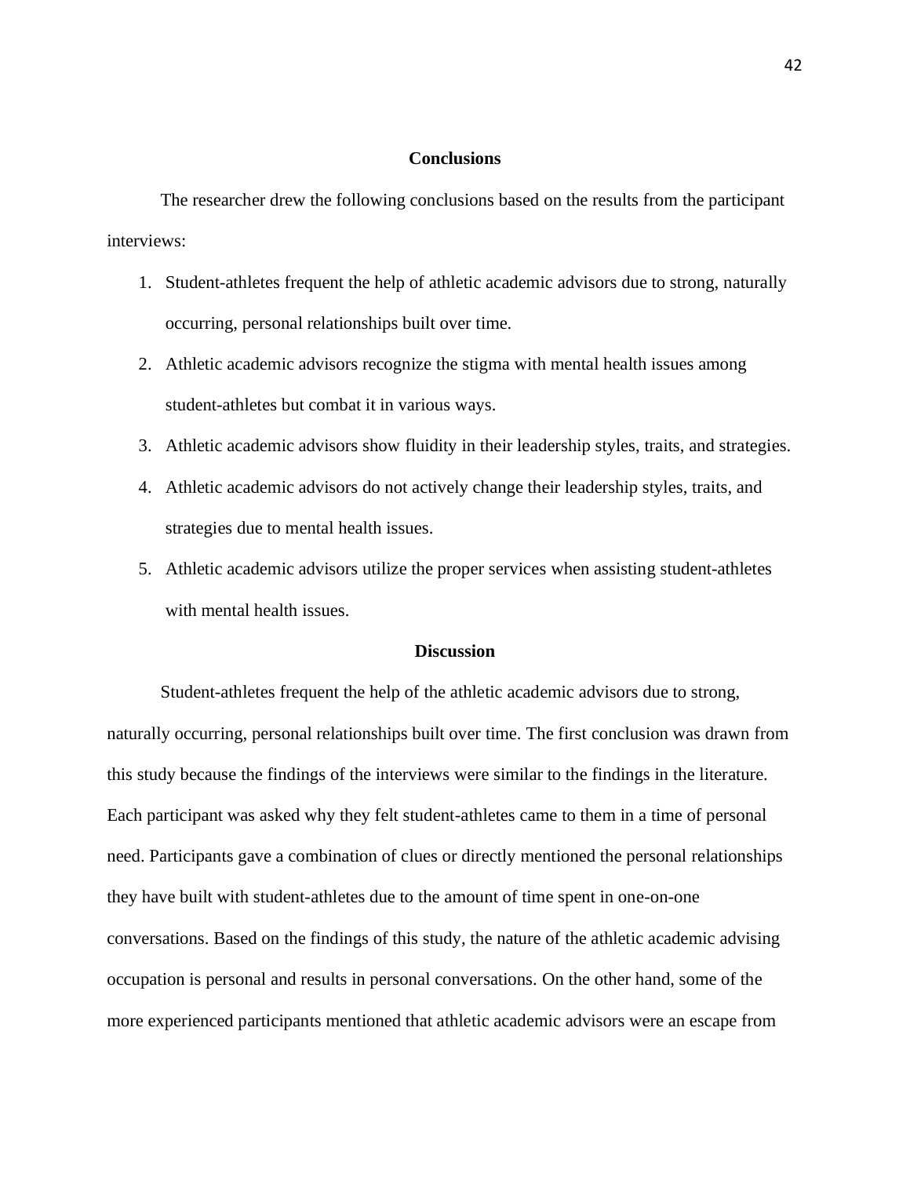## Conclusions

The researcher drew the following conclusions based on the results from the participant interviews:

1. Student-athletes frequent the help of athletic academic advisors due to strong, naturally occurring, personal relationships built over time.
2. Athletic academic advisors recognize the stigma with mental health issues among student-athletes but combat it in various ways.
3. Athletic academic advisors show fluidity in their leadership styles, traits, and strategies.
4. Athletic academic advisors do not actively change their leadership styles, traits, and strategies due to mental health issues.
5. Athletic academic advisors utilize the proper services when assisting student-athletes with mental health issues.

## Discussion

Student-athletes frequent the help of the athletic academic advisors due to strong, naturally occurring, personal relationships built over time. The first conclusion was drawn from this study because the findings of the interviews were similar to the findings in the literature. Each participant was asked why they felt student-athletes came to them in a time of personal need. Participants gave a combination of clues or directly mentioned the personal relationships they have built with student-athletes due to the amount of time spent in one-on-one conversations. Based on the findings of this study, the nature of the athletic academic advising occupation is personal and results in personal conversations. On the other hand, some of the more experienced participants mentioned that athletic academic advisors were an escape from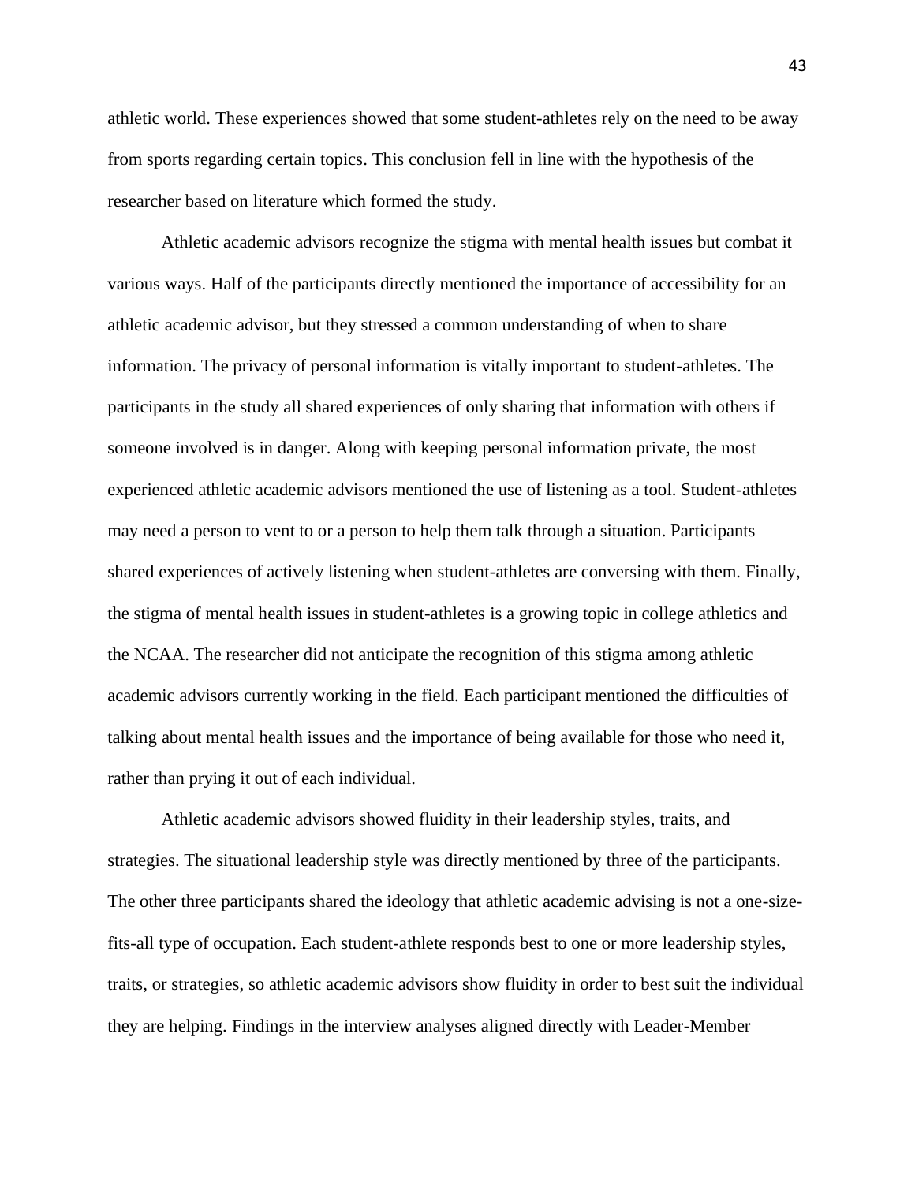athletic world. These experiences showed that some student-athletes rely on the need to be away from sports regarding certain topics. This conclusion fell in line with the hypothesis of the researcher based on literature which formed the study.

Athletic academic advisors recognize the stigma with mental health issues but combat it various ways. Half of the participants directly mentioned the importance of accessibility for an athletic academic advisor, but they stressed a common understanding of when to share information. The privacy of personal information is vitally important to student-athletes. The participants in the study all shared experiences of only sharing that information with others if someone involved is in danger. Along with keeping personal information private, the most experienced athletic academic advisors mentioned the use of listening as a tool. Student-athletes may need a person to vent to or a person to help them talk through a situation. Participants shared experiences of actively listening when student-athletes are conversing with them. Finally, the stigma of mental health issues in student-athletes is a growing topic in college athletics and the NCAA. The researcher did not anticipate the recognition of this stigma among athletic academic advisors currently working in the field. Each participant mentioned the difficulties of talking about mental health issues and the importance of being available for those who need it, rather than prying it out of each individual.

Athletic academic advisors showed fluidity in their leadership styles, traits, and strategies. The situational leadership style was directly mentioned by three of the participants. The other three participants shared the ideology that athletic academic advising is not a one-size-fits-all type of occupation. Each student-athlete responds best to one or more leadership styles, traits, or strategies, so athletic academic advisors show fluidity in order to best suit the individual they are helping. Findings in the interview analyses aligned directly with Leader-Member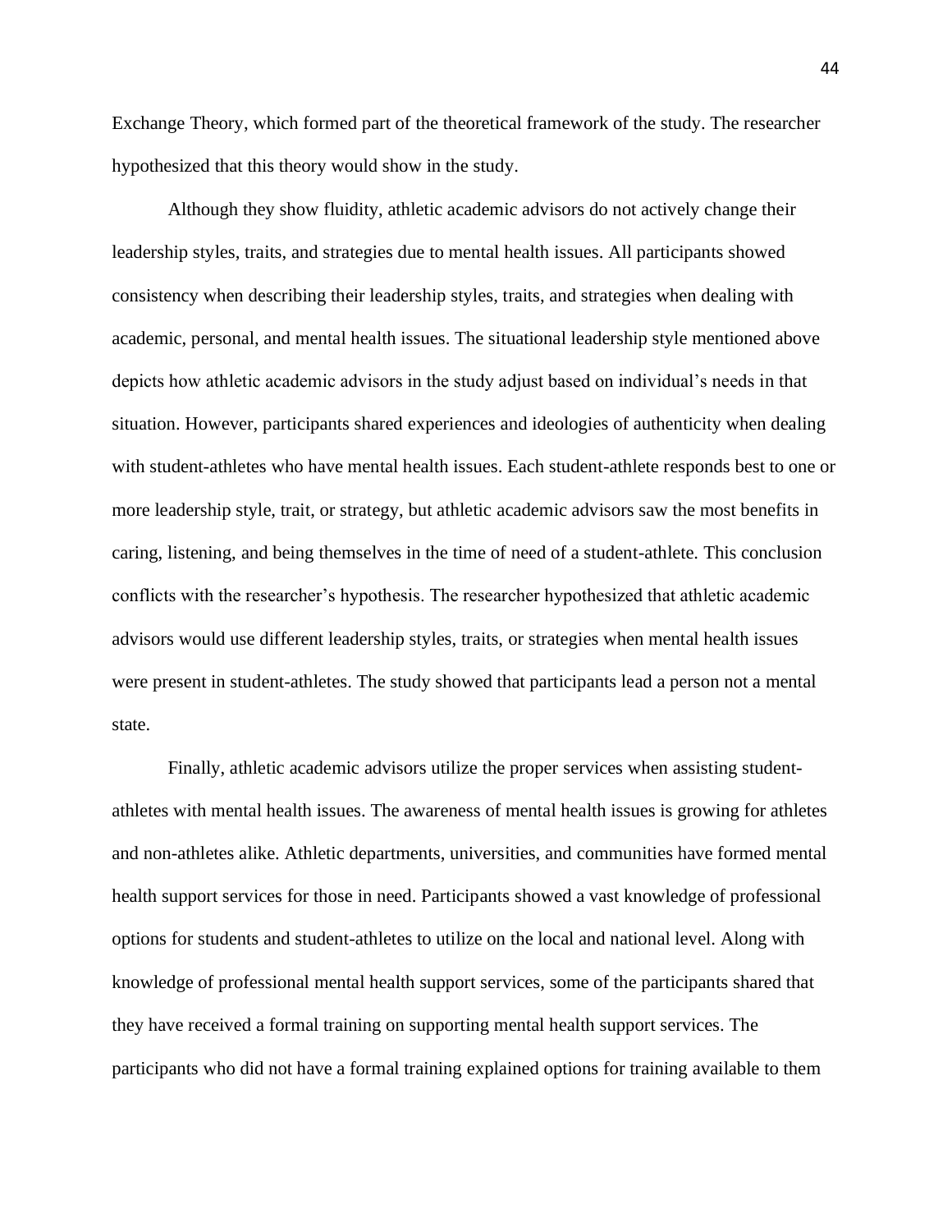Exchange Theory, which formed part of the theoretical framework of the study. The researcher hypothesized that this theory would show in the study.

Although they show fluidity, athletic academic advisors do not actively change their leadership styles, traits, and strategies due to mental health issues. All participants showed consistency when describing their leadership styles, traits, and strategies when dealing with academic, personal, and mental health issues. The situational leadership style mentioned above depicts how athletic academic advisors in the study adjust based on individual's needs in that situation. However, participants shared experiences and ideologies of authenticity when dealing with student-athletes who have mental health issues. Each student-athlete responds best to one or more leadership style, trait, or strategy, but athletic academic advisors saw the most benefits in caring, listening, and being themselves in the time of need of a student-athlete. This conclusion conflicts with the researcher's hypothesis. The researcher hypothesized that athletic academic advisors would use different leadership styles, traits, or strategies when mental health issues were present in student-athletes. The study showed that participants lead a person not a mental state.

Finally, athletic academic advisors utilize the proper services when assisting student-athletes with mental health issues. The awareness of mental health issues is growing for athletes and non-athletes alike. Athletic departments, universities, and communities have formed mental health support services for those in need. Participants showed a vast knowledge of professional options for students and student-athletes to utilize on the local and national level. Along with knowledge of professional mental health support services, some of the participants shared that they have received a formal training on supporting mental health support services. The participants who did not have a formal training explained options for training available to them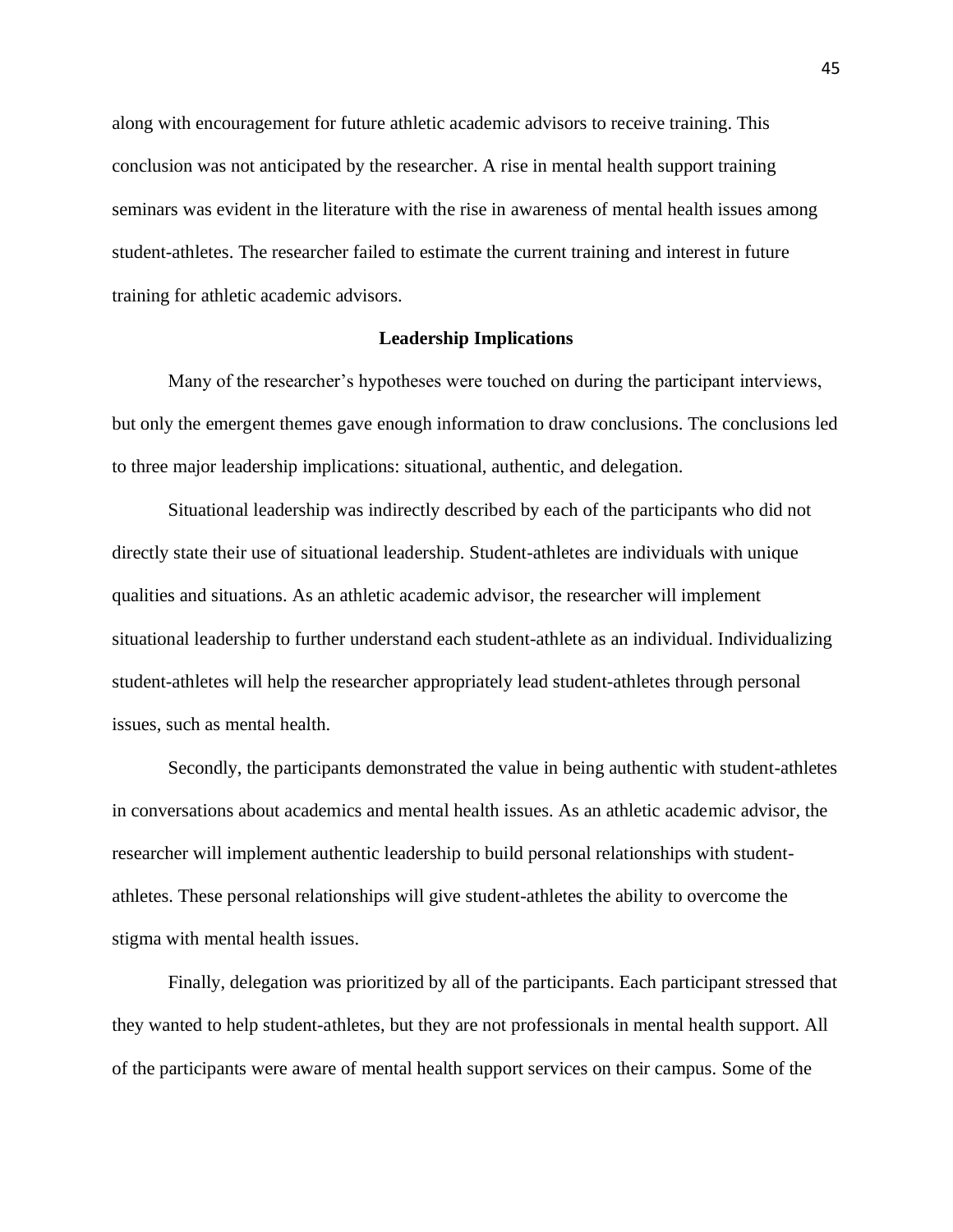along with encouragement for future athletic academic advisors to receive training. This conclusion was not anticipated by the researcher. A rise in mental health support training seminars was evident in the literature with the rise in awareness of mental health issues among student-athletes. The researcher failed to estimate the current training and interest in future training for athletic academic advisors.

## Leadership Implications

Many of the researcher's hypotheses were touched on during the participant interviews, but only the emergent themes gave enough information to draw conclusions. The conclusions led to three major leadership implications: situational, authentic, and delegation.

Situational leadership was indirectly described by each of the participants who did not directly state their use of situational leadership. Student-athletes are individuals with unique qualities and situations. As an athletic academic advisor, the researcher will implement situational leadership to further understand each student-athlete as an individual. Individualizing student-athletes will help the researcher appropriately lead student-athletes through personal issues, such as mental health.

Secondly, the participants demonstrated the value in being authentic with student-athletes in conversations about academics and mental health issues. As an athletic academic advisor, the researcher will implement authentic leadership to build personal relationships with student-athletes. These personal relationships will give student-athletes the ability to overcome the stigma with mental health issues.

Finally, delegation was prioritized by all of the participants. Each participant stressed that they wanted to help student-athletes, but they are not professionals in mental health support. All of the participants were aware of mental health support services on their campus. Some of the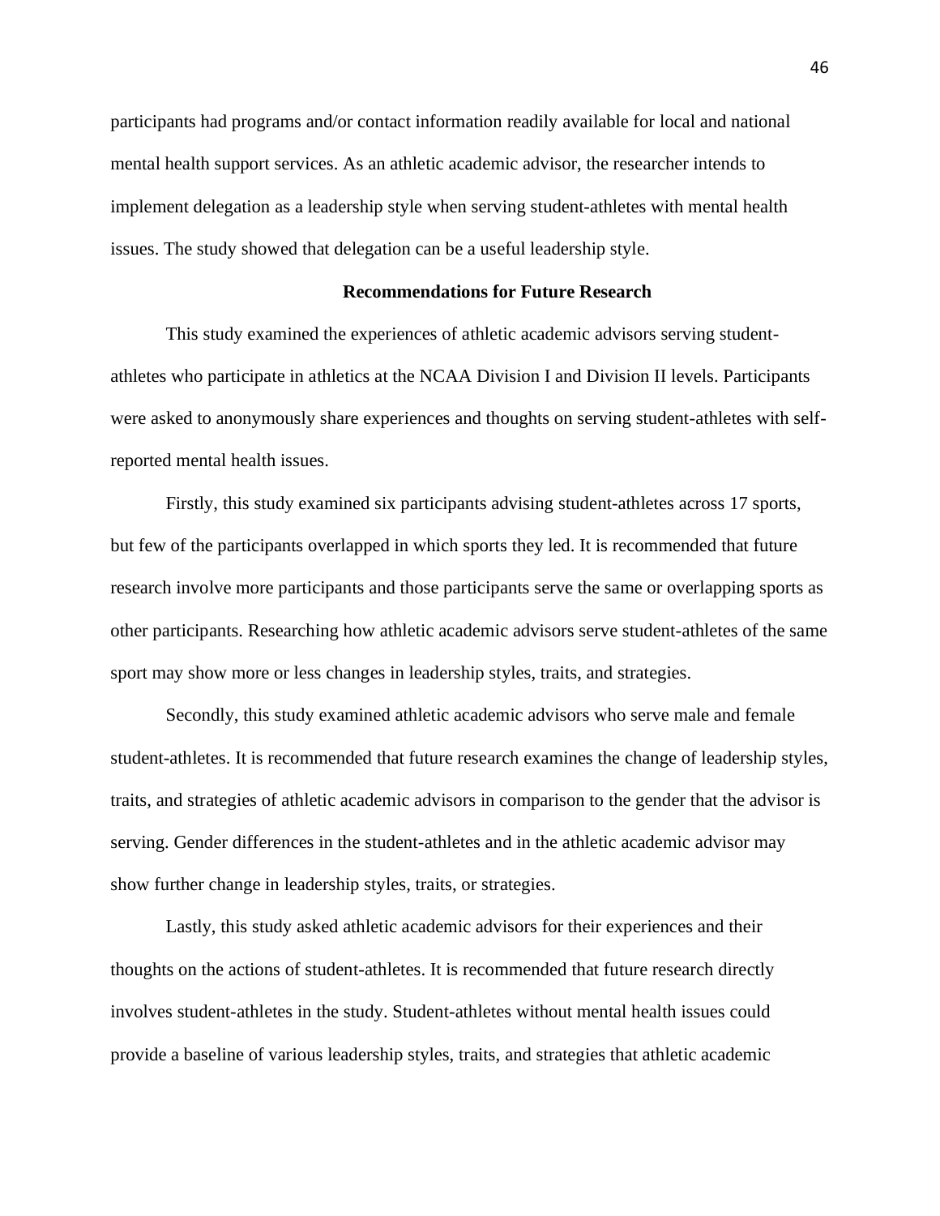participants had programs and/or contact information readily available for local and national mental health support services. As an athletic academic advisor, the researcher intends to implement delegation as a leadership style when serving student-athletes with mental health issues. The study showed that delegation can be a useful leadership style.

## Recommendations for Future Research

This study examined the experiences of athletic academic advisors serving student-athletes who participate in athletics at the NCAA Division I and Division II levels. Participants were asked to anonymously share experiences and thoughts on serving student-athletes with self-reported mental health issues.

Firstly, this study examined six participants advising student-athletes across 17 sports, but few of the participants overlapped in which sports they led. It is recommended that future research involve more participants and those participants serve the same or overlapping sports as other participants. Researching how athletic academic advisors serve student-athletes of the same sport may show more or less changes in leadership styles, traits, and strategies.

Secondly, this study examined athletic academic advisors who serve male and female student-athletes. It is recommended that future research examines the change of leadership styles, traits, and strategies of athletic academic advisors in comparison to the gender that the advisor is serving. Gender differences in the student-athletes and in the athletic academic advisor may show further change in leadership styles, traits, or strategies.

Lastly, this study asked athletic academic advisors for their experiences and their thoughts on the actions of student-athletes. It is recommended that future research directly involves student-athletes in the study. Student-athletes without mental health issues could provide a baseline of various leadership styles, traits, and strategies that athletic academic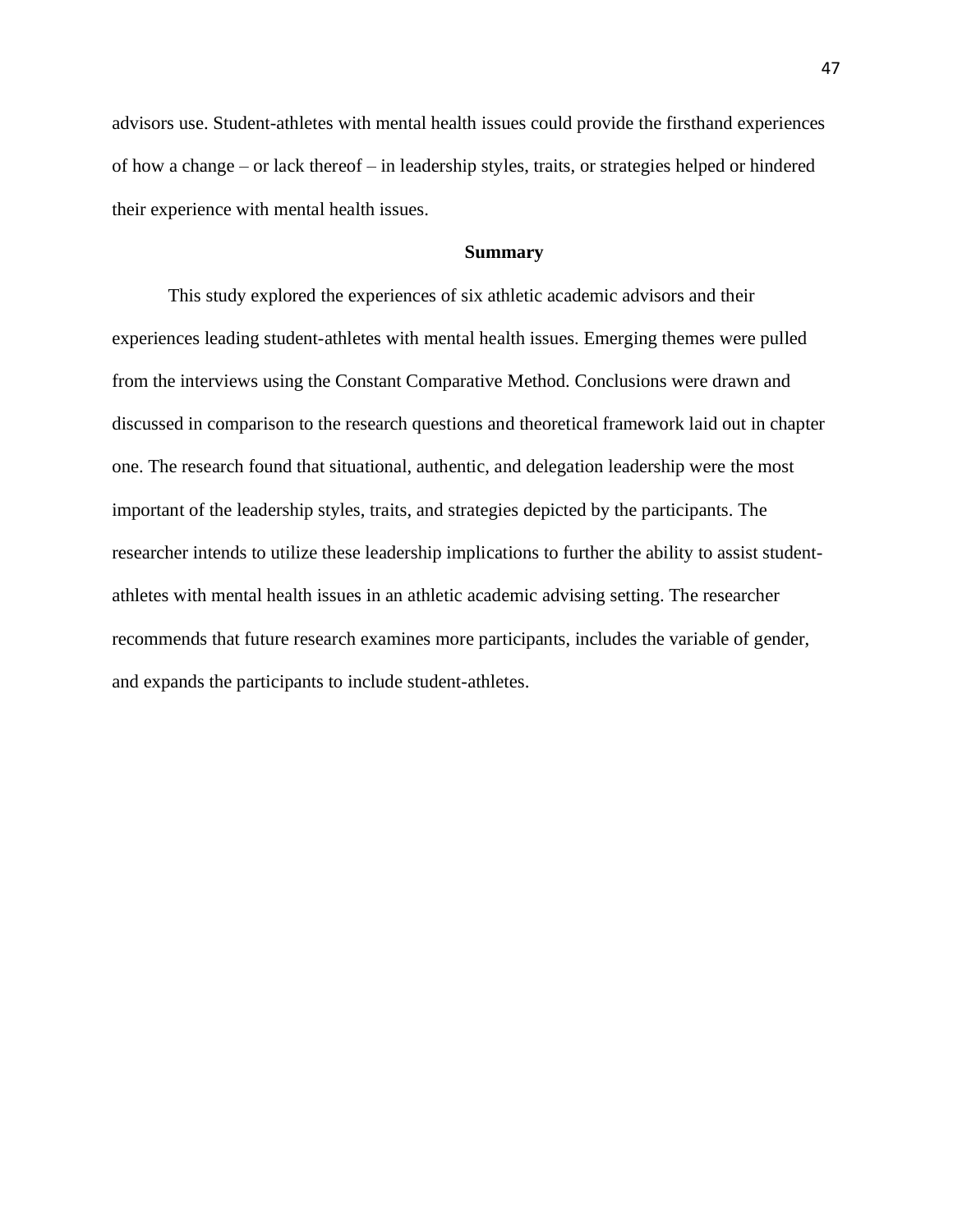advisors use. Student-athletes with mental health issues could provide the firsthand experiences of how a change – or lack thereof – in leadership styles, traits, or strategies helped or hindered their experience with mental health issues.

## Summary

This study explored the experiences of six athletic academic advisors and their experiences leading student-athletes with mental health issues. Emerging themes were pulled from the interviews using the Constant Comparative Method. Conclusions were drawn and discussed in comparison to the research questions and theoretical framework laid out in chapter one. The research found that situational, authentic, and delegation leadership were the most important of the leadership styles, traits, and strategies depicted by the participants. The researcher intends to utilize these leadership implications to further the ability to assist student-athletes with mental health issues in an athletic academic advising setting. The researcher recommends that future research examines more participants, includes the variable of gender, and expands the participants to include student-athletes.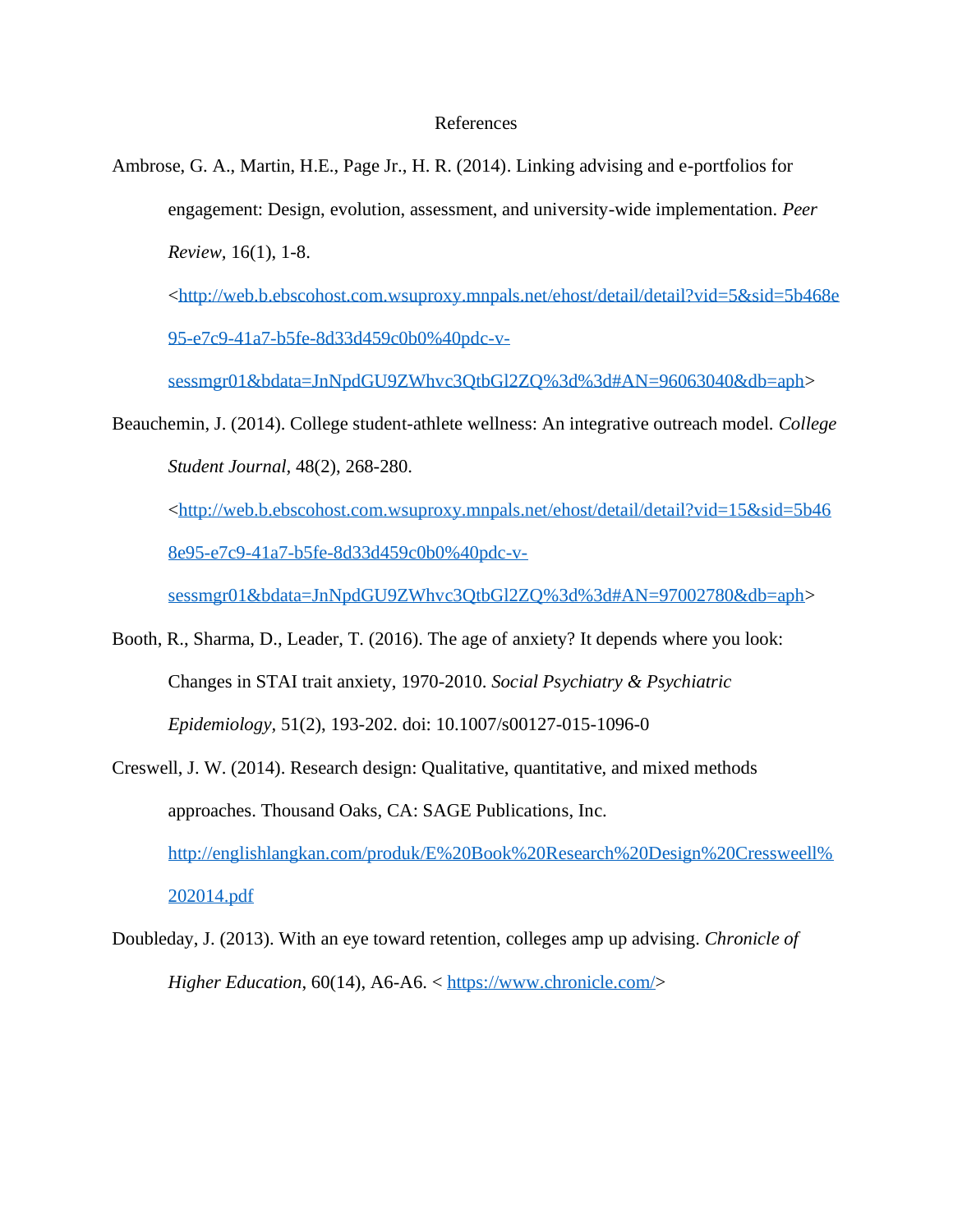# References

Ambrose, G. A., Martin, H.E., Page Jr., H. R. (2014). Linking advising and e-portfolios for engagement: Design, evolution, assessment, and university-wide implementation. *Peer Review*, 16(1), 1-8. <http://web.b.ebscohost.com.wsuproxy.mnpals.net/ehost/detail/detail?vid=5&sid=5b468e95-e7c9-41a7-b5fe-8d33d459c0b0%40pdc-v-sessmgr01&bdata=JnNpdGU9ZWhvc3QtbGl2ZQ%3d%3d#AN=96063040&db=aph>

Beauchemin, J. (2014). College student-athlete wellness: An integrative outreach model. *College Student Journal*, 48(2), 268-280. <http://web.b.ebscohost.com.wsuproxy.mnpals.net/ehost/detail/detail?vid=15&sid=5b468e95-e7c9-41a7-b5fe-8d33d459c0b0%40pdc-v-sessmgr01&bdata=JnNpdGU9ZWhvc3QtbGl2ZQ%3d%3d#AN=97002780&db=aph>

Booth, R., Sharma, D., Leader, T. (2016). The age of anxiety? It depends where you look: Changes in STAI trait anxiety, 1970-2010. *Social Psychiatry & Psychiatric Epidemiology,* 51(2), 193-202. doi: 10.1007/s00127-015-1096-0

Creswell, J. W. (2014). Research design: Qualitative, quantitative, and mixed methods approaches. Thousand Oaks, CA: SAGE Publications, Inc. http://englishlangkan.com/produk/E%20Book%20Research%20Design%20Cressweell%202014.pdf

Doubleday, J. (2013). With an eye toward retention, colleges amp up advising. *Chronicle of Higher Education*, 60(14), A6-A6. < https://www.chronicle.com/>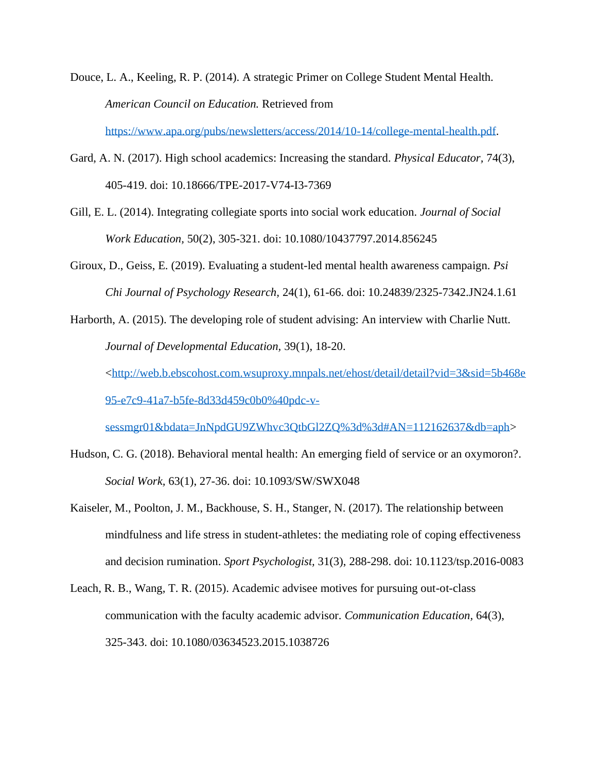Douce, L. A., Keeling, R. P. (2014). A strategic Primer on College Student Mental Health. *American Council on Education.* Retrieved from https://www.apa.org/pubs/newsletters/access/2014/10-14/college-mental-health.pdf.

Gard, A. N. (2017). High school academics: Increasing the standard. *Physical Educator,* 74(3), 405-419. doi: 10.18666/TPE-2017-V74-I3-7369

Gill, E. L. (2014). Integrating collegiate sports into social work education. *Journal of Social Work Education,* 50(2), 305-321. doi: 10.1080/10437797.2014.856245

Giroux, D., Geiss, E. (2019). Evaluating a student-led mental health awareness campaign. *Psi Chi Journal of Psychology Research,* 24(1), 61-66. doi: 10.24839/2325-7342.JN24.1.61

Harborth, A. (2015). The developing role of student advising: An interview with Charlie Nutt. *Journal of Developmental Education,* 39(1), 18-20. <http://web.b.ebscohost.com.wsuproxy.mnpals.net/ehost/detail/detail?vid=3&sid=5b468e95-e7c9-41a7-b5fe-8d33d459c0b0%40pdc-v-sessmgr01&bdata=JnNpdGU9ZWhvc3QtbGl2ZQ%3d%3d#AN=112162637&db=aph>

Hudson, C. G. (2018). Behavioral mental health: An emerging field of service or an oxymoron?. *Social Work,* 63(1), 27-36. doi: 10.1093/SW/SWX048

Kaiseler, M., Poolton, J. M., Backhouse, S. H., Stanger, N. (2017). The relationship between mindfulness and life stress in student-athletes: the mediating role of coping effectiveness and decision rumination. *Sport Psychologist,* 31(3), 288-298. doi: 10.1123/tsp.2016-0083

Leach, R. B., Wang, T. R. (2015). Academic advisee motives for pursuing out-ot-class communication with the faculty academic advisor. *Communication Education,* 64(3), 325-343. doi: 10.1080/03634523.2015.1038726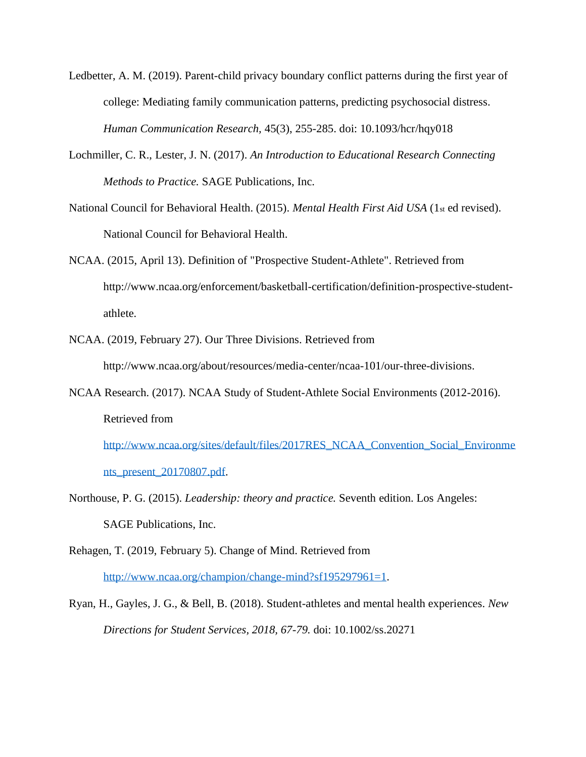Ledbetter, A. M. (2019). Parent-child privacy boundary conflict patterns during the first year of college: Mediating family communication patterns, predicting psychosocial distress. *Human Communication Research*, 45(3), 255-285. doi: 10.1093/hcr/hqy018

Lochmiller, C. R., Lester, J. N. (2017). *An Introduction to Educational Research Connecting Methods to Practice.* SAGE Publications, Inc.

National Council for Behavioral Health. (2015). *Mental Health First Aid USA* (1st ed revised). National Council for Behavioral Health.

NCAA. (2015, April 13). Definition of "Prospective Student-Athlete". Retrieved from http://www.ncaa.org/enforcement/basketball-certification/definition-prospective-student-athlete.

NCAA. (2019, February 27). Our Three Divisions. Retrieved from http://www.ncaa.org/about/resources/media-center/ncaa-101/our-three-divisions.

NCAA Research. (2017). NCAA Study of Student-Athlete Social Environments (2012-2016). Retrieved from http://www.ncaa.org/sites/default/files/2017RES_NCAA_Convention_Social_Environments_present_20170807.pdf.

Northouse, P. G. (2015). *Leadership: theory and practice.* Seventh edition. Los Angeles: SAGE Publications, Inc.

Rehagen, T. (2019, February 5). Change of Mind. Retrieved from http://www.ncaa.org/champion/change-mind?sf195297961=1.

Ryan, H., Gayles, J. G., & Bell, B. (2018). Student-athletes and mental health experiences. *New Directions for Student Services, 2018, 67-79.* doi: 10.1002/ss.20271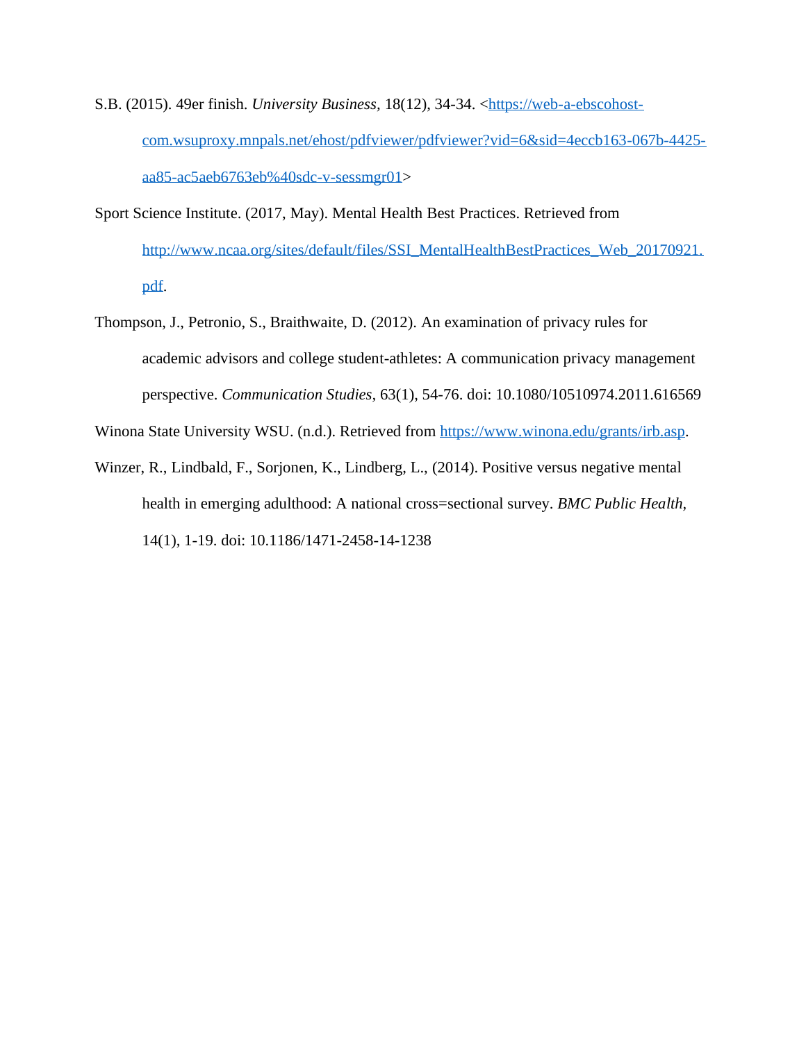S.B. (2015). 49er finish. *University Business*, 18(12), 34-34. <https://web-a-ebscohost-com.wsuproxy.mnpals.net/ehost/pdfviewer/pdfviewer?vid=6&sid=4eccb163-067b-4425-aa85-ac5aeb6763eb%40sdc-v-sessmgr01>

Sport Science Institute. (2017, May). Mental Health Best Practices. Retrieved from http://www.ncaa.org/sites/default/files/SSI_MentalHealthBestPractices_Web_20170921.pdf.

Thompson, J., Petronio, S., Braithwaite, D. (2012). An examination of privacy rules for academic advisors and college student-athletes: A communication privacy management perspective. *Communication Studies*, 63(1), 54-76. doi: 10.1080/10510974.2011.616569

Winona State University WSU. (n.d.). Retrieved from https://www.winona.edu/grants/irb.asp.

Winzer, R., Lindbald, F., Sorjonen, K., Lindberg, L., (2014). Positive versus negative mental health in emerging adulthood: A national cross=sectional survey. *BMC Public Health*, 14(1), 1-19. doi: 10.1186/1471-2458-14-1238